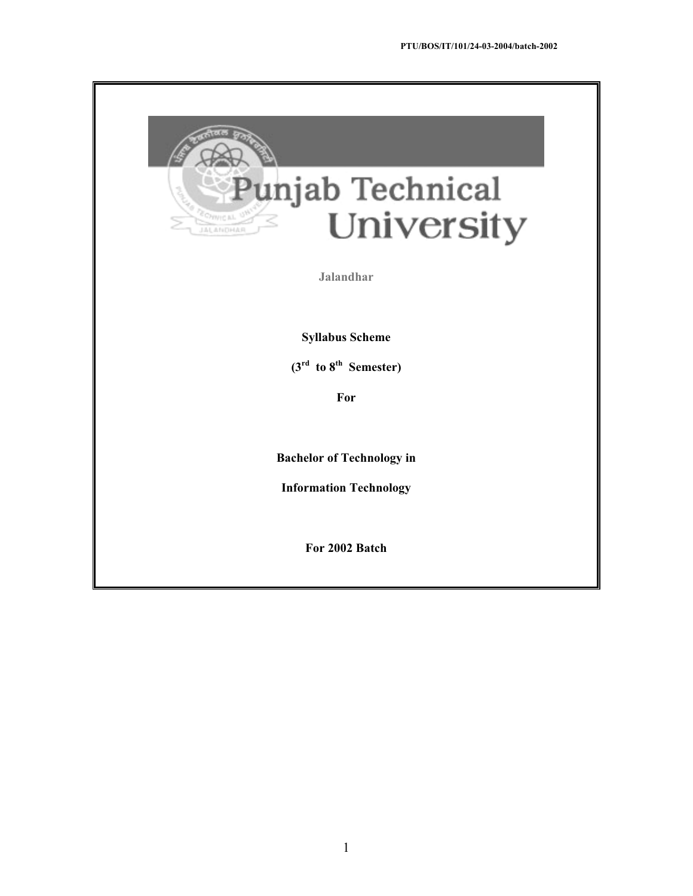PTU/BOS/IT/101/24-03-2004/batch-2002

# Punjab Technical University

Jalandhar

**Syllabus Scheme**

**(3rd to 8th Semester)**

**For**

**Bachelor of Technology in**

**Information Technology**

**For 2002 Batch**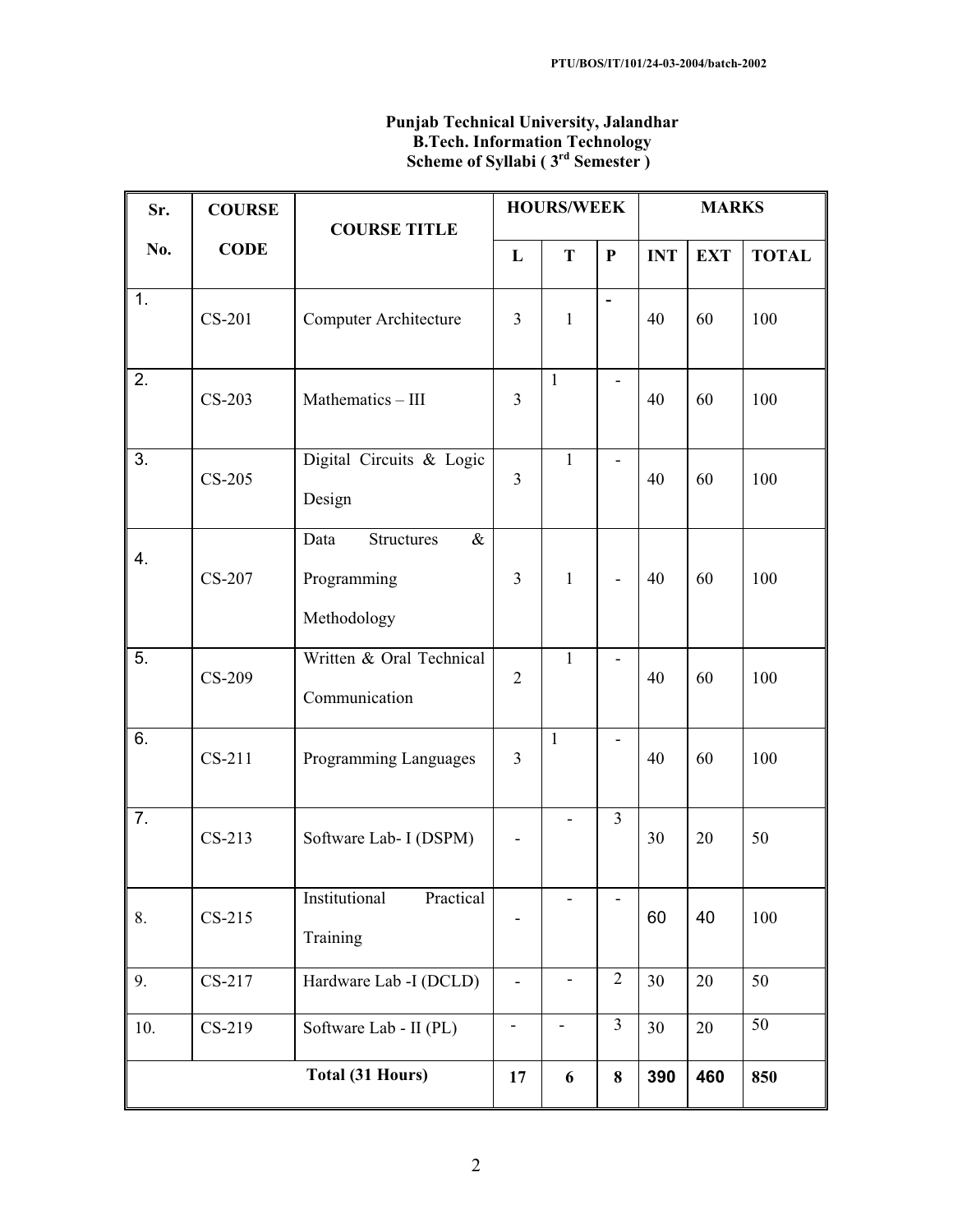PTU/BOS/IT/101/24-03-2004/batch-2002

**Punjab Technical University, Jalandhar**
**B.Tech. Information Technology**
**Scheme of Syllabi ( 3rd Semester )**

| Sr. No. | COURSE CODE | COURSE TITLE | HOURS/WEEK | | | MARKS | | |
|---|---|---|---|---|---|---|---|---|
| | | | L | T | P | INT | EXT | TOTAL |
| 1. | CS-201 | Computer Architecture | 3 | 1 | - | 40 | 60 | 100 |
| 2. | CS-203 | Mathematics – III | 3 | 1 | - | 40 | 60 | 100 |
| 3. | CS-205 | Digital Circuits & Logic Design | 3 | 1 | - | 40 | 60 | 100 |
| 4. | CS-207 | Data Structures & Programming Methodology | 3 | 1 | - | 40 | 60 | 100 |
| 5. | CS-209 | Written & Oral Technical Communication | 2 | 1 | - | 40 | 60 | 100 |
| 6. | CS-211 | Programming Languages | 3 | 1 | - | 40 | 60 | 100 |
| 7. | CS-213 | Software Lab- I (DSPM) | - | - | 3 | 30 | 20 | 50 |
| 8. | CS-215 | Institutional Practical Training | - | - | - | 60 | 40 | 100 |
| 9. | CS-217 | Hardware Lab -I (DCLD) | - | - | 2 | 30 | 20 | 50 |
| 10. | CS-219 | Software Lab - II (PL) | - | - | 3 | 30 | 20 | 50 |
| **Total (31 Hours)** | | | **17** | **6** | **8** | **390** | **460** | **850** |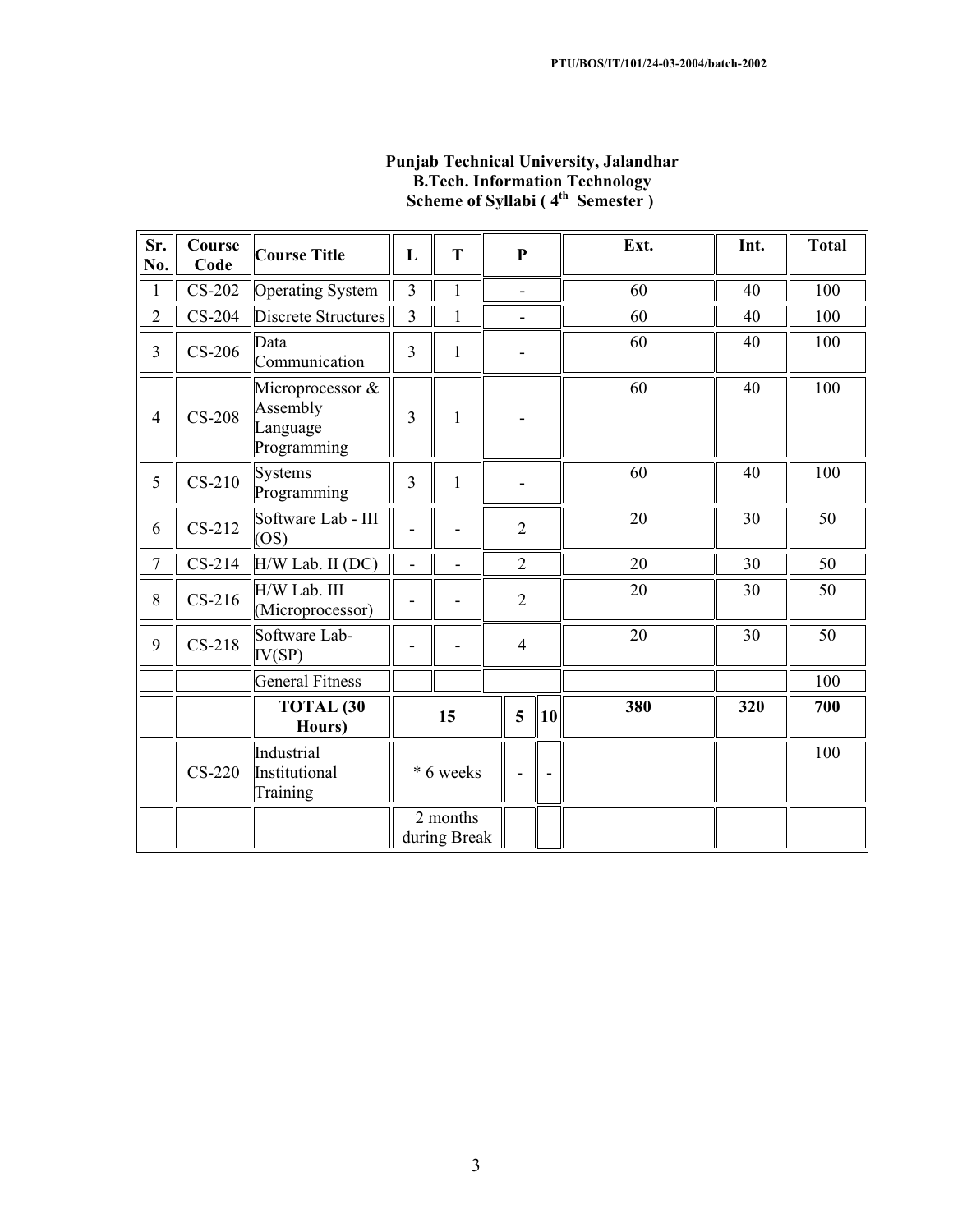# Punjab Technical University, Jalandhar
## B.Tech. Information Technology
### Scheme of Syllabi ( 4th Semester )

| Sr. No. | Course Code | Course Title | L | T | P | Ext. | Int. | Total |
|---|---|---|---|---|---|---|---|---|
| 1 | CS-202 | Operating System | 3 | 1 | - | 60 | 40 | 100 |
| 2 | CS-204 | Discrete Structures | 3 | 1 | - | 60 | 40 | 100 |
| 3 | CS-206 | Data Communication | 3 | 1 | - | 60 | 40 | 100 |
| 4 | CS-208 | Microprocessor & Assembly Language Programming | 3 | 1 | - | 60 | 40 | 100 |
| 5 | CS-210 | Systems Programming | 3 | 1 | - | 60 | 40 | 100 |
| 6 | CS-212 | Software Lab - III (OS) | - | - | 2 | 20 | 30 | 50 |
| 7 | CS-214 | H/W Lab. II (DC) | - | - | 2 | 20 | 30 | 50 |
| 8 | CS-216 | H/W Lab. III (Microprocessor) | - | - | 2 | 20 | 30 | 50 |
| 9 | CS-218 | Software Lab-IV(SP) | - | - | 4 | 20 | 30 | 50 |
| | | General Fitness | | | | | | 100 |
| | | **TOTAL (30 Hours)** | **15** | **5** | **10** | **380** | **320** | **700** |
| | CS-220 | Industrial Institutional Training | * 6 weeks | - | - | | | 100 |
| | | | 2 months during Break | | | | | |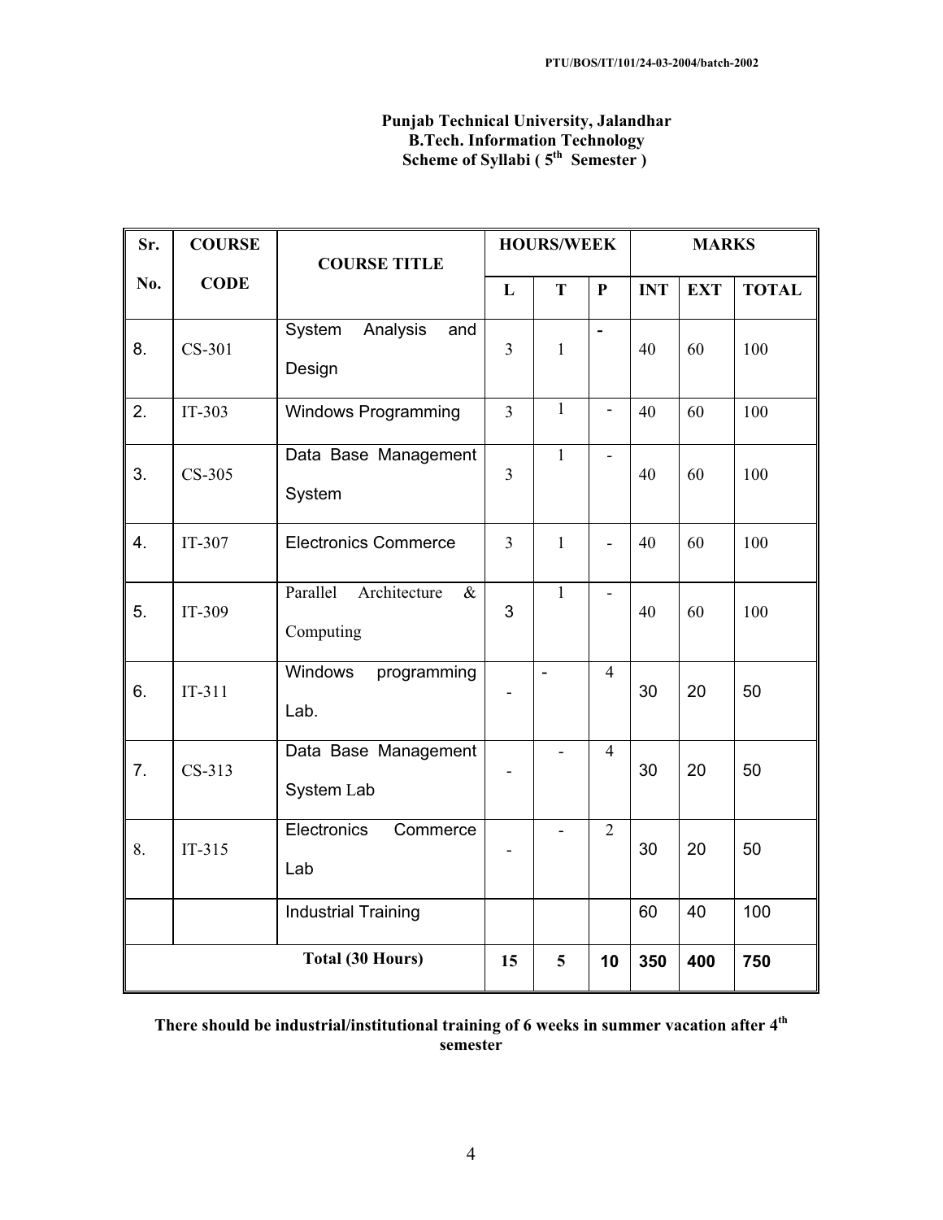PTU/BOS/IT/101/24-03-2004/batch-2002

**Punjab Technical University, Jalandhar**
**B.Tech. Information Technology**
**Scheme of Syllabi ( 5th Semester )**

| Sr. No. | COURSE CODE | COURSE TITLE | HOURS/WEEK | | | MARKS | | |
|---|---|---|---|---|---|---|---|---|
| | | | L | T | P | INT | EXT | TOTAL |
| 8. | CS-301 | System Analysis and Design | 3 | 1 | - | 40 | 60 | 100 |
| 2. | IT-303 | Windows Programming | 3 | 1 | - | 40 | 60 | 100 |
| 3. | CS-305 | Data Base Management System | 3 | 1 | - | 40 | 60 | 100 |
| 4. | IT-307 | Electronics Commerce | 3 | 1 | - | 40 | 60 | 100 |
| 5. | IT-309 | Parallel Architecture & Computing | 3 | 1 | - | 40 | 60 | 100 |
| 6. | IT-311 | Windows programming Lab. | - | - | 4 | 30 | 20 | 50 |
| 7. | CS-313 | Data Base Management System Lab | - | - | 4 | 30 | 20 | 50 |
| 8. | IT-315 | Electronics Commerce Lab | - | - | 2 | 30 | 20 | 50 |
| | | Industrial Training | | | | 60 | 40 | 100 |
| **Total (30 Hours)** | | | **15** | **5** | **10** | **350** | **400** | **750** |

**There should be industrial/institutional training of 6 weeks in summer vacation after 4th semester**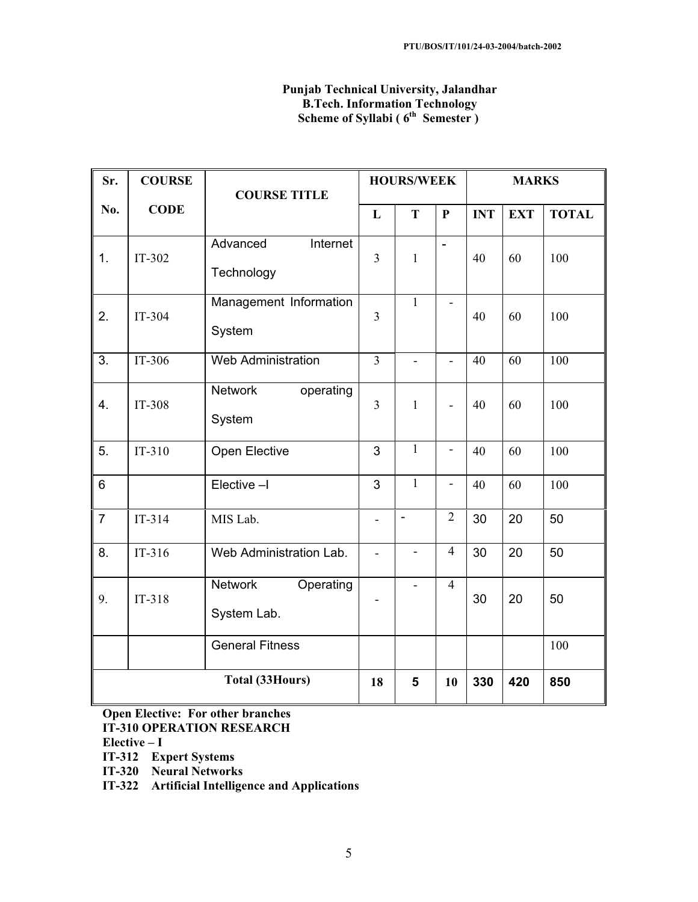**Punjab Technical University, Jalandhar**
**B.Tech. Information Technology**
**Scheme of Syllabi ( 6th Semester )**

| Sr. No. | COURSE CODE | COURSE TITLE | HOURS/WEEK | | | MARKS | | |
|---|---|---|---|---|---|---|---|---|
| | | | L | T | P | INT | EXT | TOTAL |
| 1. | IT-302 | Advanced Internet Technology | 3 | 1 | - | 40 | 60 | 100 |
| 2. | IT-304 | Management Information System | 3 | 1 | - | 40 | 60 | 100 |
| 3. | IT-306 | Web Administration | 3 | - | - | 40 | 60 | 100 |
| 4. | IT-308 | Network operating System | 3 | 1 | - | 40 | 60 | 100 |
| 5. | IT-310 | Open Elective | 3 | 1 | - | 40 | 60 | 100 |
| 6 | | Elective –I | 3 | 1 | - | 40 | 60 | 100 |
| 7 | IT-314 | MIS Lab. | - | - | 2 | 30 | 20 | 50 |
| 8. | IT-316 | Web Administration Lab. | - | - | 4 | 30 | 20 | 50 |
| 9. | IT-318 | Network Operating System Lab. | - | - | 4 | 30 | 20 | 50 |
| | | General Fitness | | | | | | 100 |
| **Total (33Hours)** | | | **18** | **5** | **10** | **330** | **420** | **850** |

**Open Elective: For other branches**
**IT-310 OPERATION RESEARCH**
**Elective – I**
**IT-312 Expert Systems**
**IT-320 Neural Networks**
**IT-322 Artificial Intelligence and Applications**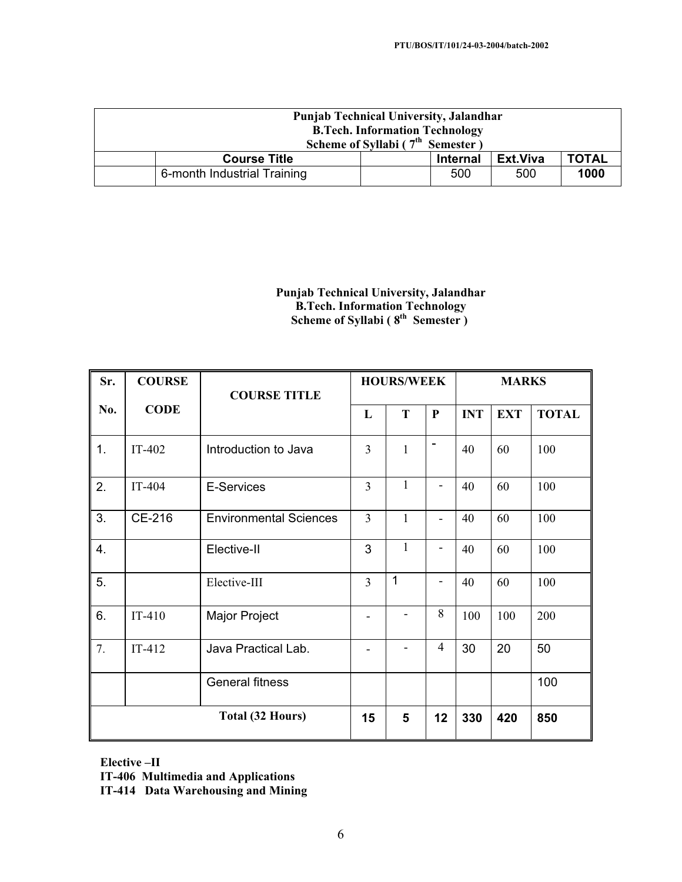| Punjab Technical University, Jalandhar<br>B.Tech. Information Technology<br>Scheme of Syllabi ( 7th Semester ) | | | | | |
|---|---|---|---|---|---|
| | **Course Title** | | **Internal** | **Ext.Viva** | **TOTAL** |
| | 6-month Industrial Training | | 500 | 500 | **1000** |

**Punjab Technical University, Jalandhar**
**B.Tech. Information Technology**
**Scheme of Syllabi ( 8th Semester )**

| Sr. No. | COURSE CODE | COURSE TITLE | HOURS/WEEK | | | MARKS | | |
|---|---|---|---|---|---|---|---|---|
| | | | L | T | P | INT | EXT | TOTAL |
| 1. | IT-402 | Introduction to Java | 3 | 1 | - | 40 | 60 | 100 |
| 2. | IT-404 | E-Services | 3 | 1 | - | 40 | 60 | 100 |
| 3. | CE-216 | Environmental Sciences | 3 | 1 | - | 40 | 60 | 100 |
| 4. | | Elective-II | 3 | 1 | - | 40 | 60 | 100 |
| 5. | | Elective-III | 3 | 1 | - | 40 | 60 | 100 |
| 6. | IT-410 | Major Project | - | - | 8 | 100 | 100 | 200 |
| 7. | IT-412 | Java Practical Lab. | - | - | 4 | 30 | 20 | 50 |
| | | General fitness | | | | | | 100 |
| **Total (32 Hours)** | | | **15** | **5** | **12** | **330** | **420** | **850** |

**Elective –II**
**IT-406 Multimedia and Applications**
**IT-414 Data Warehousing and Mining**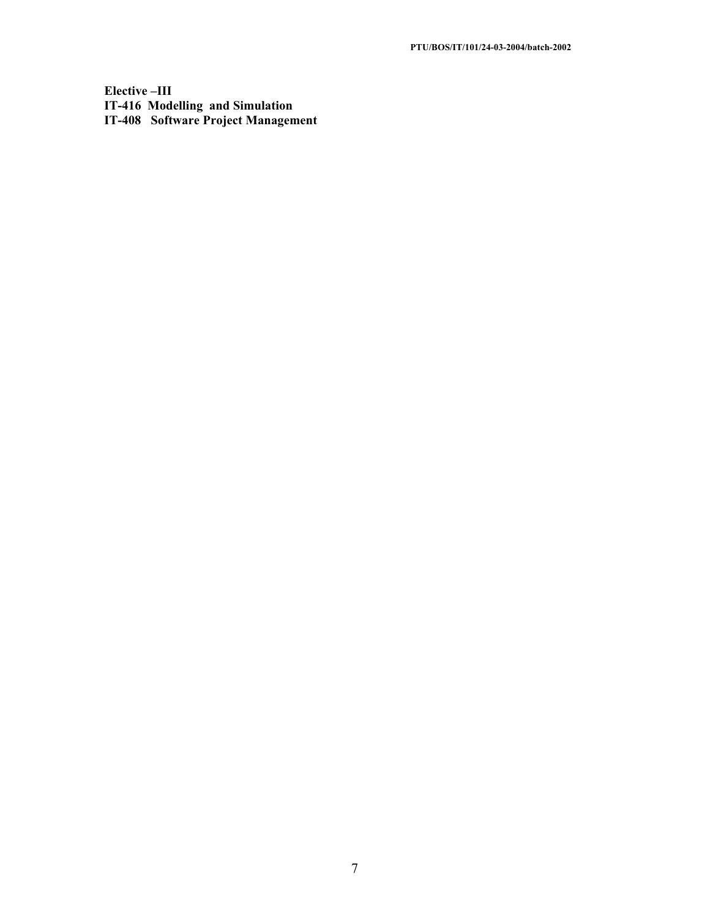**Elective –III**
**IT-416 Modelling and Simulation**
**IT-408 Software Project Management**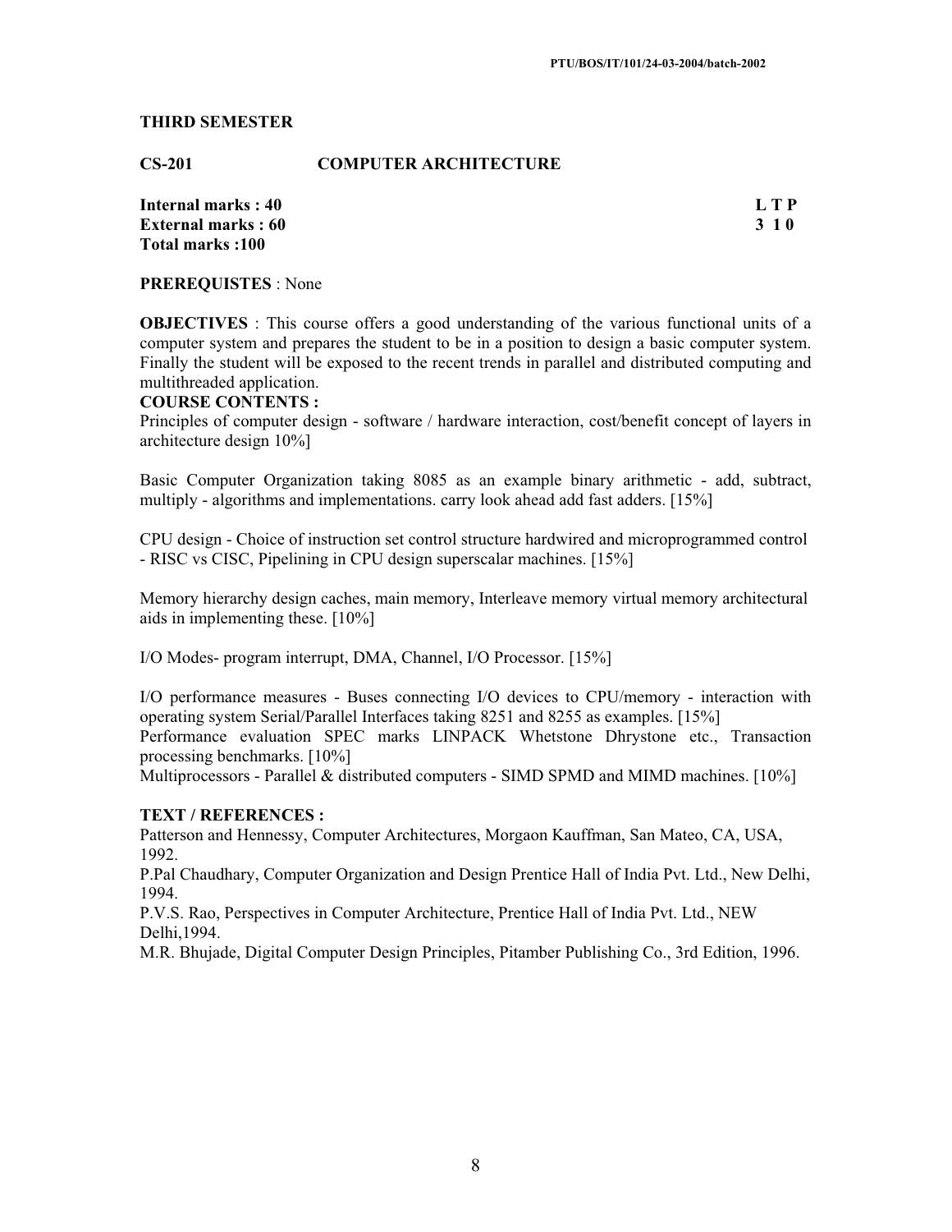## THIRD SEMESTER

### CS-201 COMPUTER ARCHITECTURE

**Internal marks : 40** **L T P**
**External marks : 60** **3 1 0**
**Total marks :100**

**PREREQUISTES** : None

**OBJECTIVES** : This course offers a good understanding of the various functional units of a computer system and prepares the student to be in a position to design a basic computer system. Finally the student will be exposed to the recent trends in parallel and distributed computing and multithreaded application.

**COURSE CONTENTS :**

Principles of computer design - software / hardware interaction, cost/benefit concept of layers in architecture design 10%]

Basic Computer Organization taking 8085 as an example binary arithmetic - add, subtract, multiply - algorithms and implementations. carry look ahead add fast adders. [15%]

CPU design - Choice of instruction set control structure hardwired and microprogrammed control - RISC vs CISC, Pipelining in CPU design superscalar machines. [15%]

Memory hierarchy design caches, main memory, Interleave memory virtual memory architectural aids in implementing these. [10%]

I/O Modes- program interrupt, DMA, Channel, I/O Processor. [15%]

I/O performance measures - Buses connecting I/O devices to CPU/memory - interaction with operating system Serial/Parallel Interfaces taking 8251 and 8255 as examples. [15%]

Performance evaluation SPEC marks LINPACK Whetstone Dhrystone etc., Transaction processing benchmarks. [10%]

Multiprocessors - Parallel & distributed computers - SIMD SPMD and MIMD machines. [10%]

**TEXT / REFERENCES :**

Patterson and Hennessy, Computer Architectures, Morgaon Kauffman, San Mateo, CA, USA, 1992.

P.Pal Chaudhary, Computer Organization and Design Prentice Hall of India Pvt. Ltd., New Delhi, 1994.

P.V.S. Rao, Perspectives in Computer Architecture, Prentice Hall of India Pvt. Ltd., NEW Delhi,1994.

M.R. Bhujade, Digital Computer Design Principles, Pitamber Publishing Co., 3rd Edition, 1996.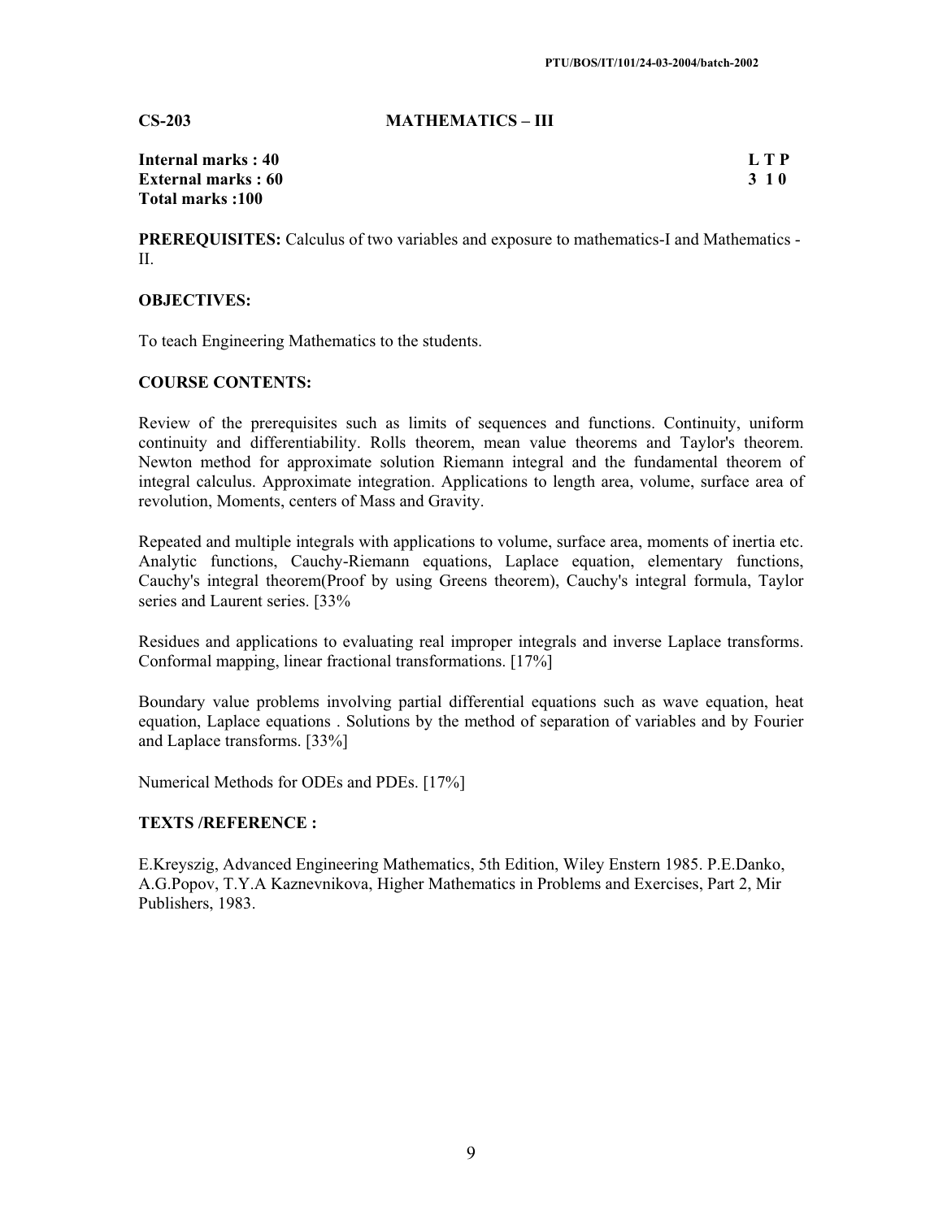**CS-203 MATHEMATICS – III**

| | |
|---|---|
| **Internal marks : 40** | **L T P** |
| **External marks : 60** | **3 1 0** |
| **Total marks :100** | |

**PREREQUISITES:** Calculus of two variables and exposure to mathematics-I and Mathematics - II.

**OBJECTIVES:**

To teach Engineering Mathematics to the students.

**COURSE CONTENTS:**

Review of the prerequisites such as limits of sequences and functions. Continuity, uniform continuity and differentiability. Rolls theorem, mean value theorems and Taylor's theorem. Newton method for approximate solution Riemann integral and the fundamental theorem of integral calculus. Approximate integration. Applications to length area, volume, surface area of revolution, Moments, centers of Mass and Gravity.

Repeated and multiple integrals with applications to volume, surface area, moments of inertia etc. Analytic functions, Cauchy-Riemann equations, Laplace equation, elementary functions, Cauchy's integral theorem(Proof by using Greens theorem), Cauchy's integral formula, Taylor series and Laurent series. [33%

Residues and applications to evaluating real improper integrals and inverse Laplace transforms. Conformal mapping, linear fractional transformations. [17%]

Boundary value problems involving partial differential equations such as wave equation, heat equation, Laplace equations . Solutions by the method of separation of variables and by Fourier and Laplace transforms. [33%]

Numerical Methods for ODEs and PDEs. [17%]

**TEXTS /REFERENCE :**

E.Kreyszig, Advanced Engineering Mathematics, 5th Edition, Wiley Enstern 1985. P.E.Danko, A.G.Popov, T.Y.A Kaznevnikova, Higher Mathematics in Problems and Exercises, Part 2, Mir Publishers, 1983.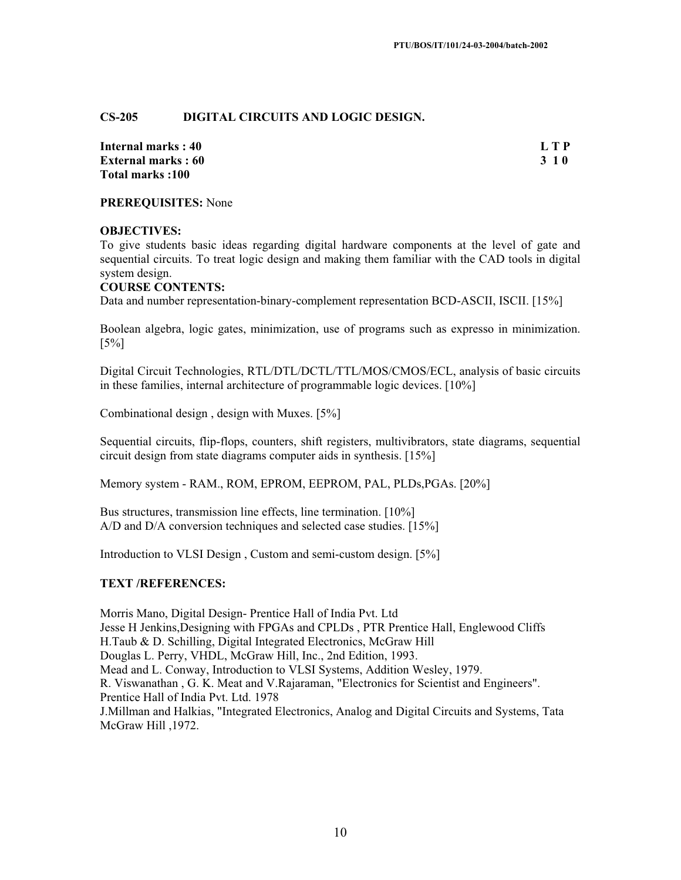## CS-205 DIGITAL CIRCUITS AND LOGIC DESIGN.

| | |
|---|---|
| **Internal marks : 40** | **L T P** |
| **External marks : 60** | **3 1 0** |
| **Total marks :100** | |

**PREREQUISITES:** None

**OBJECTIVES:**
To give students basic ideas regarding digital hardware components at the level of gate and sequential circuits. To treat logic design and making them familiar with the CAD tools in digital system design.

**COURSE CONTENTS:**
Data and number representation-binary-complement representation BCD-ASCII, ISCII. [15%]

Boolean algebra, logic gates, minimization, use of programs such as expresso in minimization. [5%]

Digital Circuit Technologies, RTL/DTL/DCTL/TTL/MOS/CMOS/ECL, analysis of basic circuits in these families, internal architecture of programmable logic devices. [10%]

Combinational design , design with Muxes. [5%]

Sequential circuits, flip-flops, counters, shift registers, multivibrators, state diagrams, sequential circuit design from state diagrams computer aids in synthesis. [15%]

Memory system - RAM., ROM, EPROM, EEPROM, PAL, PLDs,PGAs. [20%]

Bus structures, transmission line effects, line termination. [10%]
A/D and D/A conversion techniques and selected case studies. [15%]

Introduction to VLSI Design , Custom and semi-custom design. [5%]

### TEXT /REFERENCES:

Morris Mano, Digital Design- Prentice Hall of India Pvt. Ltd
Jesse H Jenkins,Designing with FPGAs and CPLDs , PTR Prentice Hall, Englewood Cliffs
H.Taub & D. Schilling, Digital Integrated Electronics, McGraw Hill
Douglas L. Perry, VHDL, McGraw Hill, Inc., 2nd Edition, 1993.
Mead and L. Conway, Introduction to VLSI Systems, Addition Wesley, 1979.
R. Viswanathan , G. K. Meat and V.Rajaraman, "Electronics for Scientist and Engineers". Prentice Hall of India Pvt. Ltd. 1978
J.Millman and Halkias, "Integrated Electronics, Analog and Digital Circuits and Systems, Tata McGraw Hill ,1972.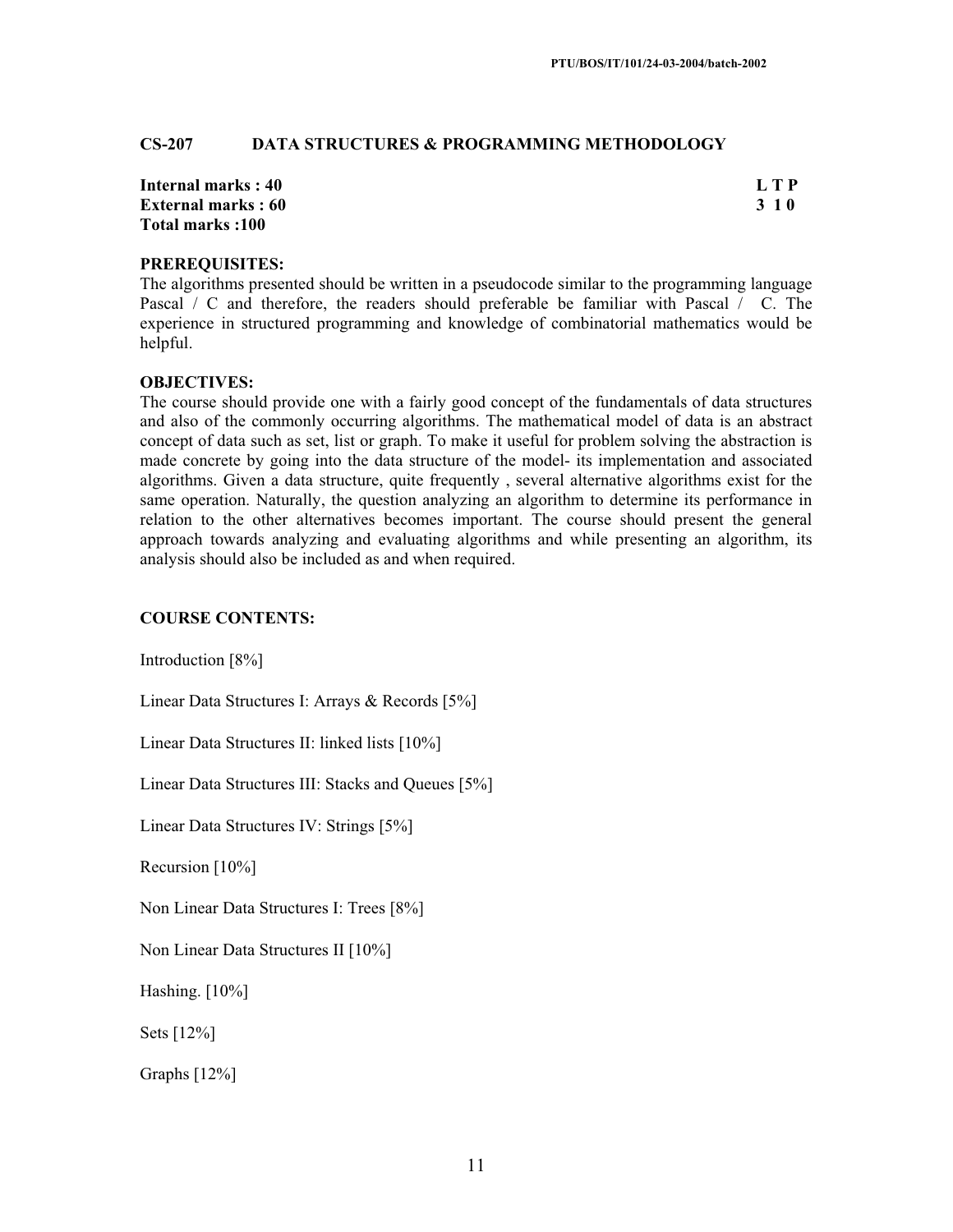## CS-207 DATA STRUCTURES & PROGRAMMING METHODOLOGY

**Internal marks : 40** **L T P**
**External marks : 60** **3 1 0**
**Total marks :100**

**PREREQUISITES:**
The algorithms presented should be written in a pseudocode similar to the programming language Pascal / C and therefore, the readers should preferable be familiar with Pascal / C. The experience in structured programming and knowledge of combinatorial mathematics would be helpful.

**OBJECTIVES:**
The course should provide one with a fairly good concept of the fundamentals of data structures and also of the commonly occurring algorithms. The mathematical model of data is an abstract concept of data such as set, list or graph. To make it useful for problem solving the abstraction is made concrete by going into the data structure of the model- its implementation and associated algorithms. Given a data structure, quite frequently , several alternative algorithms exist for the same operation. Naturally, the question analyzing an algorithm to determine its performance in relation to the other alternatives becomes important. The course should present the general approach towards analyzing and evaluating algorithms and while presenting an algorithm, its analysis should also be included as and when required.

**COURSE CONTENTS:**

Introduction [8%]

Linear Data Structures I: Arrays & Records [5%]

Linear Data Structures II: linked lists [10%]

Linear Data Structures III: Stacks and Queues [5%]

Linear Data Structures IV: Strings [5%]

Recursion [10%]

Non Linear Data Structures I: Trees [8%]

Non Linear Data Structures II [10%]

Hashing. [10%]

Sets [12%]

Graphs [12%]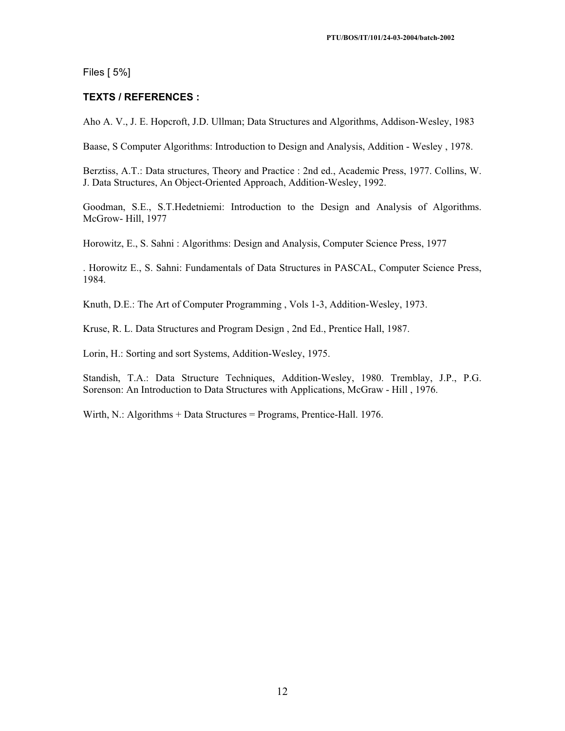Files [ 5%]

**TEXTS / REFERENCES :**

Aho A. V., J. E. Hopcroft, J.D. Ullman; Data Structures and Algorithms, Addison-Wesley, 1983

Baase, S Computer Algorithms: Introduction to Design and Analysis, Addition - Wesley , 1978.

Berztiss, A.T.: Data structures, Theory and Practice : 2nd ed., Academic Press, 1977. Collins, W. J. Data Structures, An Object-Oriented Approach, Addition-Wesley, 1992.

Goodman, S.E., S.T.Hedetniemi: Introduction to the Design and Analysis of Algorithms. McGrow- Hill, 1977

Horowitz, E., S. Sahni : Algorithms: Design and Analysis, Computer Science Press, 1977

. Horowitz E., S. Sahni: Fundamentals of Data Structures in PASCAL, Computer Science Press, 1984.

Knuth, D.E.: The Art of Computer Programming , Vols 1-3, Addition-Wesley, 1973.

Kruse, R. L. Data Structures and Program Design , 2nd Ed., Prentice Hall, 1987.

Lorin, H.: Sorting and sort Systems, Addition-Wesley, 1975.

Standish, T.A.: Data Structure Techniques, Addition-Wesley, 1980. Tremblay, J.P., P.G. Sorenson: An Introduction to Data Structures with Applications, McGraw - Hill , 1976.

Wirth, N.: Algorithms + Data Structures = Programs, Prentice-Hall. 1976.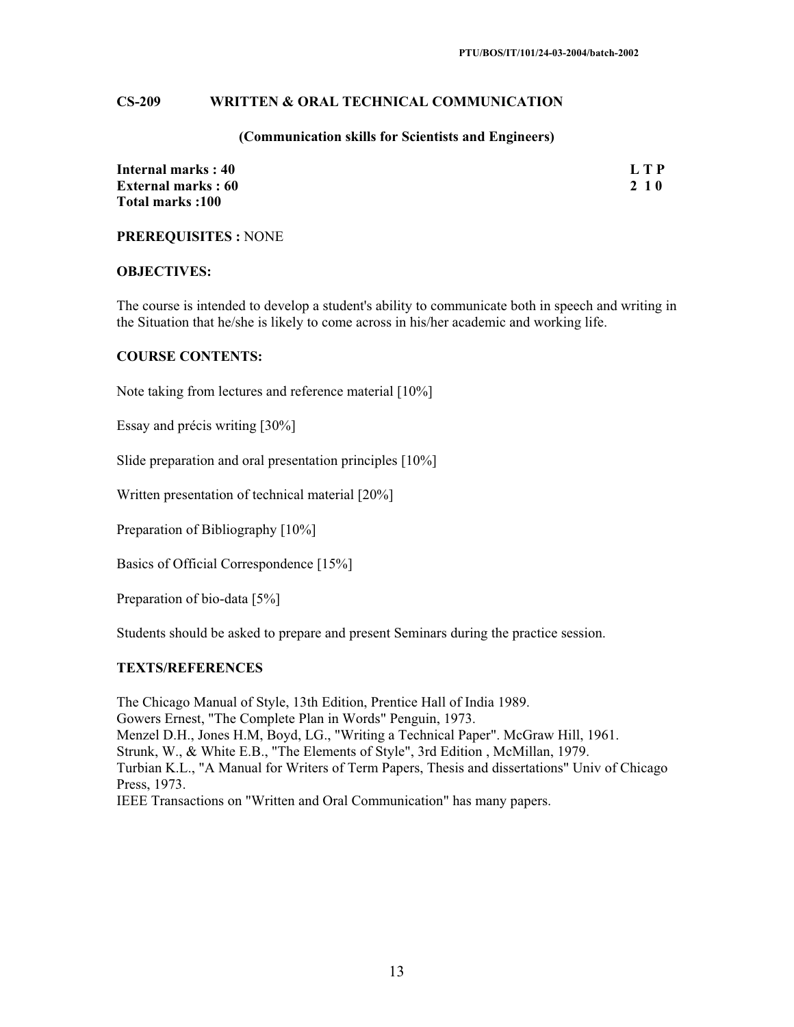## CS-209 WRITTEN & ORAL TECHNICAL COMMUNICATION

**(Communication skills for Scientists and Engineers)**

| | |
|---|---|
| **Internal marks : 40** | **L T P** |
| **External marks : 60** | **2 1 0** |
| **Total marks :100** | |

**PREREQUISITES :** NONE

**OBJECTIVES:**

The course is intended to develop a student's ability to communicate both in speech and writing in the Situation that he/she is likely to come across in his/her academic and working life.

**COURSE CONTENTS:**

Note taking from lectures and reference material [10%]

Essay and précis writing [30%]

Slide preparation and oral presentation principles [10%]

Written presentation of technical material [20%]

Preparation of Bibliography [10%]

Basics of Official Correspondence [15%]

Preparation of bio-data [5%]

Students should be asked to prepare and present Seminars during the practice session.

**TEXTS/REFERENCES**

The Chicago Manual of Style, 13th Edition, Prentice Hall of India 1989.
Gowers Ernest, "The Complete Plan in Words" Penguin, 1973.
Menzel D.H., Jones H.M, Boyd, LG., "Writing a Technical Paper". McGraw Hill, 1961.
Strunk, W., & White E.B., "The Elements of Style", 3rd Edition , McMillan, 1979.
Turbian K.L., "A Manual for Writers of Term Papers, Thesis and dissertations" Univ of Chicago Press, 1973.
IEEE Transactions on "Written and Oral Communication" has many papers.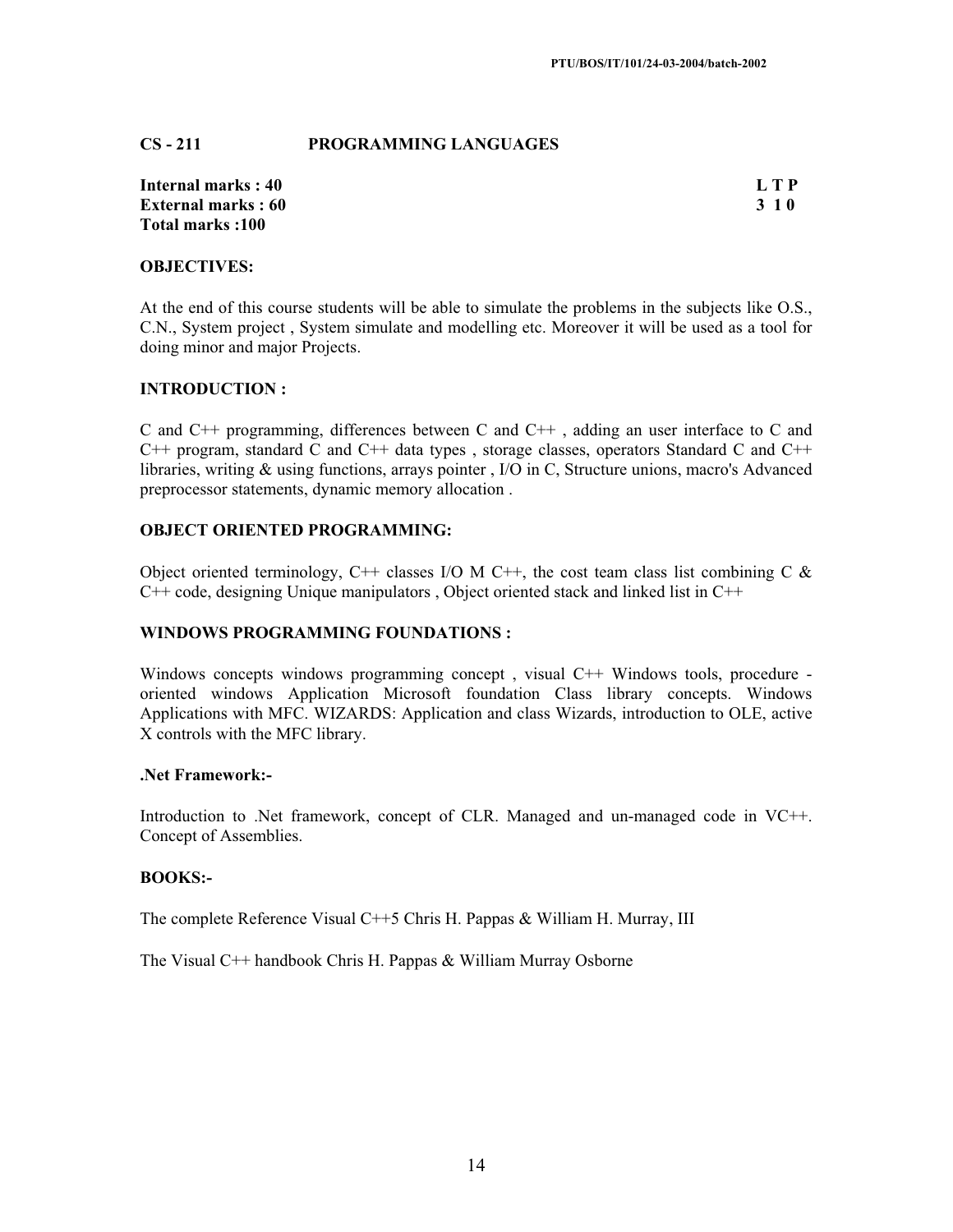PTU/BOS/IT/101/24-03-2004/batch-2002

## CS - 211 PROGRAMMING LANGUAGES

**Internal marks : 40**
**External marks : 60**
**Total marks :100**

| L | T | P |
|---|---|---|
| 3 | 1 | 0 |

### OBJECTIVES:

At the end of this course students will be able to simulate the problems in the subjects like O.S., C.N., System project , System simulate and modelling etc. Moreover it will be used as a tool for doing minor and major Projects.

### INTRODUCTION :

C and C++ programming, differences between C and C++ , adding an user interface to C and C++ program, standard C and C++ data types , storage classes, operators Standard C and C++ libraries, writing & using functions, arrays pointer , I/O in C, Structure unions, macro's Advanced preprocessor statements, dynamic memory allocation .

### OBJECT ORIENTED PROGRAMMING:

Object oriented terminology, C++ classes I/O M C++, the cost team class list combining C & C++ code, designing Unique manipulators , Object oriented stack and linked list in C++

### WINDOWS PROGRAMMING FOUNDATIONS :

Windows concepts windows programming concept , visual C++ Windows tools, procedure - oriented windows Application Microsoft foundation Class library concepts. Windows Applications with MFC. WIZARDS: Application and class Wizards, introduction to OLE, active X controls with the MFC library.

### .Net Framework:-

Introduction to .Net framework, concept of CLR. Managed and un-managed code in VC++. Concept of Assemblies.

### BOOKS:-

The complete Reference Visual C++5 Chris H. Pappas & William H. Murray, III

The Visual C++ handbook Chris H. Pappas & William Murray Osborne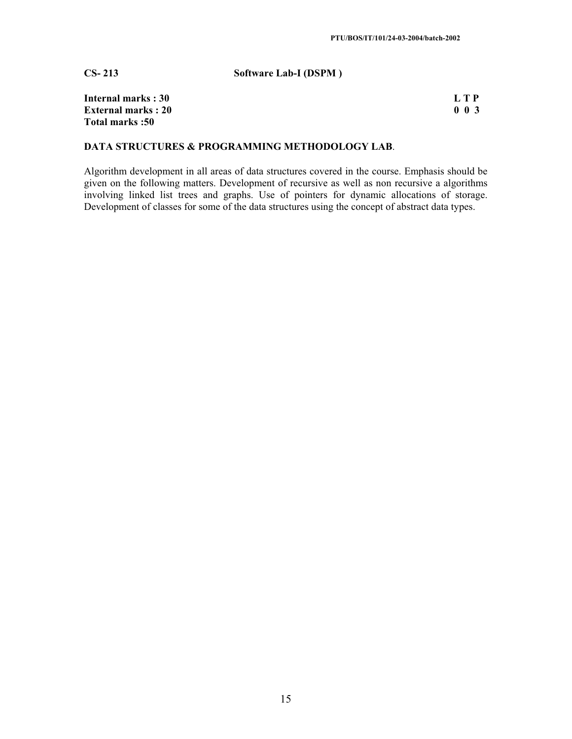**CS- 213 Software Lab-I (DSPM )**

**Internal marks : 30** **L T P**
**External marks : 20** **0 0 3**
**Total marks :50**

**DATA STRUCTURES & PROGRAMMING METHODOLOGY LAB**.

Algorithm development in all areas of data structures covered in the course. Emphasis should be given on the following matters. Development of recursive as well as non recursive a algorithms involving linked list trees and graphs. Use of pointers for dynamic allocations of storage. Development of classes for some of the data structures using the concept of abstract data types.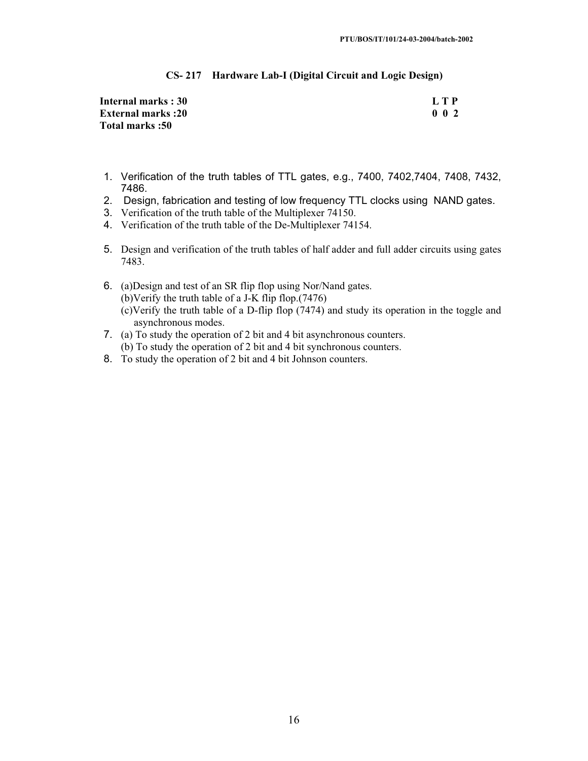## CS- 217 Hardware Lab-I (Digital Circuit and Logic Design)

| | |
|---|---|
| **Internal marks : 30** | **L T P** |
| **External marks :20** | **0 0 2** |
| **Total marks :50** | |

1. Verification of the truth tables of TTL gates, e.g., 7400, 7402,7404, 7408, 7432, 7486.
2. Design, fabrication and testing of low frequency TTL clocks using NAND gates.
3. Verification of the truth table of the Multiplexer 74150.
4. Verification of the truth table of the De-Multiplexer 74154.
5. Design and verification of the truth tables of half adder and full adder circuits using gates 7483.
6. (a)Design and test of an SR flip flop using Nor/Nand gates.
   (b)Verify the truth table of a J-K flip flop.(7476)
   (c)Verify the truth table of a D-flip flop (7474) and study its operation in the toggle and asynchronous modes.
7. (a) To study the operation of 2 bit and 4 bit asynchronous counters.
   (b) To study the operation of 2 bit and 4 bit synchronous counters.
8. To study the operation of 2 bit and 4 bit Johnson counters.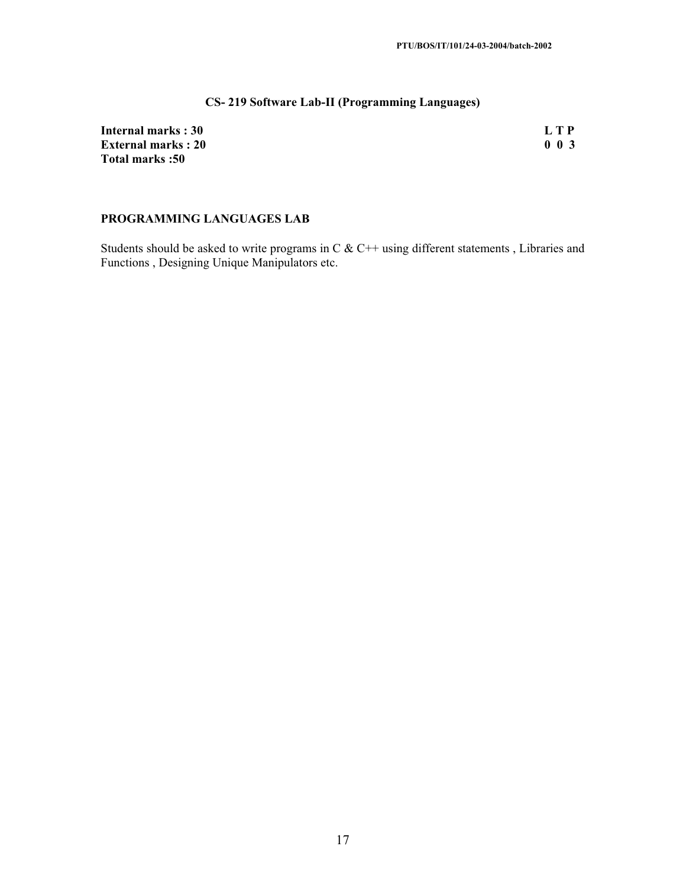## CS- 219 Software Lab-II (Programming Languages)

| | |
|---|---|
| **Internal marks : 30** | **L T P** |
| **External marks : 20** | **0 0 3** |
| **Total marks :50** | |

### PROGRAMMING LANGUAGES LAB

Students should be asked to write programs in C & C++ using different statements , Libraries and Functions , Designing Unique Manipulators etc.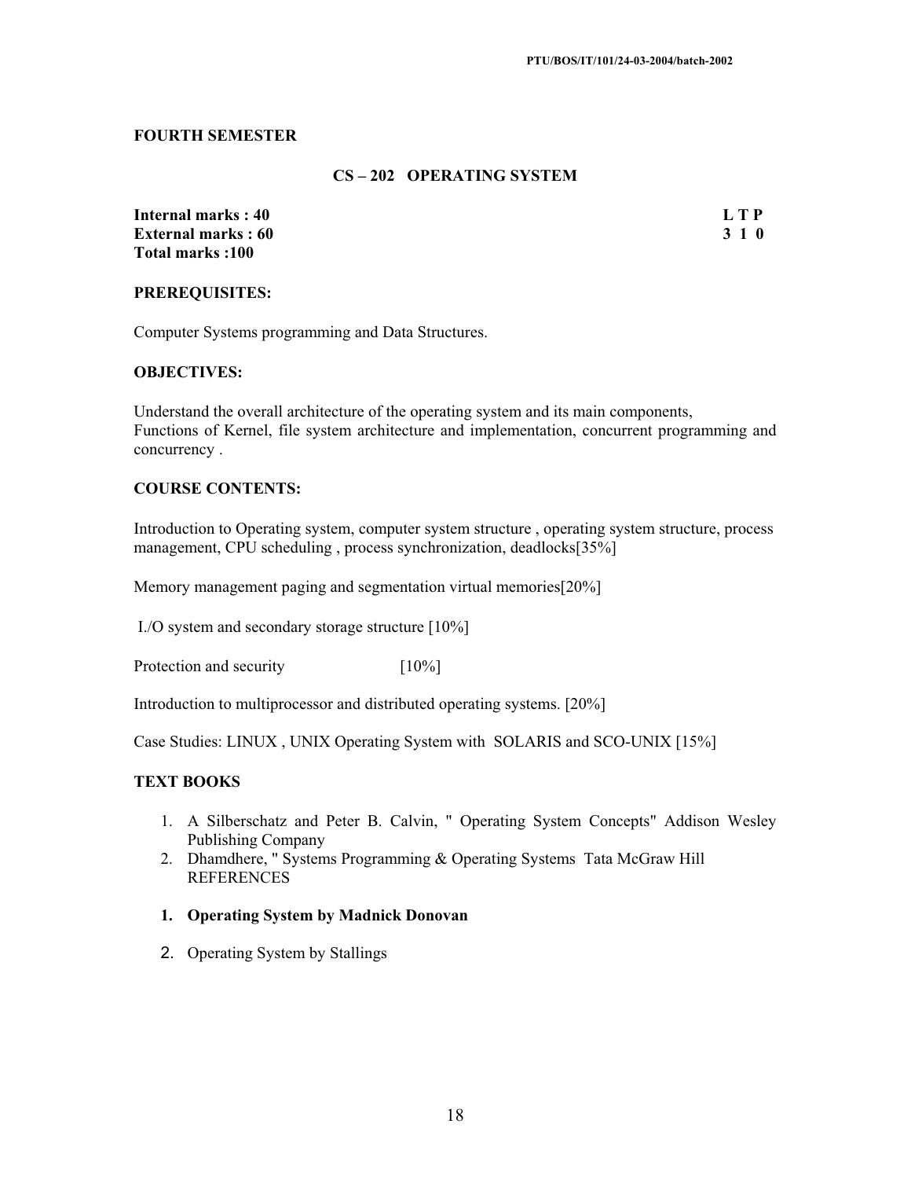PTU/BOS/IT/101/24-03-2004/batch-2002

**FOURTH SEMESTER**

## CS – 202 OPERATING SYSTEM

**Internal marks : 40** **L T P**
**External marks : 60** **3 1 0**
**Total marks :100**

**PREREQUISITES:**

Computer Systems programming and Data Structures.

**OBJECTIVES:**

Understand the overall architecture of the operating system and its main components,
Functions of Kernel, file system architecture and implementation, concurrent programming and concurrency .

**COURSE CONTENTS:**

Introduction to Operating system, computer system structure , operating system structure, process management, CPU scheduling , process synchronization, deadlocks[35%]

Memory management paging and segmentation virtual memories[20%]

I./O system and secondary storage structure [10%]

Protection and security [10%]

Introduction to multiprocessor and distributed operating systems. [20%]

Case Studies: LINUX , UNIX Operating System with SOLARIS and SCO-UNIX [15%]

**TEXT BOOKS**

1. A Silberschatz and Peter B. Calvin, " Operating System Concepts" Addison Wesley Publishing Company
2. Dhamdhere, " Systems Programming & Operating Systems Tata McGraw Hill REFERENCES

1. **Operating System by Madnick Donovan**
2. Operating System by Stallings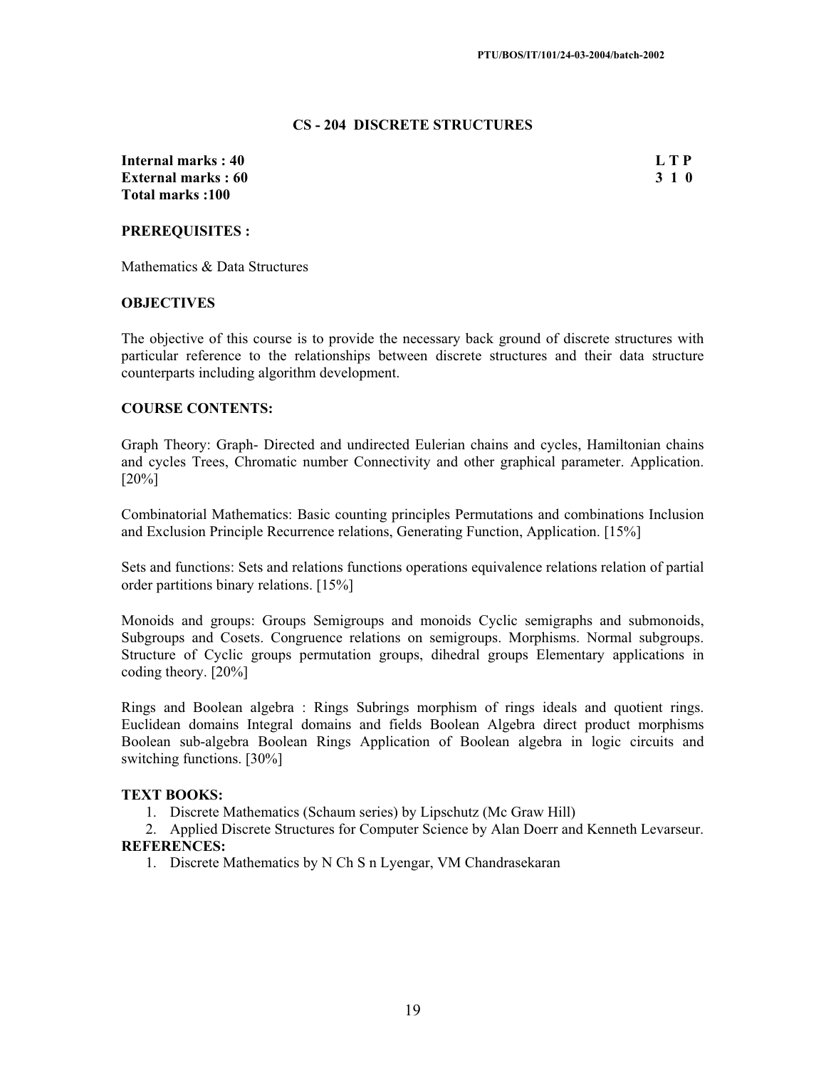## CS - 204 DISCRETE STRUCTURES

**Internal marks : 40**
**External marks : 60**
**Total marks :100**

**L T P**
**3 1 0**

### PREREQUISITES :

Mathematics & Data Structures

### OBJECTIVES

The objective of this course is to provide the necessary back ground of discrete structures with particular reference to the relationships between discrete structures and their data structure counterparts including algorithm development.

### COURSE CONTENTS:

Graph Theory: Graph- Directed and undirected Eulerian chains and cycles, Hamiltonian chains and cycles Trees, Chromatic number Connectivity and other graphical parameter. Application. [20%]

Combinatorial Mathematics: Basic counting principles Permutations and combinations Inclusion and Exclusion Principle Recurrence relations, Generating Function, Application. [15%]

Sets and functions: Sets and relations functions operations equivalence relations relation of partial order partitions binary relations. [15%]

Monoids and groups: Groups Semigroups and monoids Cyclic semigraphs and submonoids, Subgroups and Cosets. Congruence relations on semigroups. Morphisms. Normal subgroups. Structure of Cyclic groups permutation groups, dihedral groups Elementary applications in coding theory. [20%]

Rings and Boolean algebra : Rings Subrings morphism of rings ideals and quotient rings. Euclidean domains Integral domains and fields Boolean Algebra direct product morphisms Boolean sub-algebra Boolean Rings Application of Boolean algebra in logic circuits and switching functions. [30%]

### TEXT BOOKS:

1. Discrete Mathematics (Schaum series) by Lipschutz (Mc Graw Hill)
2. Applied Discrete Structures for Computer Science by Alan Doerr and Kenneth Levarseur.

### REFERENCES:

1. Discrete Mathematics by N Ch S n Lyengar, VM Chandrasekaran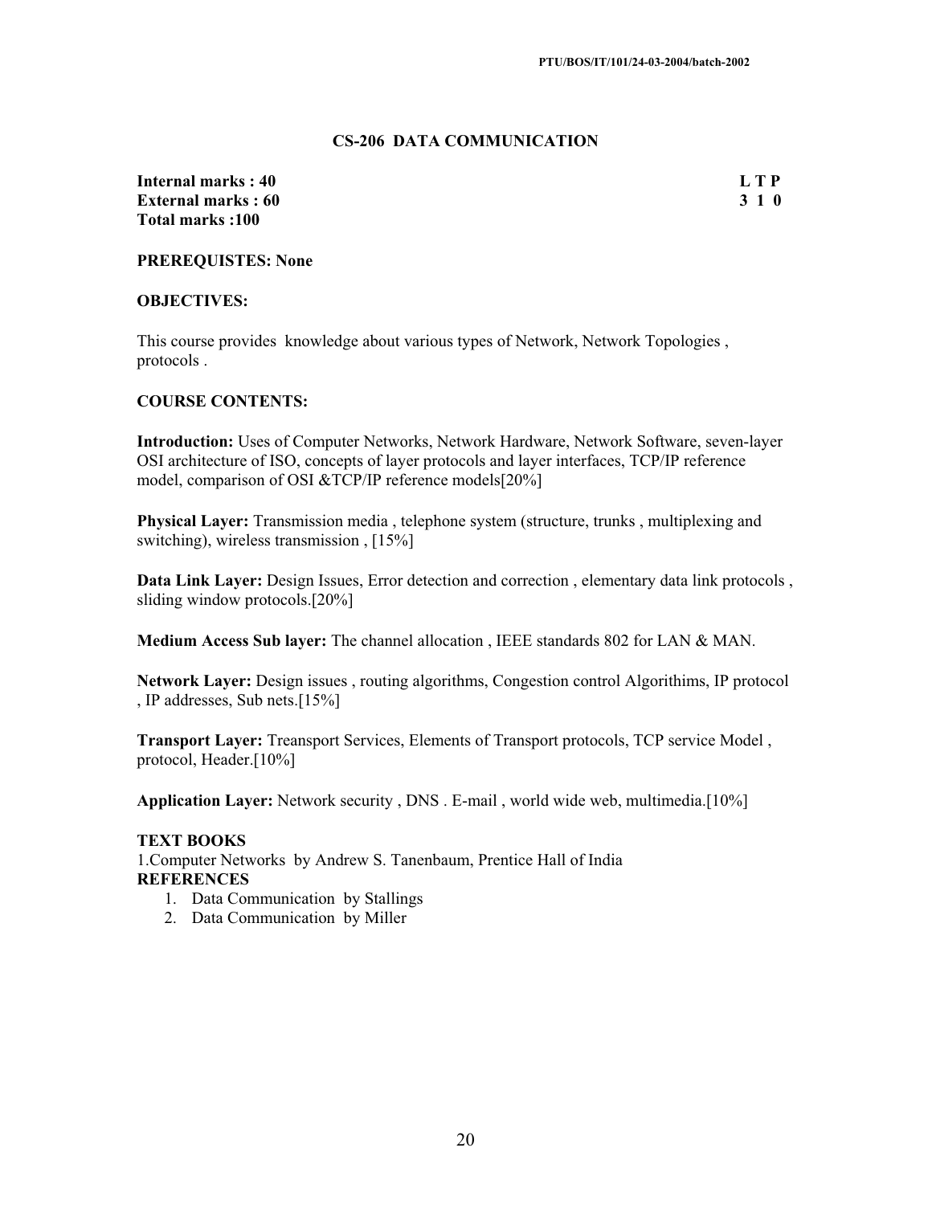## CS-206 DATA COMMUNICATION

| **Internal marks : 40** | **L T P** |
|---|---|
| **External marks : 60** | **3 1 0** |
| **Total marks :100** | |

**PREREQUISTES: None**

**OBJECTIVES:**

This course provides knowledge about various types of Network, Network Topologies , protocols .

**COURSE CONTENTS:**

**Introduction:** Uses of Computer Networks, Network Hardware, Network Software, seven-layer OSI architecture of ISO, concepts of layer protocols and layer interfaces, TCP/IP reference model, comparison of OSI &TCP/IP reference models[20%]

**Physical Layer:** Transmission media , telephone system (structure, trunks , multiplexing and switching), wireless transmission , [15%]

**Data Link Layer:** Design Issues, Error detection and correction , elementary data link protocols , sliding window protocols.[20%]

**Medium Access Sub layer:** The channel allocation , IEEE standards 802 for LAN & MAN.

**Network Layer:** Design issues , routing algorithms, Congestion control Algorithims, IP protocol , IP addresses, Sub nets.[15%]

**Transport Layer:** Treansport Services, Elements of Transport protocols, TCP service Model , protocol, Header.[10%]

**Application Layer:** Network security , DNS . E-mail , world wide web, multimedia.[10%]

**TEXT BOOKS**

1.Computer Networks by Andrew S. Tanenbaum, Prentice Hall of India

**REFERENCES**

1. Data Communication by Stallings
2. Data Communication by Miller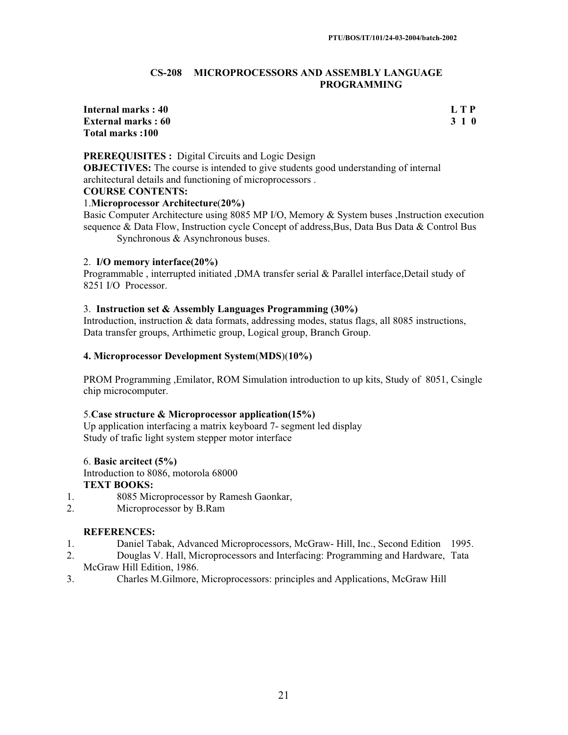PTU/BOS/IT/101/24-03-2004/batch-2002

## CS-208 MICROPROCESSORS AND ASSEMBLY LANGUAGE PROGRAMMING

**Internal marks : 40**
**External marks : 60**
**Total marks :100**

**L T P**
**3 1 0**

**PREREQUISITES :** Digital Circuits and Logic Design

**OBJECTIVES:** The course is intended to give students good understanding of internal architectural details and functioning of microprocessors .

**COURSE CONTENTS:**

1.**Microprocessor Architecture**(**20%)**

Basic Computer Architecture using 8085 MP I/O, Memory & System buses ,Instruction execution sequence & Data Flow, Instruction cycle Concept of address,Bus, Data Bus Data & Control Bus Synchronous & Asynchronous buses.

2. **I/O memory interface(20%)**

Programmable , interrupted initiated ,DMA transfer serial & Parallel interface,Detail study of 8251 I/O Processor.

3. **Instruction set & Assembly Languages Programming (30%)**

Introduction, instruction & data formats, addressing modes, status flags, all 8085 instructions, Data transfer groups, Arthimetic group, Logical group, Branch Group.

**4. Microprocessor Development System**(**MDS**)(**10%)**

PROM Programming ,Emilator, ROM Simulation introduction to up kits, Study of 8051, Csingle chip microcomputer.

5.**Case structure & Microprocessor application(15%)**

Up application interfacing a matrix keyboard 7- segment led display
Study of trafic light system stepper motor interface

6. **Basic arcitect (5%)**

Introduction to 8086, motorola 68000

**TEXT BOOKS:**

1. 8085 Microprocessor by Ramesh Gaonkar,
2. Microprocessor by B.Ram

**REFERENCES:**

1. Daniel Tabak, Advanced Microprocessors, McGraw- Hill, Inc., Second Edition 1995.
2. Douglas V. Hall, Microprocessors and Interfacing: Programming and Hardware, Tata McGraw Hill Edition, 1986.
3. Charles M.Gilmore, Microprocessors: principles and Applications, McGraw Hill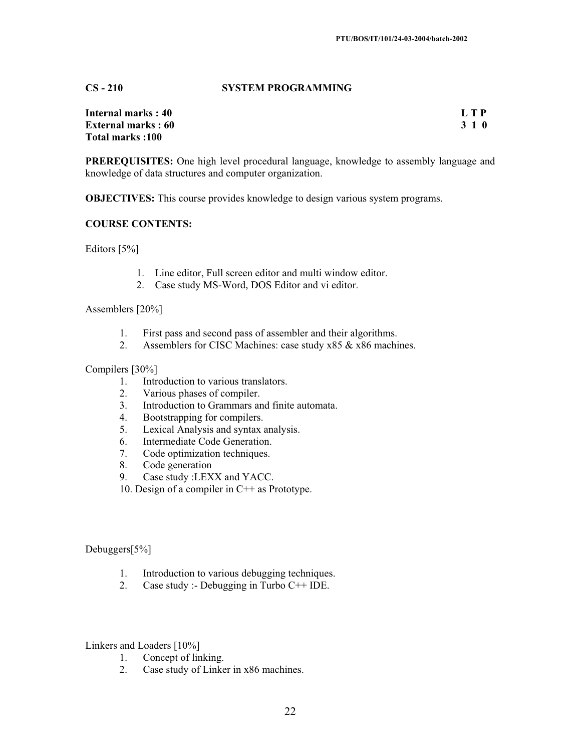PTU/BOS/IT/101/24-03-2004/batch-2002

## CS - 210 SYSTEM PROGRAMMING

**Internal marks : 40** **L T P**
**External marks : 60** **3 1 0**
**Total marks :100**

**PREREQUISITES:** One high level procedural language, knowledge to assembly language and knowledge of data structures and computer organization.

**OBJECTIVES:** This course provides knowledge to design various system programs.

**COURSE CONTENTS:**

Editors [5%]

1. Line editor, Full screen editor and multi window editor.
2. Case study MS-Word, DOS Editor and vi editor.

Assemblers [20%]

1. First pass and second pass of assembler and their algorithms.
2. Assemblers for CISC Machines: case study x85 & x86 machines.

Compilers [30%]

1. Introduction to various translators.
2. Various phases of compiler.
3. Introduction to Grammars and finite automata.
4. Bootstrapping for compilers.
5. Lexical Analysis and syntax analysis.
6. Intermediate Code Generation.
7. Code optimization techniques.
8. Code generation
9. Case study :LEXX and YACC.
10. Design of a compiler in C++ as Prototype.

Debuggers[5%]

1. Introduction to various debugging techniques.
2. Case study :- Debugging in Turbo C++ IDE.

Linkers and Loaders [10%]

1. Concept of linking.
2. Case study of Linker in x86 machines.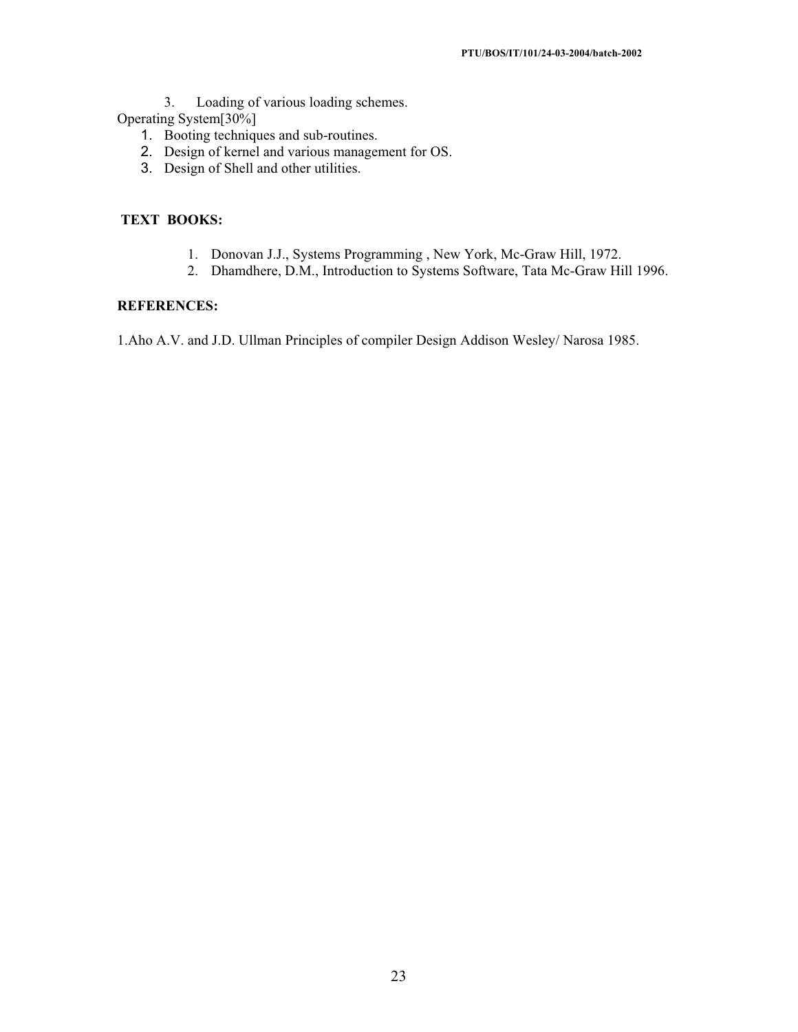3. Loading of various loading schemes.

Operating System[30%]

1. Booting techniques and sub-routines.
2. Design of kernel and various management for OS.
3. Design of Shell and other utilities.

**TEXT BOOKS:**

1. Donovan J.J., Systems Programming , New York, Mc-Graw Hill, 1972.
2. Dhamdhere, D.M., Introduction to Systems Software, Tata Mc-Graw Hill 1996.

**REFERENCES:**

1.Aho A.V. and J.D. Ullman Principles of compiler Design Addison Wesley/ Narosa 1985.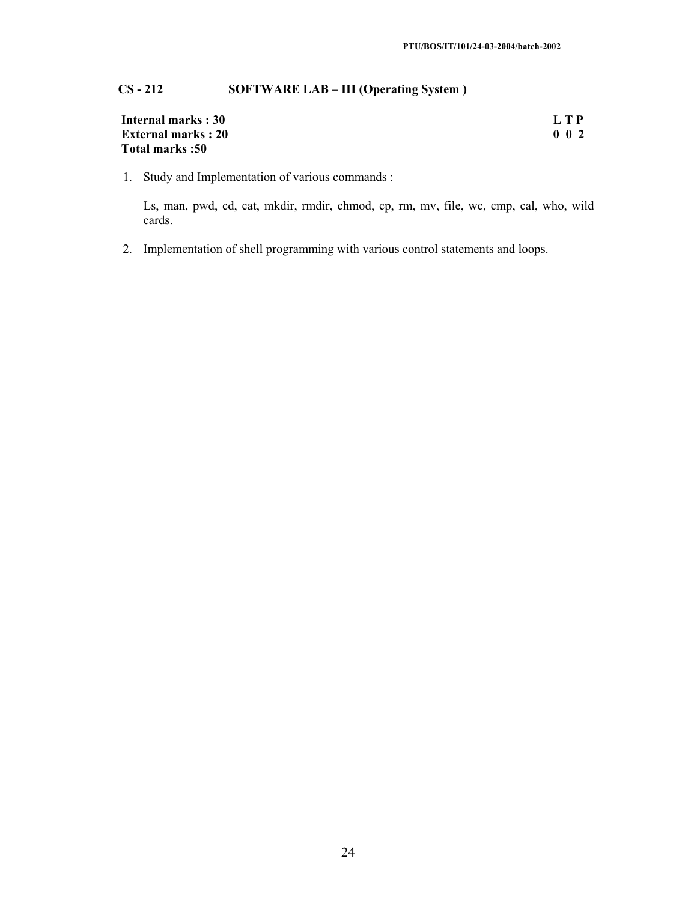## CS - 212 SOFTWARE LAB – III (Operating System )

| | |
|---|---|
| **Internal marks : 30** | **L T P** |
| **External marks : 20** | **0 0 2** |
| **Total marks :50** | |

1. Study and Implementation of various commands :

   Ls, man, pwd, cd, cat, mkdir, rmdir, chmod, cp, rm, mv, file, wc, cmp, cal, who, wild cards.

2. Implementation of shell programming with various control statements and loops.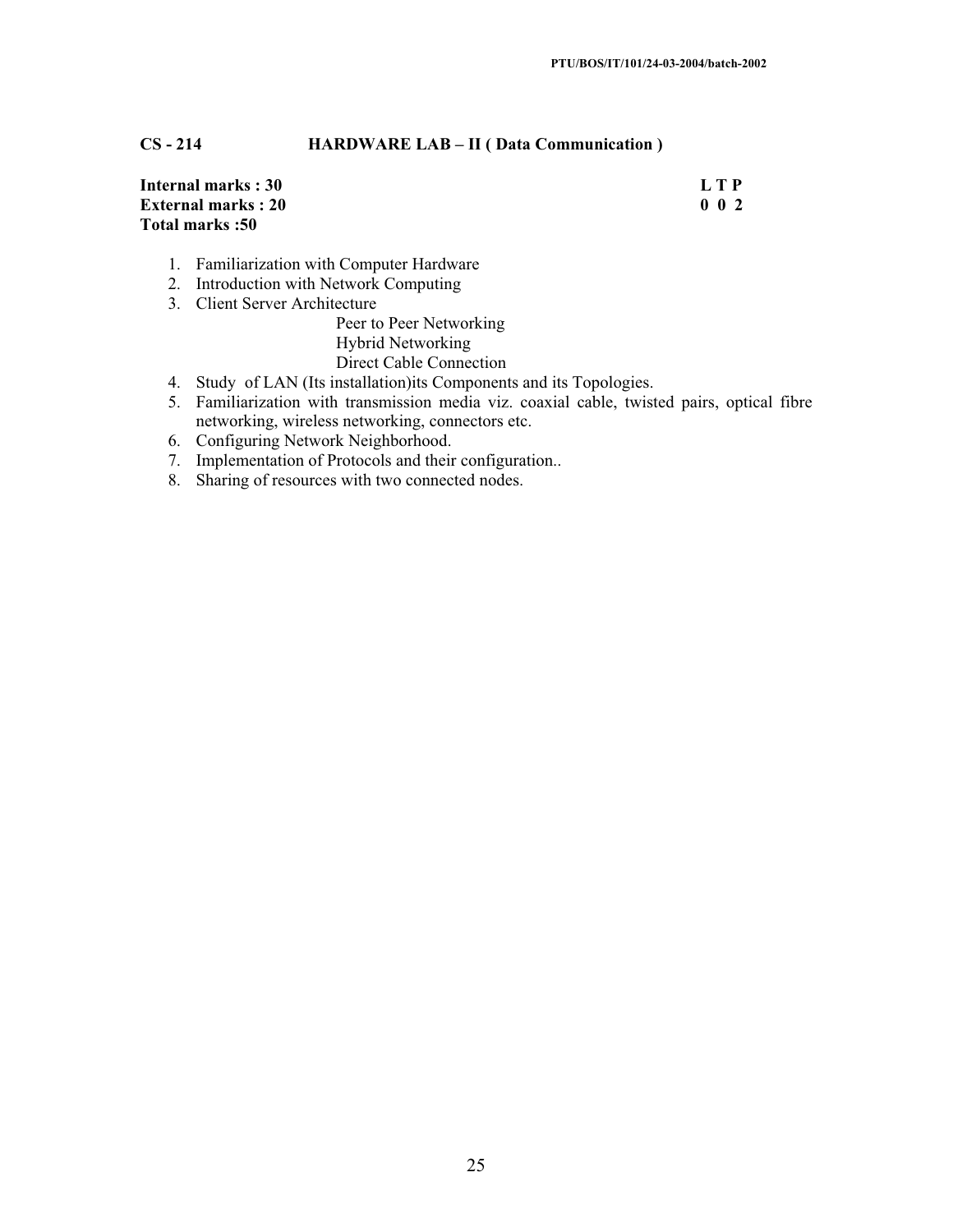**CS - 214 HARDWARE LAB – II ( Data Communication )**

**Internal marks : 30** **L T P**
**External marks : 20** **0 0 2**
**Total marks :50**

1. Familiarization with Computer Hardware
2. Introduction with Network Computing
3. Client Server Architecture
   - Peer to Peer Networking
   - Hybrid Networking
   - Direct Cable Connection
4. Study of LAN (Its installation)its Components and its Topologies.
5. Familiarization with transmission media viz. coaxial cable, twisted pairs, optical fibre networking, wireless networking, connectors etc.
6. Configuring Network Neighborhood.
7. Implementation of Protocols and their configuration..
8. Sharing of resources with two connected nodes.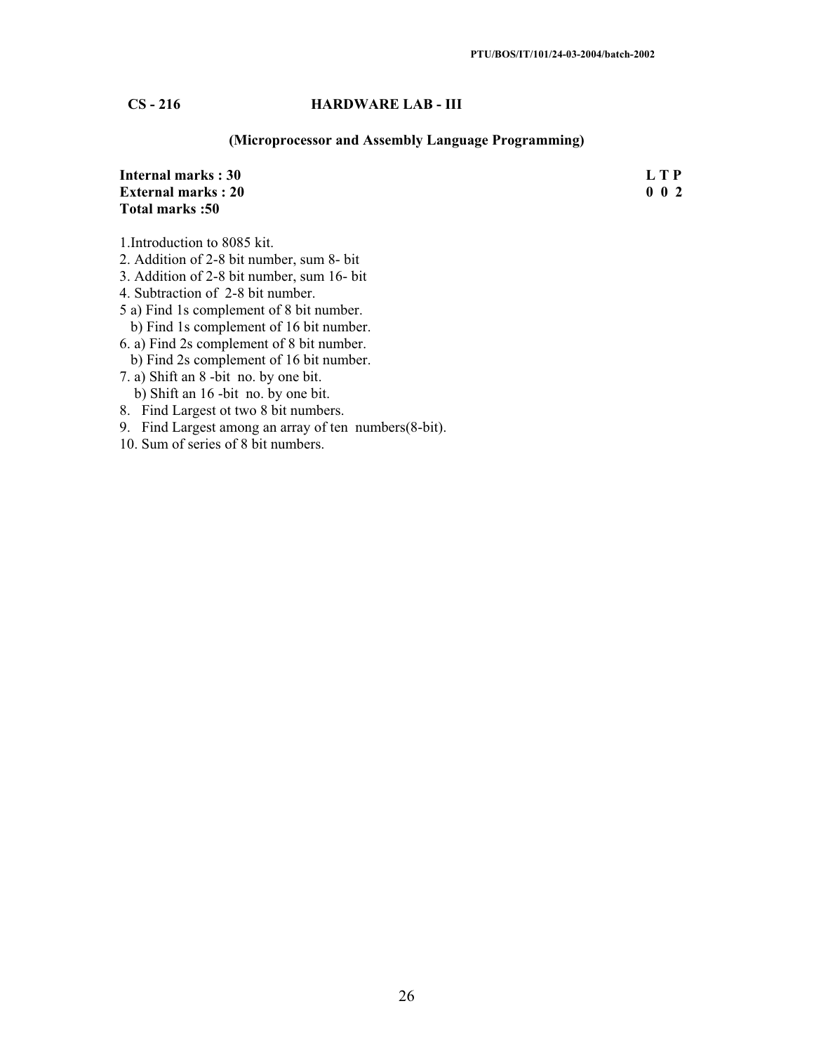**CS - 216 HARDWARE LAB - III**

**(Microprocessor and Assembly Language Programming)**

**Internal marks : 30** **L T P**
**External marks : 20** **0 0 2**
**Total marks :50**

1.Introduction to 8085 kit.
2. Addition of 2-8 bit number, sum 8- bit
3. Addition of 2-8 bit number, sum 16- bit
4. Subtraction of 2-8 bit number.
5 a) Find 1s complement of 8 bit number.
   b) Find 1s complement of 16 bit number.
6. a) Find 2s complement of 8 bit number.
   b) Find 2s complement of 16 bit number.
7. a) Shift an 8 -bit no. by one bit.
   b) Shift an 16 -bit no. by one bit.
8. Find Largest ot two 8 bit numbers.
9. Find Largest among an array of ten numbers(8-bit).
10. Sum of series of 8 bit numbers.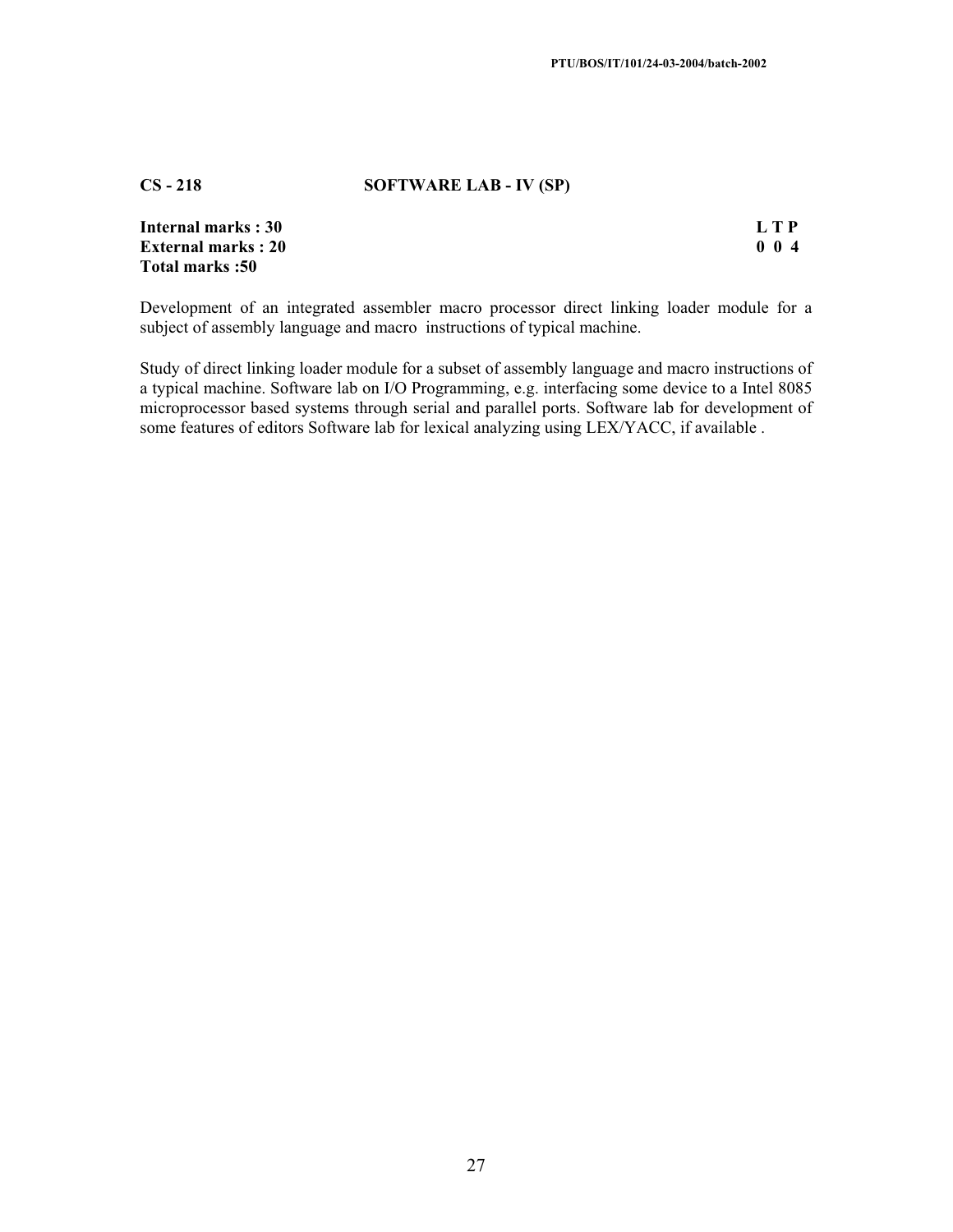**CS - 218 SOFTWARE LAB - IV (SP)**

| | |
|---|---|
| **Internal marks : 30** | **L T P** |
| **External marks : 20** | **0 0 4** |
| **Total marks :50** | |

Development of an integrated assembler macro processor direct linking loader module for a subject of assembly language and macro instructions of typical machine.

Study of direct linking loader module for a subset of assembly language and macro instructions of a typical machine. Software lab on I/O Programming, e.g. interfacing some device to a Intel 8085 microprocessor based systems through serial and parallel ports. Software lab for development of some features of editors Software lab for lexical analyzing using LEX/YACC, if available .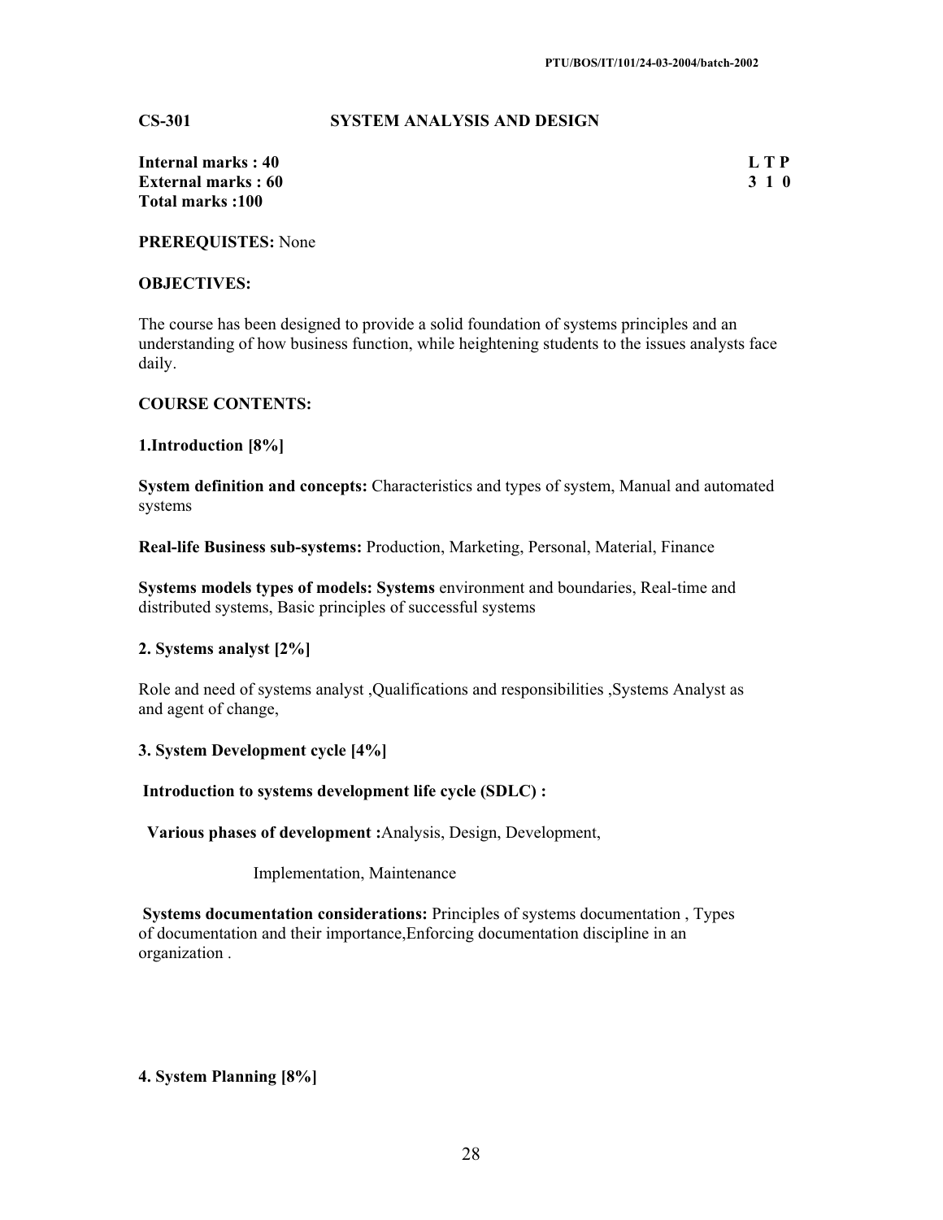**CS-301 SYSTEM ANALYSIS AND DESIGN**

**Internal marks : 40** **L T P**
**External marks : 60** **3 1 0**
**Total marks :100**

**PREREQUISTES:** None

**OBJECTIVES:**

The course has been designed to provide a solid foundation of systems principles and an understanding of how business function, while heightening students to the issues analysts face daily.

**COURSE CONTENTS:**

**1.Introduction [8%]**

**System definition and concepts:** Characteristics and types of system, Manual and automated systems

**Real-life Business sub-systems:** Production, Marketing, Personal, Material, Finance

**Systems models types of models: Systems** environment and boundaries, Real-time and distributed systems, Basic principles of successful systems

**2. Systems analyst [2%]**

Role and need of systems analyst ,Qualifications and responsibilities ,Systems Analyst as and agent of change,

**3. System Development cycle [4%]**

**Introduction to systems development life cycle (SDLC) :**

**Various phases of development :**Analysis, Design, Development, Implementation, Maintenance

**Systems documentation considerations:** Principles of systems documentation , Types of documentation and their importance,Enforcing documentation discipline in an organization .

**4. System Planning [8%]**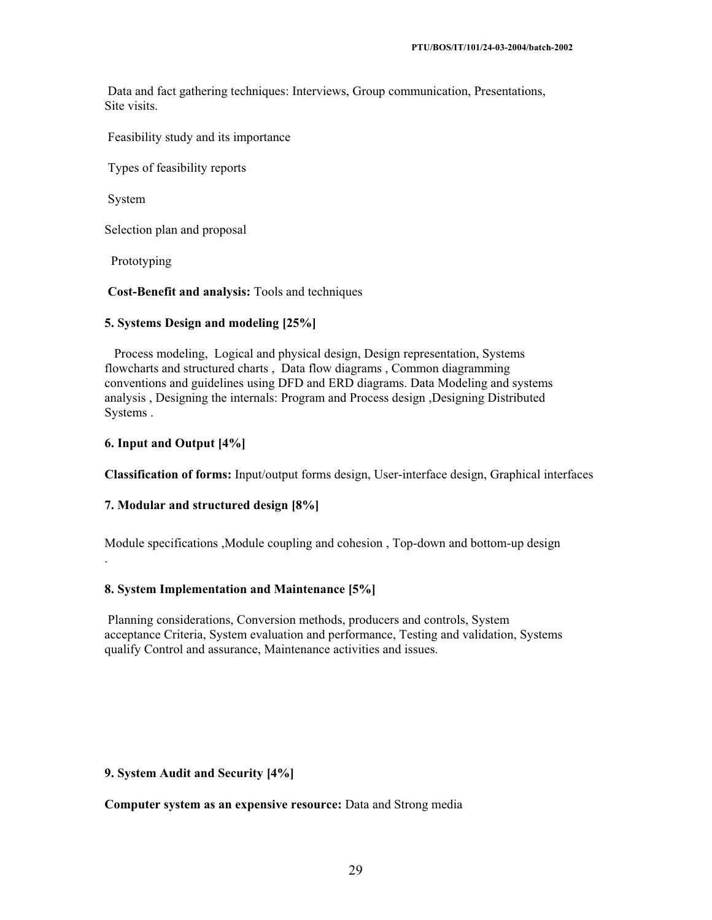Data and fact gathering techniques: Interviews, Group communication, Presentations, Site visits.

Feasibility study and its importance

Types of feasibility reports

System

Selection plan and proposal

Prototyping

**Cost-Benefit and analysis:** Tools and techniques

**5. Systems Design and modeling [25%]**

Process modeling, Logical and physical design, Design representation, Systems flowcharts and structured charts , Data flow diagrams , Common diagramming conventions and guidelines using DFD and ERD diagrams. Data Modeling and systems analysis , Designing the internals: Program and Process design ,Designing Distributed Systems .

**6. Input and Output [4%]**

**Classification of forms:** Input/output forms design, User-interface design, Graphical interfaces

**7. Modular and structured design [8%]**

Module specifications ,Module coupling and cohesion , Top-down and bottom-up design

.

**8. System Implementation and Maintenance [5%]**

Planning considerations, Conversion methods, producers and controls, System acceptance Criteria, System evaluation and performance, Testing and validation, Systems qualify Control and assurance, Maintenance activities and issues.

**9. System Audit and Security [4%]**

**Computer system as an expensive resource:** Data and Strong media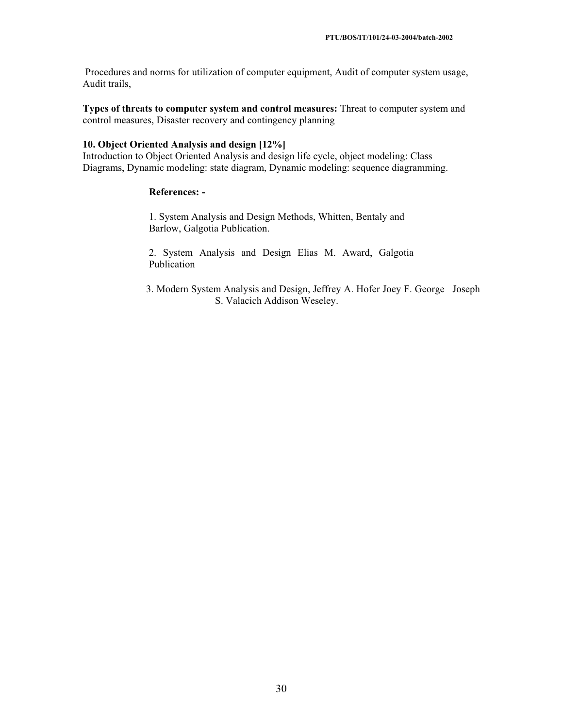Procedures and norms for utilization of computer equipment, Audit of computer system usage, Audit trails,

**Types of threats to computer system and control measures:** Threat to computer system and control measures, Disaster recovery and contingency planning

**10. Object Oriented Analysis and design [12%]**

Introduction to Object Oriented Analysis and design life cycle, object modeling: Class Diagrams, Dynamic modeling: state diagram, Dynamic modeling: sequence diagramming.

**References: -**

1. System Analysis and Design Methods, Whitten, Bentaly and Barlow, Galgotia Publication.

2. System Analysis and Design Elias M. Award, Galgotia Publication

3. Modern System Analysis and Design, Jeffrey A. Hofer Joey F. George Joseph S. Valacich Addison Weseley.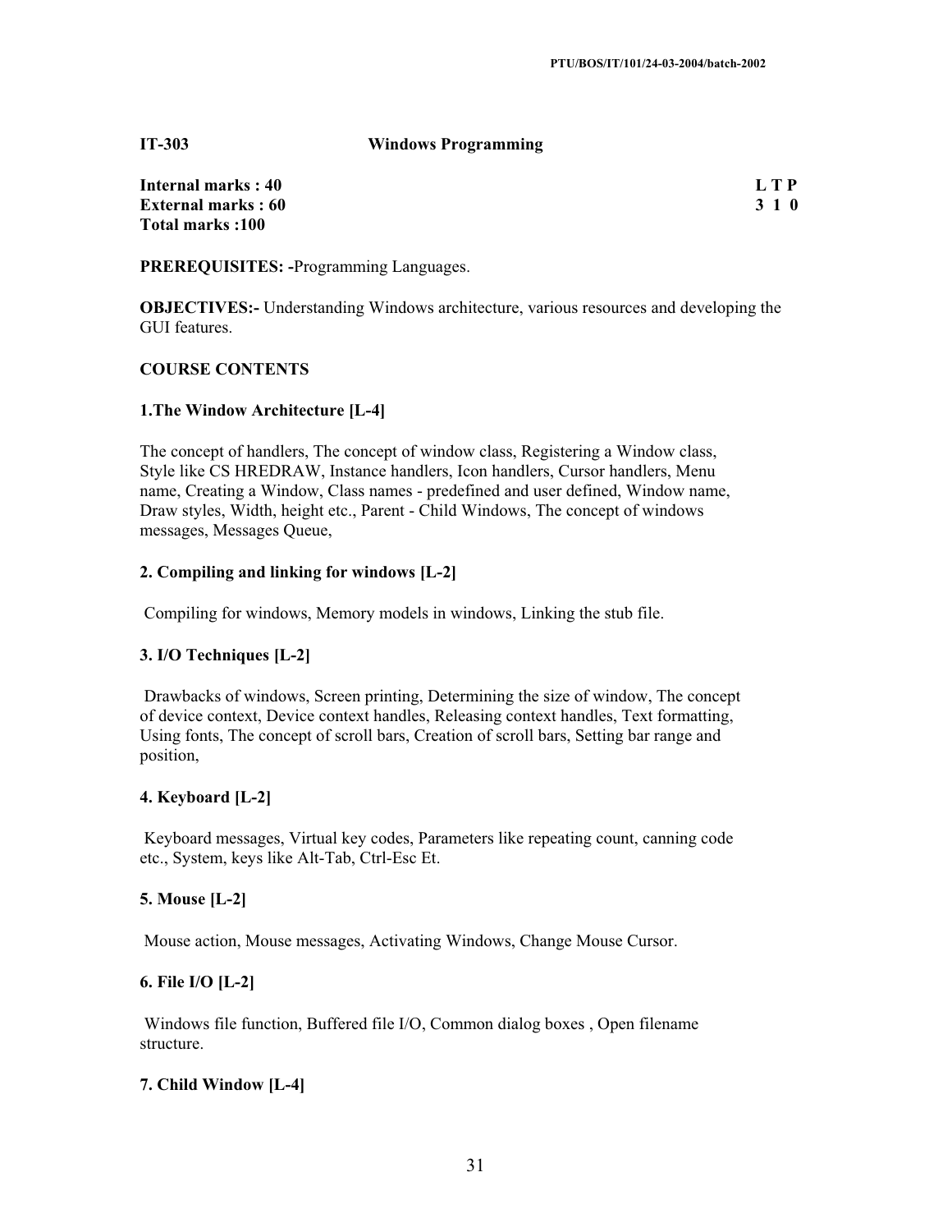**IT-303 Windows Programming**

**Internal marks : 40** **L T P**
**External marks : 60** **3 1 0**
**Total marks :100**

**PREREQUISITES: -**Programming Languages.

**OBJECTIVES:-** Understanding Windows architecture, various resources and developing the GUI features.

**COURSE CONTENTS**

**1.The Window Architecture [L-4]**

The concept of handlers, The concept of window class, Registering a Window class, Style like CS HREDRAW, Instance handlers, Icon handlers, Cursor handlers, Menu name, Creating a Window, Class names - predefined and user defined, Window name, Draw styles, Width, height etc., Parent - Child Windows, The concept of windows messages, Messages Queue,

**2. Compiling and linking for windows [L-2]**

Compiling for windows, Memory models in windows, Linking the stub file.

**3. I/O Techniques [L-2]**

Drawbacks of windows, Screen printing, Determining the size of window, The concept of device context, Device context handles, Releasing context handles, Text formatting, Using fonts, The concept of scroll bars, Creation of scroll bars, Setting bar range and position,

**4. Keyboard [L-2]**

Keyboard messages, Virtual key codes, Parameters like repeating count, canning code etc., System, keys like Alt-Tab, Ctrl-Esc Et.

**5. Mouse [L-2]**

Mouse action, Mouse messages, Activating Windows, Change Mouse Cursor.

**6. File I/O [L-2]**

Windows file function, Buffered file I/O, Common dialog boxes , Open filename structure.

**7. Child Window [L-4]**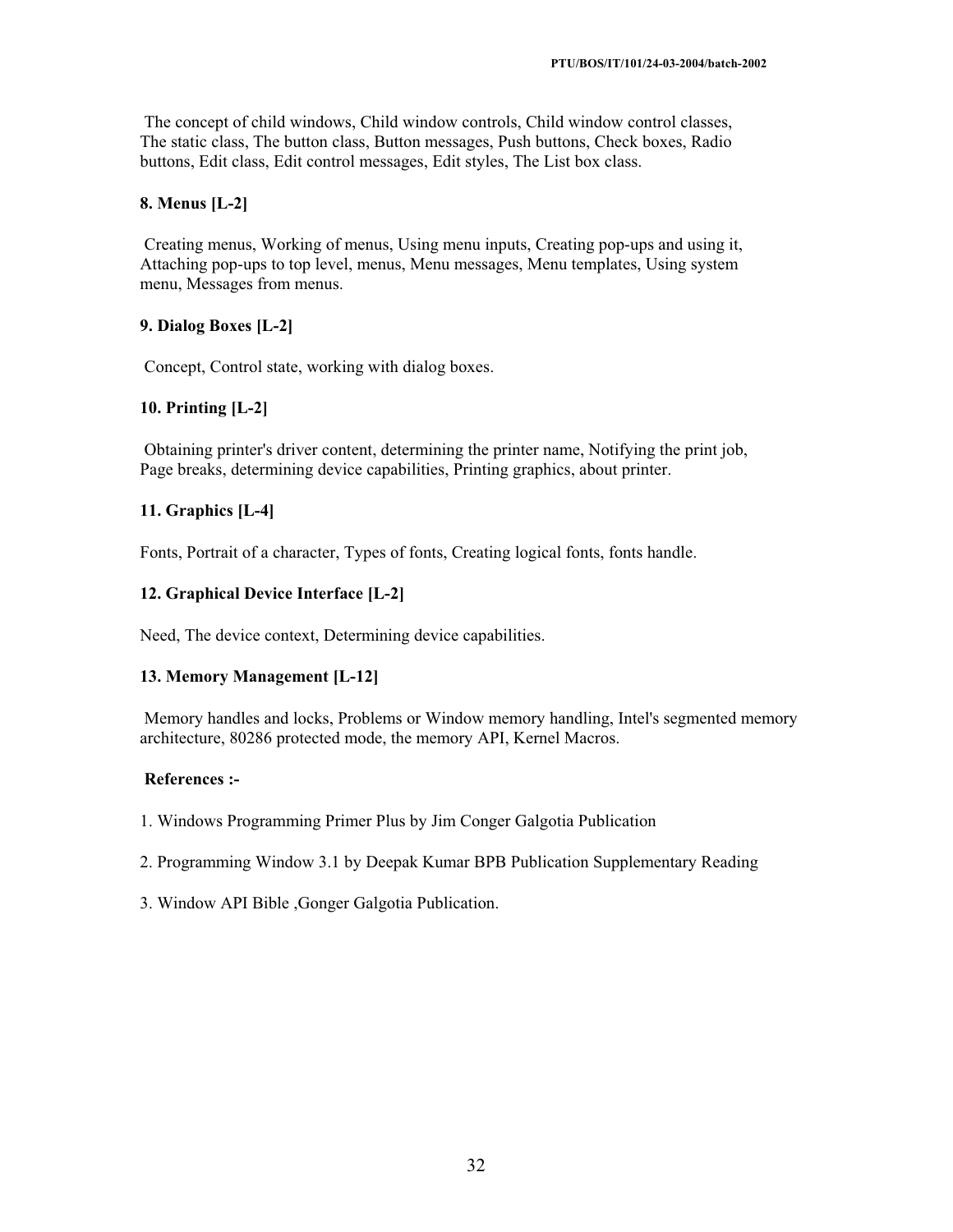The concept of child windows, Child window controls, Child window control classes, The static class, The button class, Button messages, Push buttons, Check boxes, Radio buttons, Edit class, Edit control messages, Edit styles, The List box class.

**8. Menus [L-2]**

Creating menus, Working of menus, Using menu inputs, Creating pop-ups and using it, Attaching pop-ups to top level, menus, Menu messages, Menu templates, Using system menu, Messages from menus.

**9. Dialog Boxes [L-2]**

Concept, Control state, working with dialog boxes.

**10. Printing [L-2]**

Obtaining printer's driver content, determining the printer name, Notifying the print job, Page breaks, determining device capabilities, Printing graphics, about printer.

**11. Graphics [L-4]**

Fonts, Portrait of a character, Types of fonts, Creating logical fonts, fonts handle.

**12. Graphical Device Interface [L-2]**

Need, The device context, Determining device capabilities.

**13. Memory Management [L-12]**

Memory handles and locks, Problems or Window memory handling, Intel's segmented memory architecture, 80286 protected mode, the memory API, Kernel Macros.

**References :-**

1. Windows Programming Primer Plus by Jim Conger Galgotia Publication

2. Programming Window 3.1 by Deepak Kumar BPB Publication Supplementary Reading

3. Window API Bible ,Gonger Galgotia Publication.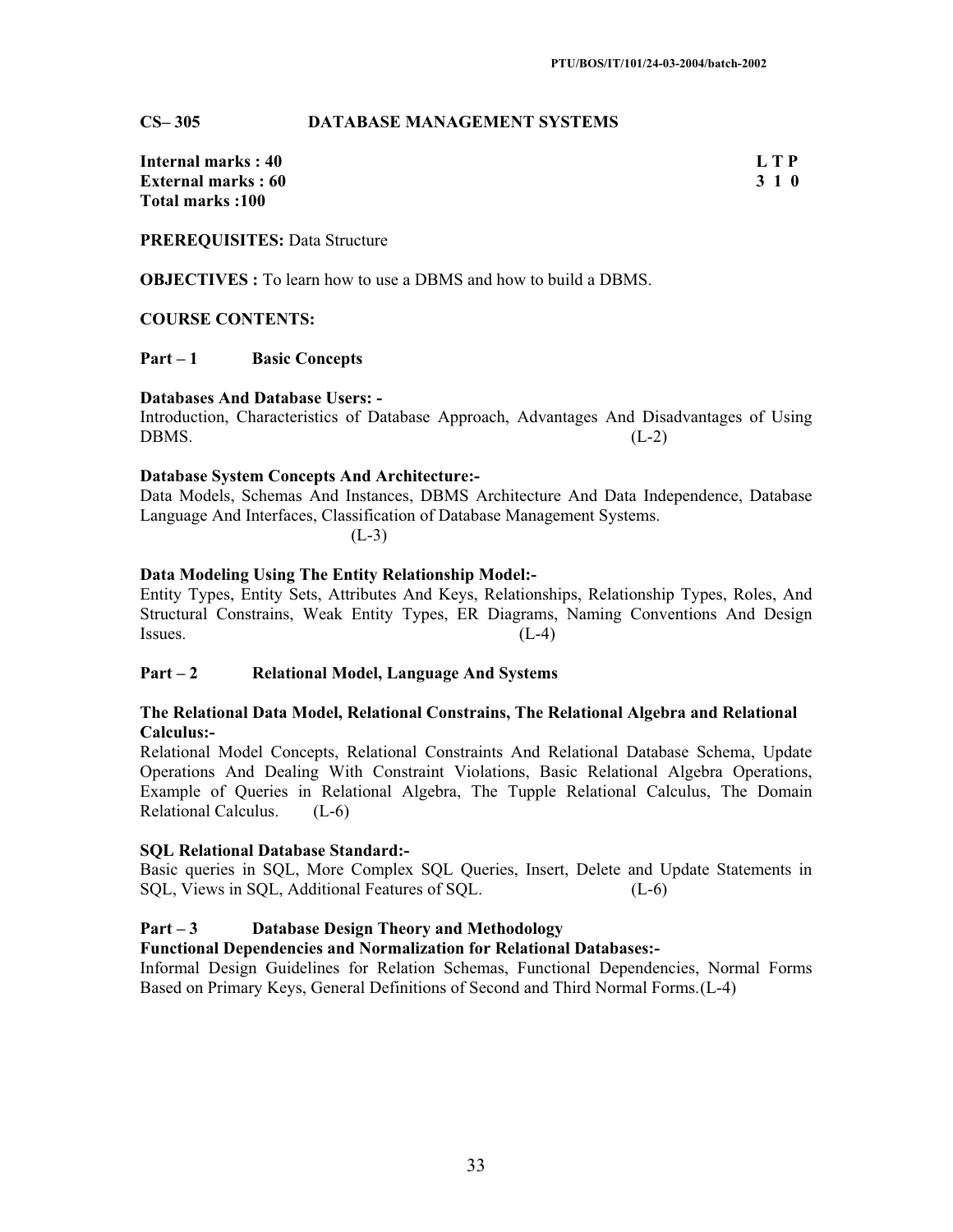## CS– 305 DATABASE MANAGEMENT SYSTEMS

| | |
|---|---|
| **Internal marks : 40** | **L T P** |
| **External marks : 60** | **3 1 0** |
| **Total marks :100** | |

**PREREQUISITES:** Data Structure

**OBJECTIVES :** To learn how to use a DBMS and how to build a DBMS.

**COURSE CONTENTS:**

### Part – 1 Basic Concepts

**Databases And Database Users: -**

Introduction, Characteristics of Database Approach, Advantages And Disadvantages of Using DBMS. (L-2)

**Database System Concepts And Architecture:-**

Data Models, Schemas And Instances, DBMS Architecture And Data Independence, Database Language And Interfaces, Classification of Database Management Systems. (L-3)

**Data Modeling Using The Entity Relationship Model:-**

Entity Types, Entity Sets, Attributes And Keys, Relationships, Relationship Types, Roles, And Structural Constrains, Weak Entity Types, ER Diagrams, Naming Conventions And Design Issues. (L-4)

### Part – 2 Relational Model, Language And Systems

**The Relational Data Model, Relational Constrains, The Relational Algebra and Relational Calculus:-**

Relational Model Concepts, Relational Constraints And Relational Database Schema, Update Operations And Dealing With Constraint Violations, Basic Relational Algebra Operations, Example of Queries in Relational Algebra, The Tupple Relational Calculus, The Domain Relational Calculus. (L-6)

**SQL Relational Database Standard:-**

Basic queries in SQL, More Complex SQL Queries, Insert, Delete and Update Statements in SQL, Views in SQL, Additional Features of SQL. (L-6)

### Part – 3 Database Design Theory and Methodology

**Functional Dependencies and Normalization for Relational Databases:-**

Informal Design Guidelines for Relation Schemas, Functional Dependencies, Normal Forms Based on Primary Keys, General Definitions of Second and Third Normal Forms.(L-4)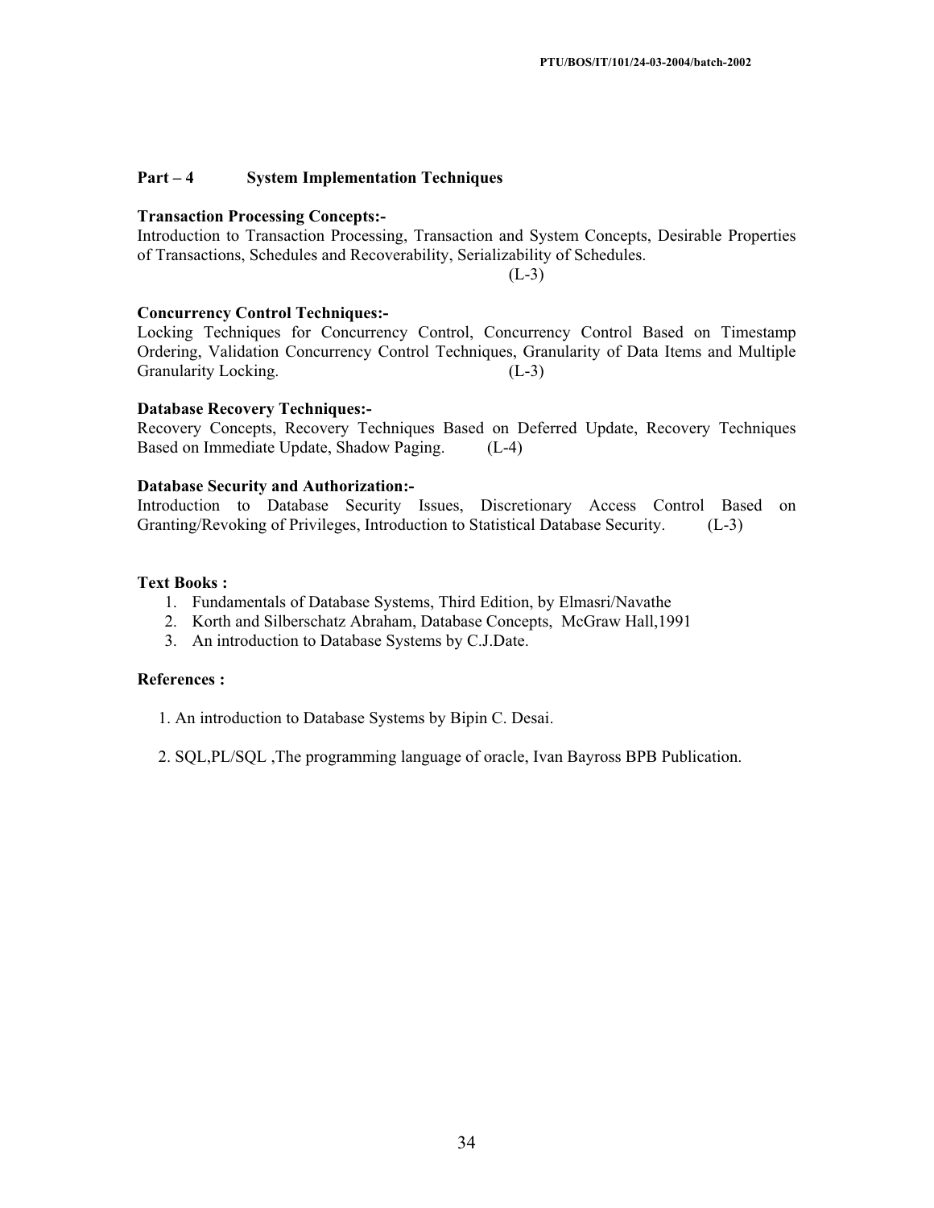## Part – 4 System Implementation Techniques

**Transaction Processing Concepts:-**
Introduction to Transaction Processing, Transaction and System Concepts, Desirable Properties of Transactions, Schedules and Recoverability, Serializability of Schedules.
(L-3)

**Concurrency Control Techniques:-**
Locking Techniques for Concurrency Control, Concurrency Control Based on Timestamp Ordering, Validation Concurrency Control Techniques, Granularity of Data Items and Multiple Granularity Locking. (L-3)

**Database Recovery Techniques:-**
Recovery Concepts, Recovery Techniques Based on Deferred Update, Recovery Techniques Based on Immediate Update, Shadow Paging. (L-4)

**Database Security and Authorization:-**
Introduction to Database Security Issues, Discretionary Access Control Based on Granting/Revoking of Privileges, Introduction to Statistical Database Security. (L-3)

**Text Books :**

1. Fundamentals of Database Systems, Third Edition, by Elmasri/Navathe
2. Korth and Silberschatz Abraham, Database Concepts, McGraw Hall,1991
3. An introduction to Database Systems by C.J.Date.

**References :**

1. An introduction to Database Systems by Bipin C. Desai.
2. SQL,PL/SQL ,The programming language of oracle, Ivan Bayross BPB Publication.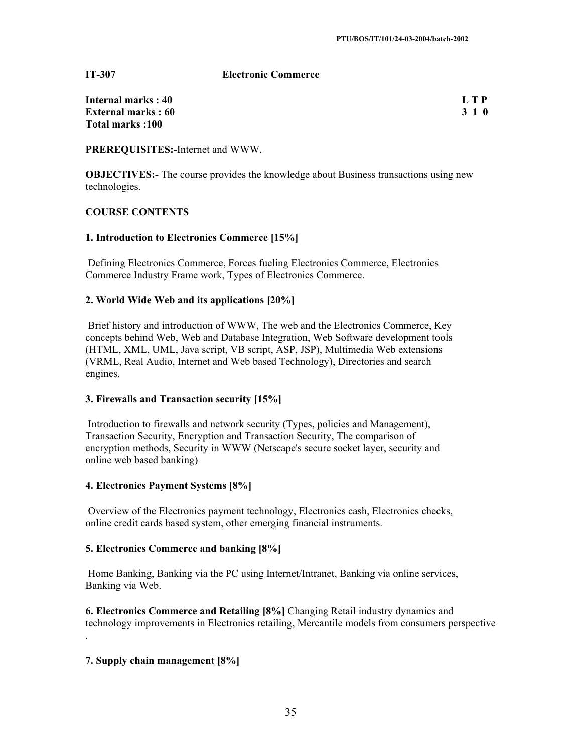PTU/BOS/IT/101/24-03-2004/batch-2002

**IT-307 Electronic Commerce**

**Internal marks : 40** **L T P**
**External marks : 60** **3 1 0**
**Total marks :100**

**PREREQUISITES:-**Internet and WWW.

**OBJECTIVES:-** The course provides the knowledge about Business transactions using new technologies.

**COURSE CONTENTS**

**1. Introduction to Electronics Commerce [15%]**

Defining Electronics Commerce, Forces fueling Electronics Commerce, Electronics Commerce Industry Frame work, Types of Electronics Commerce.

**2. World Wide Web and its applications [20%]**

Brief history and introduction of WWW, The web and the Electronics Commerce, Key concepts behind Web, Web and Database Integration, Web Software development tools (HTML, XML, UML, Java script, VB script, ASP, JSP), Multimedia Web extensions (VRML, Real Audio, Internet and Web based Technology), Directories and search engines.

**3. Firewalls and Transaction security [15%]**

Introduction to firewalls and network security (Types, policies and Management), Transaction Security, Encryption and Transaction Security, The comparison of encryption methods, Security in WWW (Netscape's secure socket layer, security and online web based banking)

**4. Electronics Payment Systems [8%]**

Overview of the Electronics payment technology, Electronics cash, Electronics checks, online credit cards based system, other emerging financial instruments.

**5. Electronics Commerce and banking [8%]**

Home Banking, Banking via the PC using Internet/Intranet, Banking via online services, Banking via Web.

**6. Electronics Commerce and Retailing [8%]** Changing Retail industry dynamics and technology improvements in Electronics retailing, Mercantile models from consumers perspective .

**7. Supply chain management [8%]**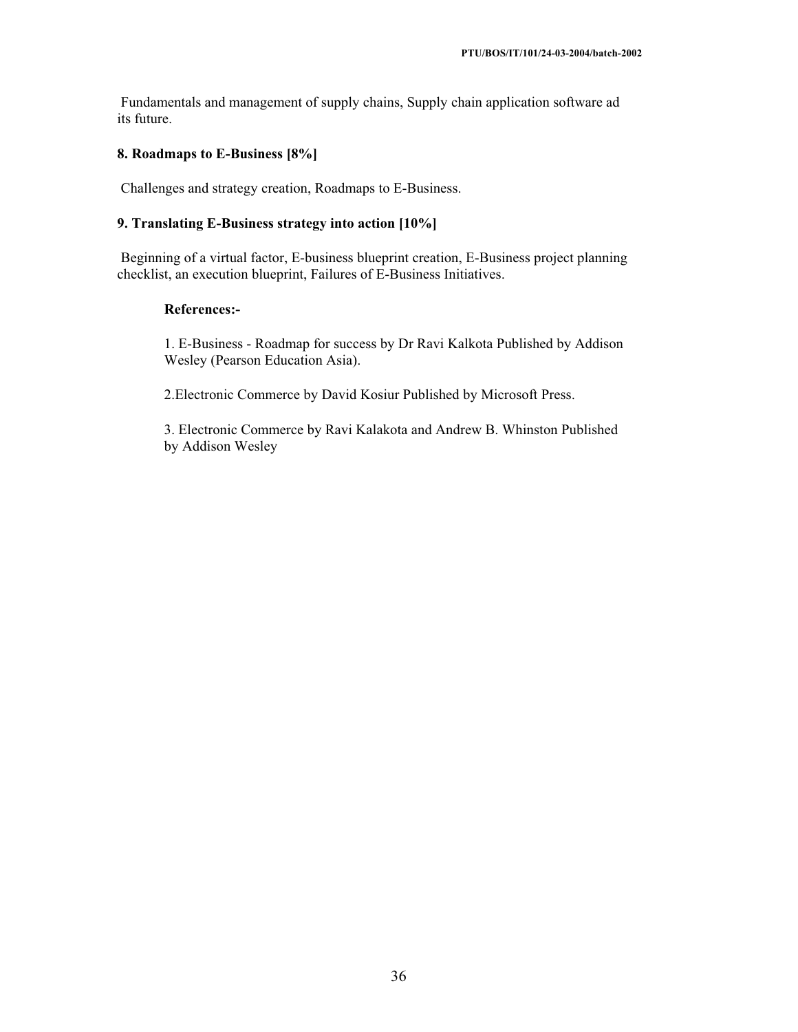Fundamentals and management of supply chains, Supply chain application software ad its future.

**8. Roadmaps to E-Business [8%]**

Challenges and strategy creation, Roadmaps to E-Business.

**9. Translating E-Business strategy into action [10%]**

Beginning of a virtual factor, E-business blueprint creation, E-Business project planning checklist, an execution blueprint, Failures of E-Business Initiatives.

**References:-**

1. E-Business - Roadmap for success by Dr Ravi Kalkota Published by Addison Wesley (Pearson Education Asia).

2.Electronic Commerce by David Kosiur Published by Microsoft Press.

3. Electronic Commerce by Ravi Kalakota and Andrew B. Whinston Published by Addison Wesley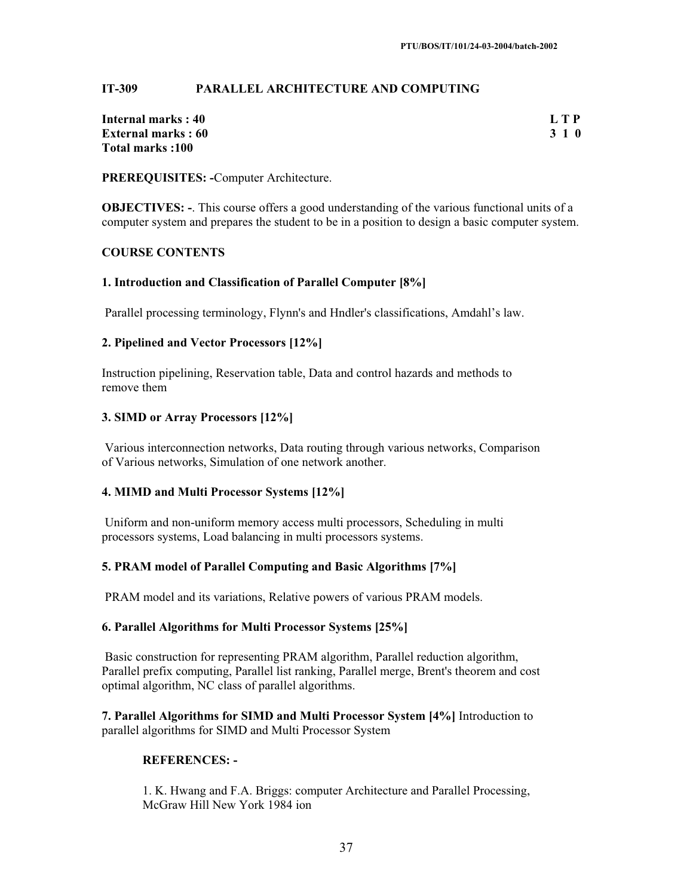## IT-309 PARALLEL ARCHITECTURE AND COMPUTING

**Internal marks : 40**
**External marks : 60**
**Total marks :100**

**L T P**
**3 1 0**

**PREREQUISITES: -**Computer Architecture.

**OBJECTIVES: -**. This course offers a good understanding of the various functional units of a computer system and prepares the student to be in a position to design a basic computer system.

**COURSE CONTENTS**

**1. Introduction and Classification of Parallel Computer [8%]**

Parallel processing terminology, Flynn's and Hndler's classifications, Amdahl's law.

**2. Pipelined and Vector Processors [12%]**

Instruction pipelining, Reservation table, Data and control hazards and methods to remove them

**3. SIMD or Array Processors [12%]**

Various interconnection networks, Data routing through various networks, Comparison of Various networks, Simulation of one network another.

**4. MIMD and Multi Processor Systems [12%]**

Uniform and non-uniform memory access multi processors, Scheduling in multi processors systems, Load balancing in multi processors systems.

**5. PRAM model of Parallel Computing and Basic Algorithms [7%]**

PRAM model and its variations, Relative powers of various PRAM models.

**6. Parallel Algorithms for Multi Processor Systems [25%]**

Basic construction for representing PRAM algorithm, Parallel reduction algorithm, Parallel prefix computing, Parallel list ranking, Parallel merge, Brent's theorem and cost optimal algorithm, NC class of parallel algorithms.

**7. Parallel Algorithms for SIMD and Multi Processor System [4%]** Introduction to parallel algorithms for SIMD and Multi Processor System

**REFERENCES: -**

1. K. Hwang and F.A. Briggs: computer Architecture and Parallel Processing, McGraw Hill New York 1984 ion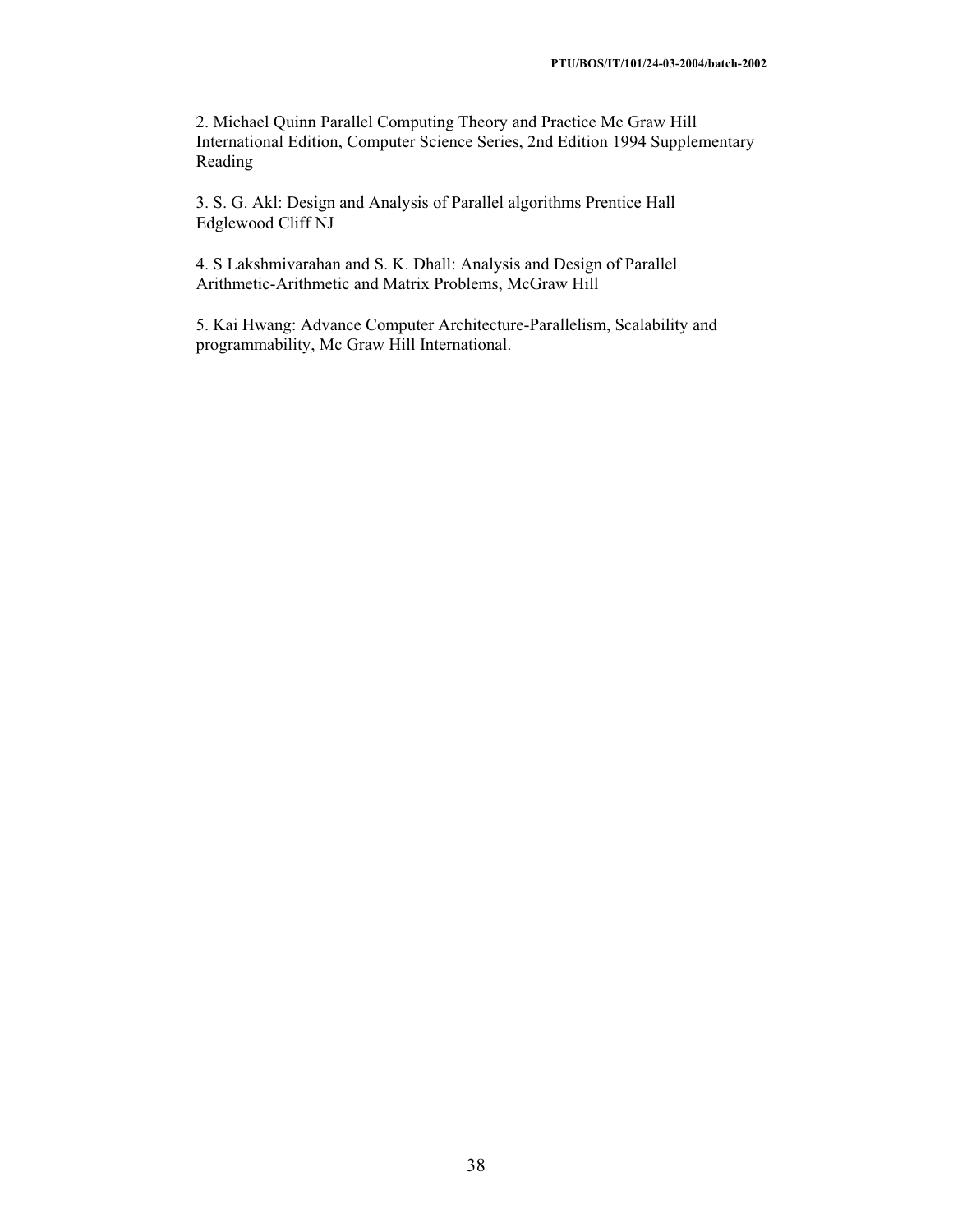2. Michael Quinn Parallel Computing Theory and Practice Mc Graw Hill International Edition, Computer Science Series, 2nd Edition 1994 Supplementary Reading

3. S. G. Akl: Design and Analysis of Parallel algorithms Prentice Hall Edglewood Cliff NJ

4. S Lakshmivarahan and S. K. Dhall: Analysis and Design of Parallel Arithmetic-Arithmetic and Matrix Problems, McGraw Hill

5. Kai Hwang: Advance Computer Architecture-Parallelism, Scalability and programmability, Mc Graw Hill International.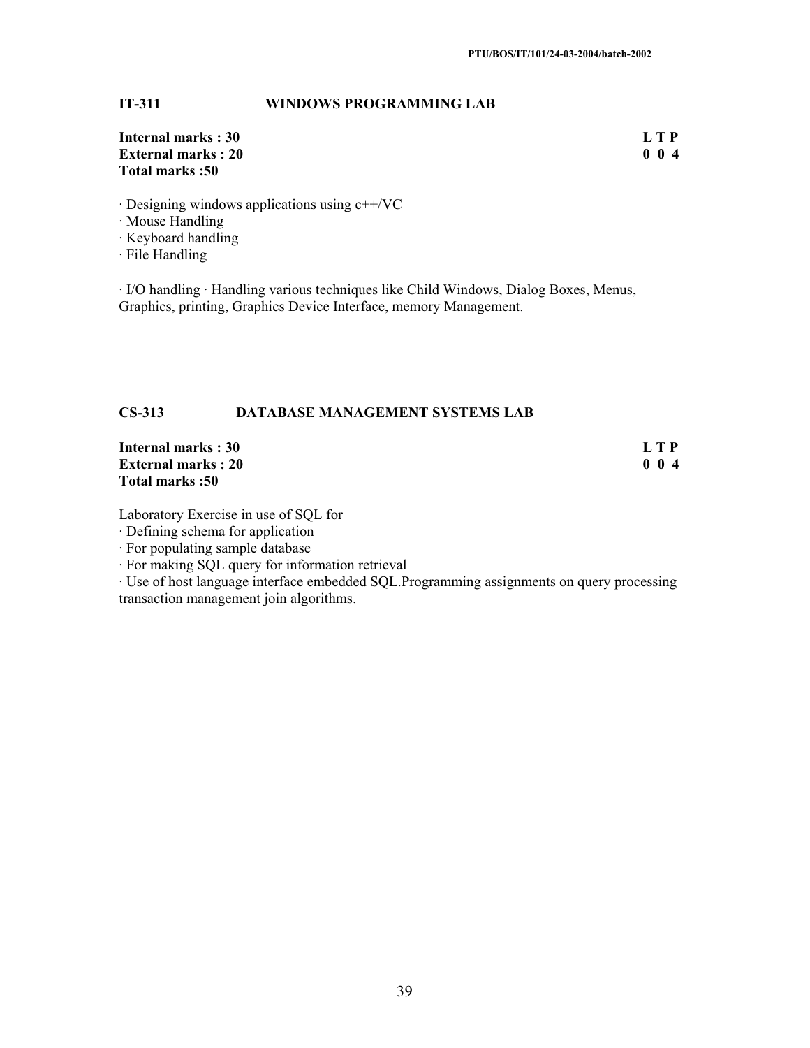## IT-311 WINDOWS PROGRAMMING LAB

**Internal marks : 30** **L T P**
**External marks : 20** **0 0 4**
**Total marks :50**

· Designing windows applications using c++/VC
· Mouse Handling
· Keyboard handling
· File Handling

· I/O handling · Handling various techniques like Child Windows, Dialog Boxes, Menus, Graphics, printing, Graphics Device Interface, memory Management.

## CS-313 DATABASE MANAGEMENT SYSTEMS LAB

**Internal marks : 30** **L T P**
**External marks : 20** **0 0 4**
**Total marks :50**

Laboratory Exercise in use of SQL for
· Defining schema for application
· For populating sample database
· For making SQL query for information retrieval
· Use of host language interface embedded SQL.Programming assignments on query processing transaction management join algorithms.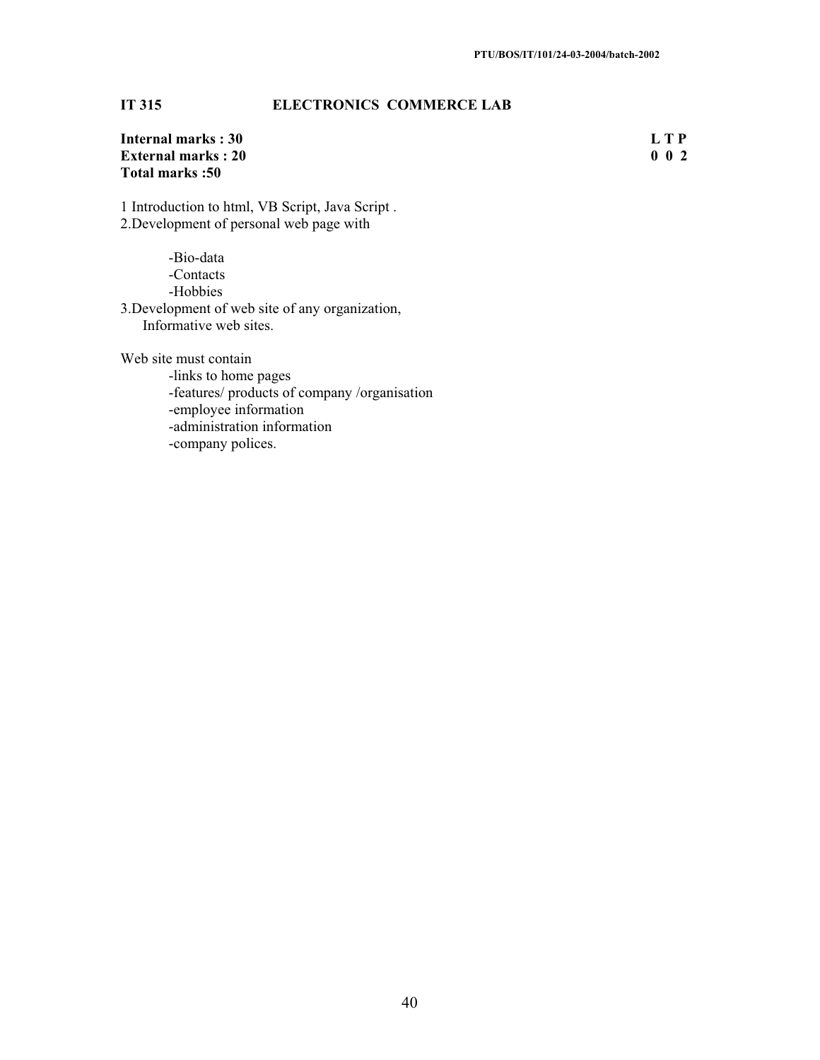## IT 315 ELECTRONICS COMMERCE LAB

| | |
|---|---|
| **Internal marks : 30** | **L T P** |
| **External marks : 20** | **0 0 2** |
| **Total marks :50** | |

1 Introduction to html, VB Script, Java Script .
2.Development of personal web page with

- -Bio-data
- -Contacts
- -Hobbies

3.Development of web site of any organization,
Informative web sites.

Web site must contain

- -links to home pages
- -features/ products of company /organisation
- -employee information
- -administration information
- -company polices.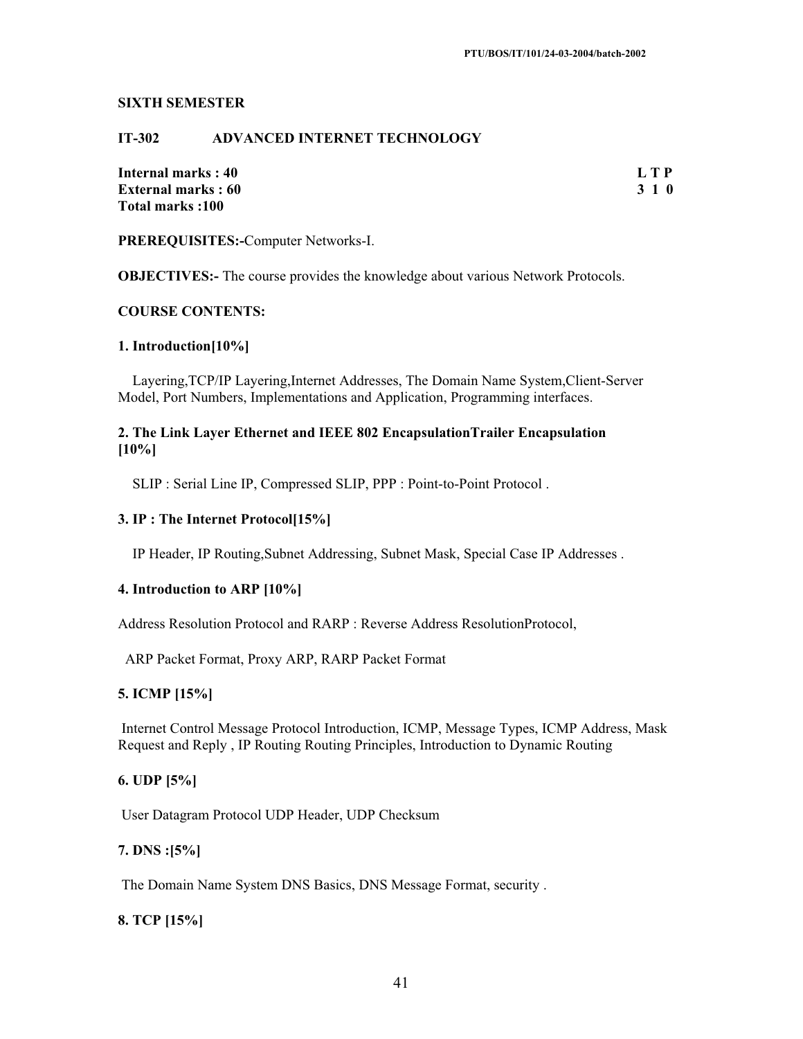## SIXTH SEMESTER

### IT-302 ADVANCED INTERNET TECHNOLOGY

**Internal marks : 40** **L T P**
**External marks : 60** **3 1 0**
**Total marks :100**

**PREREQUISITES:-**Computer Networks-I.

**OBJECTIVES:-** The course provides the knowledge about various Network Protocols.

**COURSE CONTENTS:**

**1. Introduction[10%]**

Layering,TCP/IP Layering,Internet Addresses, The Domain Name System,Client-Server Model, Port Numbers, Implementations and Application, Programming interfaces.

**2. The Link Layer Ethernet and IEEE 802 EncapsulationTrailer Encapsulation [10%]**

SLIP : Serial Line IP, Compressed SLIP, PPP : Point-to-Point Protocol .

**3. IP : The Internet Protocol[15%]**

IP Header, IP Routing,Subnet Addressing, Subnet Mask, Special Case IP Addresses .

**4. Introduction to ARP [10%]**

Address Resolution Protocol and RARP : Reverse Address ResolutionProtocol,

ARP Packet Format, Proxy ARP, RARP Packet Format

**5. ICMP [15%]**

Internet Control Message Protocol Introduction, ICMP, Message Types, ICMP Address, Mask Request and Reply , IP Routing Routing Principles, Introduction to Dynamic Routing

**6. UDP [5%]**

User Datagram Protocol UDP Header, UDP Checksum

**7. DNS :[5%]**

The Domain Name System DNS Basics, DNS Message Format, security .

**8. TCP [15%]**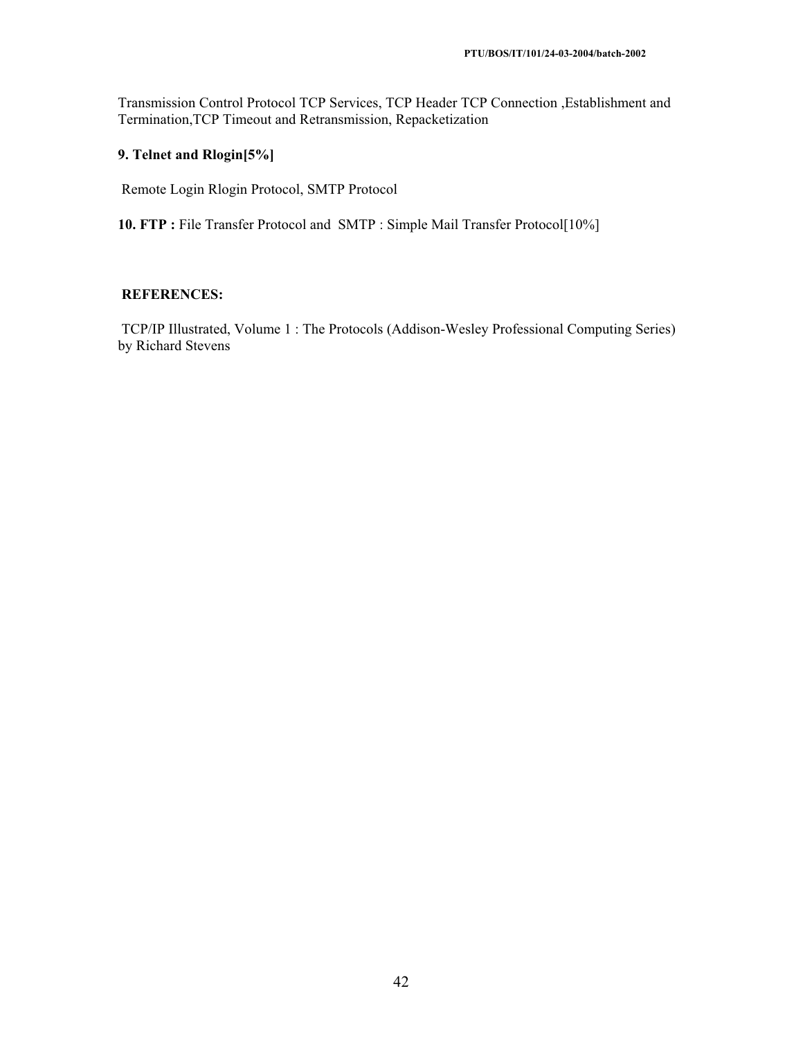Transmission Control Protocol TCP Services, TCP Header TCP Connection ,Establishment and Termination,TCP Timeout and Retransmission, Repacketization

**9. Telnet and Rlogin[5%]**

Remote Login Rlogin Protocol, SMTP Protocol

**10. FTP :** File Transfer Protocol and SMTP : Simple Mail Transfer Protocol[10%]

**REFERENCES:**

TCP/IP Illustrated, Volume 1 : The Protocols (Addison-Wesley Professional Computing Series) by Richard Stevens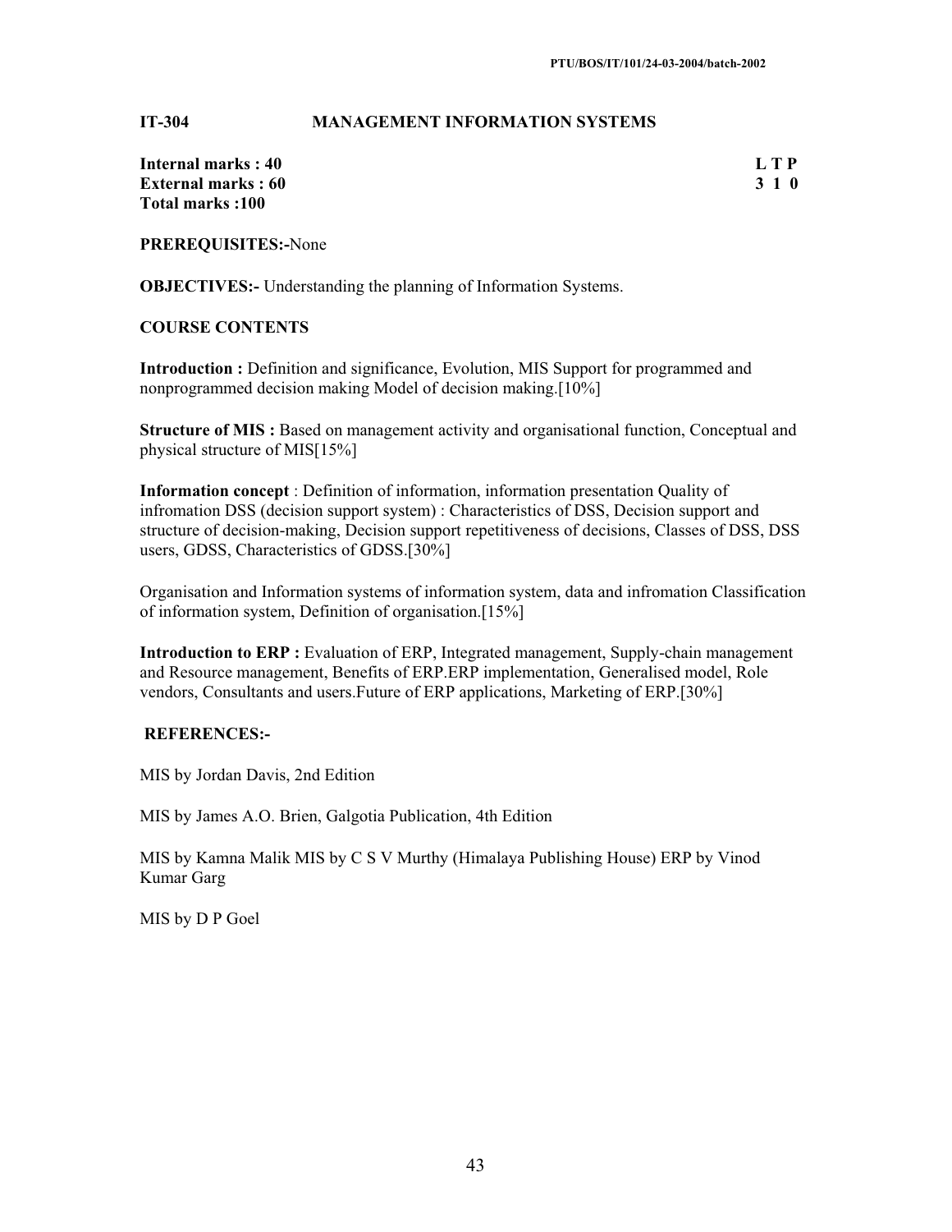## IT-304 MANAGEMENT INFORMATION SYSTEMS

**Internal marks : 40**
**External marks : 60**
**Total marks :100**

| L | T | P |
|---|---|---|
| 3 | 1 | 0 |

**PREREQUISITES:-**None

**OBJECTIVES:-** Understanding the planning of Information Systems.

**COURSE CONTENTS**

**Introduction :** Definition and significance, Evolution, MIS Support for programmed and nonprogrammed decision making Model of decision making.[10%]

**Structure of MIS :** Based on management activity and organisational function, Conceptual and physical structure of MIS[15%]

**Information concept** : Definition of information, information presentation Quality of infromation DSS (decision support system) : Characteristics of DSS, Decision support and structure of decision-making, Decision support repetitiveness of decisions, Classes of DSS, DSS users, GDSS, Characteristics of GDSS.[30%]

Organisation and Information systems of information system, data and infromation Classification of information system, Definition of organisation.[15%]

**Introduction to ERP :** Evaluation of ERP, Integrated management, Supply-chain management and Resource management, Benefits of ERP.ERP implementation, Generalised model, Role vendors, Consultants and users.Future of ERP applications, Marketing of ERP.[30%]

**REFERENCES:-**

MIS by Jordan Davis, 2nd Edition

MIS by James A.O. Brien, Galgotia Publication, 4th Edition

MIS by Kamna Malik MIS by C S V Murthy (Himalaya Publishing House) ERP by Vinod Kumar Garg

MIS by D P Goel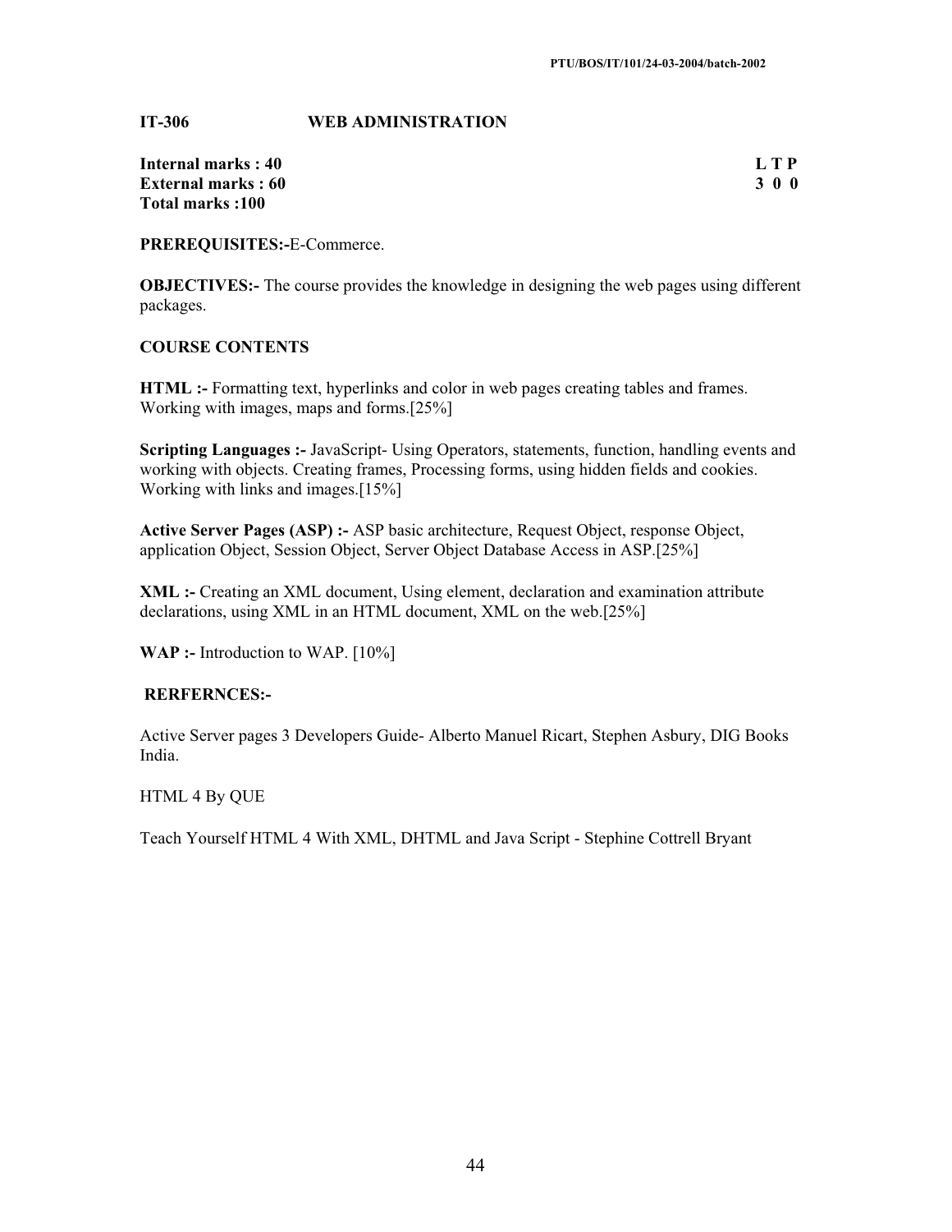## IT-306 WEB ADMINISTRATION

**Internal marks : 40**
**External marks : 60**
**Total marks :100**

| L | T | P |
|---|---|---|
| 3 | 0 | 0 |

**PREREQUISITES:-**E-Commerce.

**OBJECTIVES:-** The course provides the knowledge in designing the web pages using different packages.

**COURSE CONTENTS**

**HTML :-** Formatting text, hyperlinks and color in web pages creating tables and frames. Working with images, maps and forms.[25%]

**Scripting Languages :-** JavaScript- Using Operators, statements, function, handling events and working with objects. Creating frames, Processing forms, using hidden fields and cookies. Working with links and images.[15%]

**Active Server Pages (ASP) :-** ASP basic architecture, Request Object, response Object, application Object, Session Object, Server Object Database Access in ASP.[25%]

**XML :-** Creating an XML document, Using element, declaration and examination attribute declarations, using XML in an HTML document, XML on the web.[25%]

**WAP :-** Introduction to WAP. [10%]

**RERFERNCES:-**

Active Server pages 3 Developers Guide- Alberto Manuel Ricart, Stephen Asbury, DIG Books India.

HTML 4 By QUE

Teach Yourself HTML 4 With XML, DHTML and Java Script - Stephine Cottrell Bryant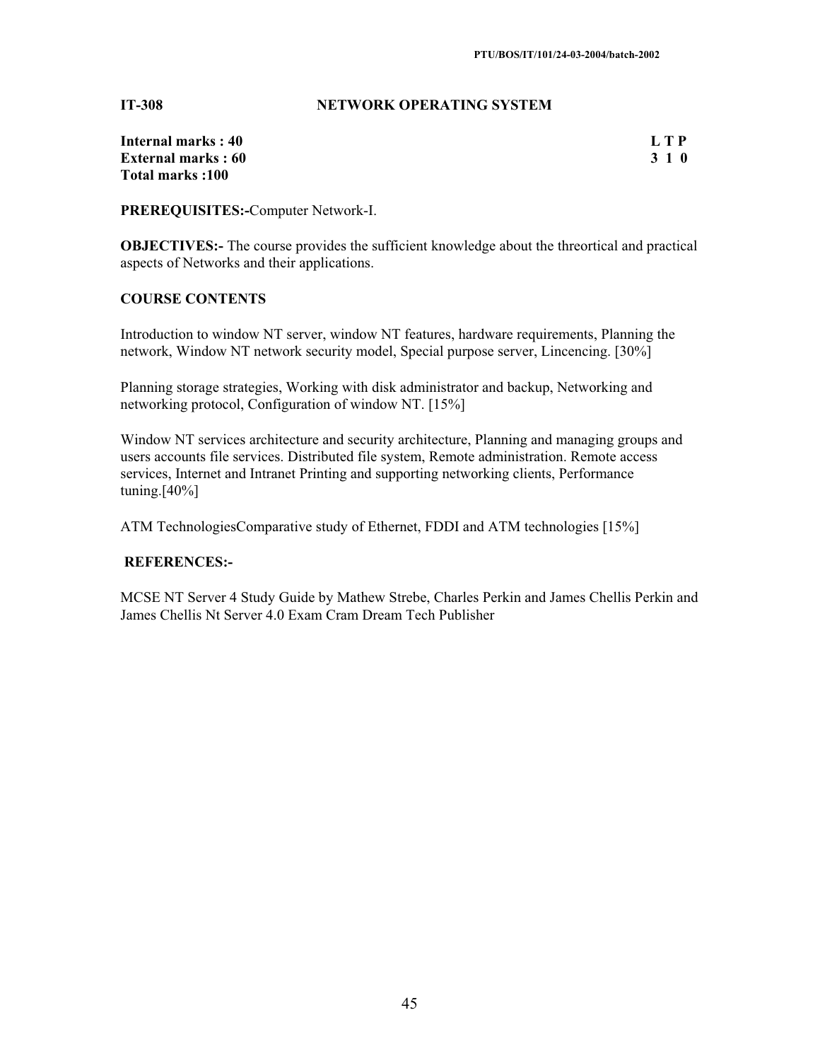**IT-308 NETWORK OPERATING SYSTEM**

| | |
|---|---|
| **Internal marks : 40** | **L T P** |
| **External marks : 60** | **3 1 0** |
| **Total marks :100** | |

**PREREQUISITES:-**Computer Network-I.

**OBJECTIVES:-** The course provides the sufficient knowledge about the threortical and practical aspects of Networks and their applications.

**COURSE CONTENTS**

Introduction to window NT server, window NT features, hardware requirements, Planning the network, Window NT network security model, Special purpose server, Lincencing. [30%]

Planning storage strategies, Working with disk administrator and backup, Networking and networking protocol, Configuration of window NT. [15%]

Window NT services architecture and security architecture, Planning and managing groups and users accounts file services. Distributed file system, Remote administration. Remote access services, Internet and Intranet Printing and supporting networking clients, Performance tuning.[40%]

ATM TechnologiesComparative study of Ethernet, FDDI and ATM technologies [15%]

**REFERENCES:-**

MCSE NT Server 4 Study Guide by Mathew Strebe, Charles Perkin and James Chellis Perkin and James Chellis Nt Server 4.0 Exam Cram Dream Tech Publisher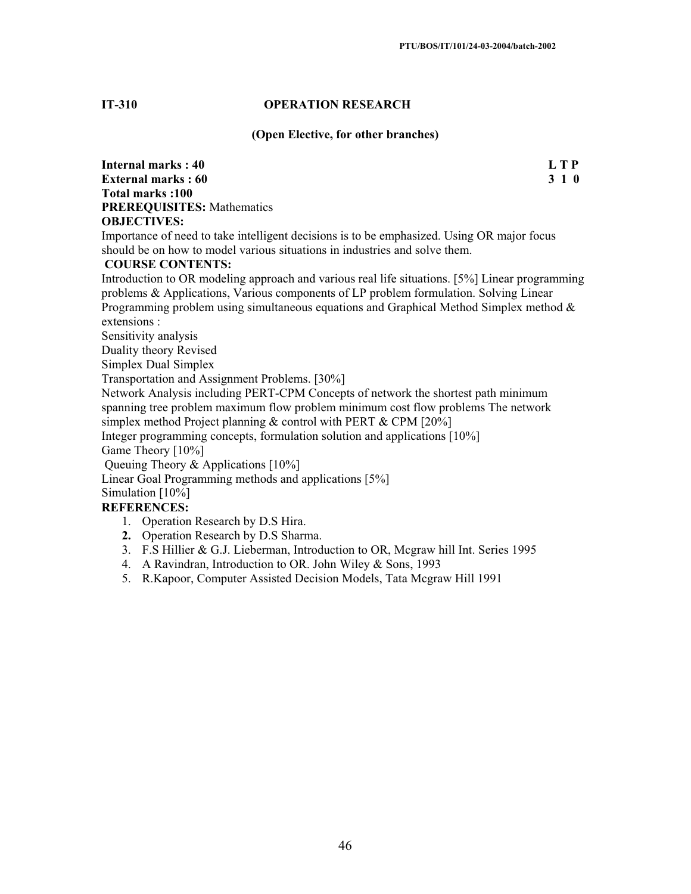**IT-310 OPERATION RESEARCH**

**(Open Elective, for other branches)**

| | |
|---|---|
| **Internal marks : 40** | **L T P** |
| **External marks : 60** | **3 1 0** |

**Total marks :100**

**PREREQUISITES:** Mathematics

**OBJECTIVES:**

Importance of need to take intelligent decisions is to be emphasized. Using OR major focus should be on how to model various situations in industries and solve them.

**COURSE CONTENTS:**

Introduction to OR modeling approach and various real life situations. [5%] Linear programming problems & Applications, Various components of LP problem formulation. Solving Linear Programming problem using simultaneous equations and Graphical Method Simplex method & extensions :

Sensitivity analysis

Duality theory Revised

Simplex Dual Simplex

Transportation and Assignment Problems. [30%]

Network Analysis including PERT-CPM Concepts of network the shortest path minimum spanning tree problem maximum flow problem minimum cost flow problems The network simplex method Project planning & control with PERT & CPM [20%]

Integer programming concepts, formulation solution and applications [10%]

Game Theory [10%]

Queuing Theory & Applications [10%]

Linear Goal Programming methods and applications [5%]

Simulation [10%]

**REFERENCES:**

1. Operation Research by D.S Hira.
2. Operation Research by D.S Sharma.
3. F.S Hillier & G.J. Lieberman, Introduction to OR, Mcgraw hill Int. Series 1995
4. A Ravindran, Introduction to OR. John Wiley & Sons, 1993
5. R.Kapoor, Computer Assisted Decision Models, Tata Mcgraw Hill 1991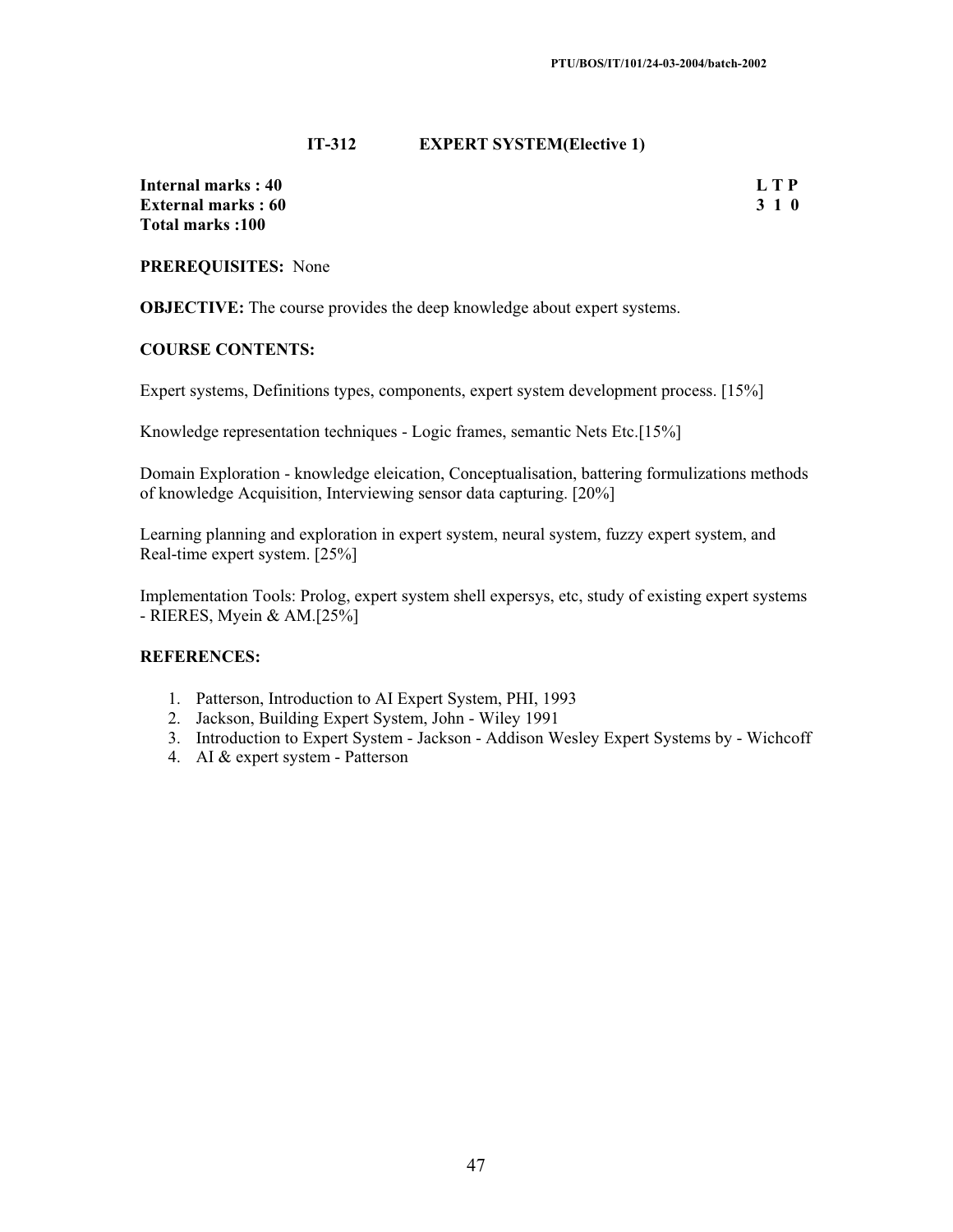## IT-312 EXPERT SYSTEM(Elective 1)

**Internal marks : 40** **L T P**
**External marks : 60** **3 1 0**
**Total marks :100**

**PREREQUISITES:** None

**OBJECTIVE:** The course provides the deep knowledge about expert systems.

**COURSE CONTENTS:**

Expert systems, Definitions types, components, expert system development process. [15%]

Knowledge representation techniques - Logic frames, semantic Nets Etc.[15%]

Domain Exploration - knowledge eleication, Conceptualisation, battering formulizations methods of knowledge Acquisition, Interviewing sensor data capturing. [20%]

Learning planning and exploration in expert system, neural system, fuzzy expert system, and Real-time expert system. [25%]

Implementation Tools: Prolog, expert system shell expersys, etc, study of existing expert systems - RIERES, Myein & AM.[25%]

**REFERENCES:**

1. Patterson, Introduction to AI Expert System, PHI, 1993
2. Jackson, Building Expert System, John - Wiley 1991
3. Introduction to Expert System - Jackson - Addison Wesley Expert Systems by - Wichcoff
4. AI & expert system - Patterson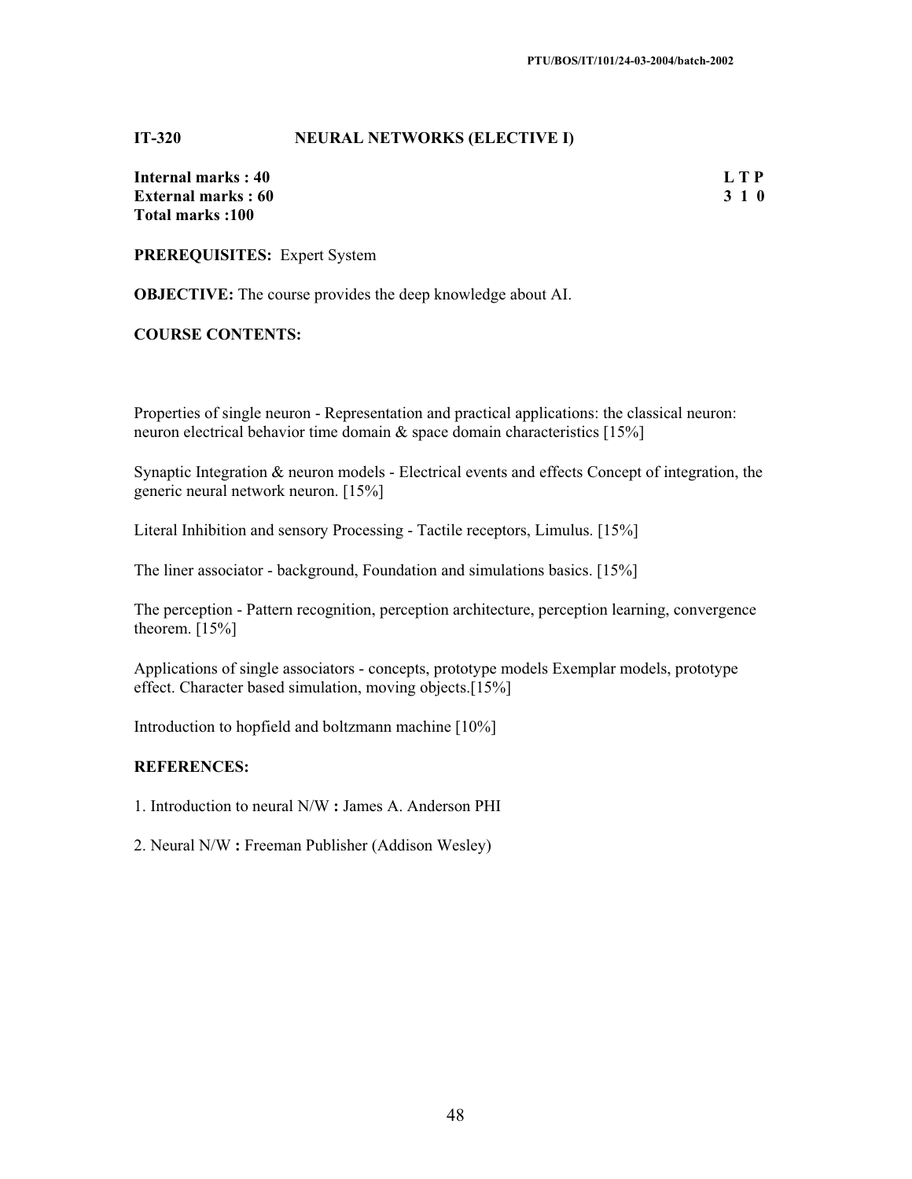## IT-320 NEURAL NETWORKS (ELECTIVE I)

**Internal marks : 40**
**External marks : 60**
**Total marks :100**

| L | T | P |
|---|---|---|
| 3 | 1 | 0 |

**PREREQUISITES:** Expert System

**OBJECTIVE:** The course provides the deep knowledge about AI.

**COURSE CONTENTS:**

Properties of single neuron - Representation and practical applications: the classical neuron: neuron electrical behavior time domain & space domain characteristics [15%]

Synaptic Integration & neuron models - Electrical events and effects Concept of integration, the generic neural network neuron. [15%]

Literal Inhibition and sensory Processing - Tactile receptors, Limulus. [15%]

The liner associator - background, Foundation and simulations basics. [15%]

The perception - Pattern recognition, perception architecture, perception learning, convergence theorem. [15%]

Applications of single associators - concepts, prototype models Exemplar models, prototype effect. Character based simulation, moving objects.[15%]

Introduction to hopfield and boltzmann machine [10%]

**REFERENCES:**

1. Introduction to neural N/W **:** James A. Anderson PHI
2. Neural N/W **:** Freeman Publisher (Addison Wesley)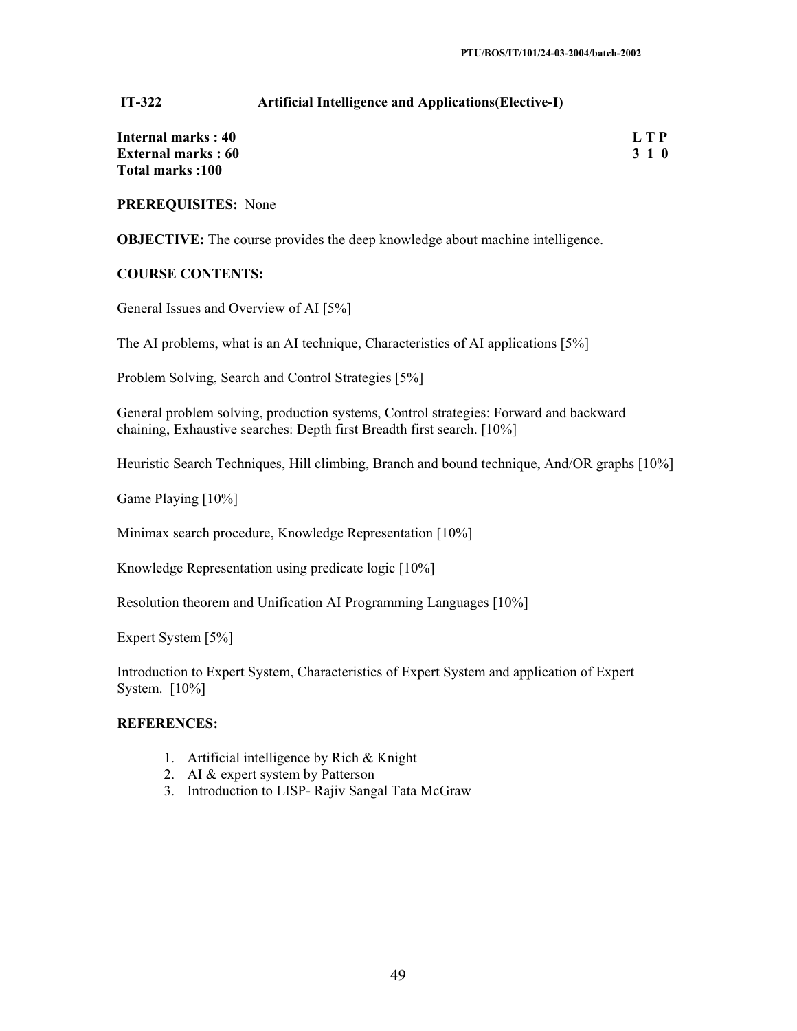## IT-322 Artificial Intelligence and Applications(Elective-I)

**Internal marks : 40**
**External marks : 60**
**Total marks :100**

| L | T | P |
|---|---|---|
| 3 | 1 | 0 |

**PREREQUISITES:** None

**OBJECTIVE:** The course provides the deep knowledge about machine intelligence.

**COURSE CONTENTS:**

General Issues and Overview of AI [5%]

The AI problems, what is an AI technique, Characteristics of AI applications [5%]

Problem Solving, Search and Control Strategies [5%]

General problem solving, production systems, Control strategies: Forward and backward chaining, Exhaustive searches: Depth first Breadth first search. [10%]

Heuristic Search Techniques, Hill climbing, Branch and bound technique, And/OR graphs [10%]

Game Playing [10%]

Minimax search procedure, Knowledge Representation [10%]

Knowledge Representation using predicate logic [10%]

Resolution theorem and Unification AI Programming Languages [10%]

Expert System [5%]

Introduction to Expert System, Characteristics of Expert System and application of Expert System. [10%]

**REFERENCES:**

1. Artificial intelligence by Rich & Knight
2. AI & expert system by Patterson
3. Introduction to LISP- Rajiv Sangal Tata McGraw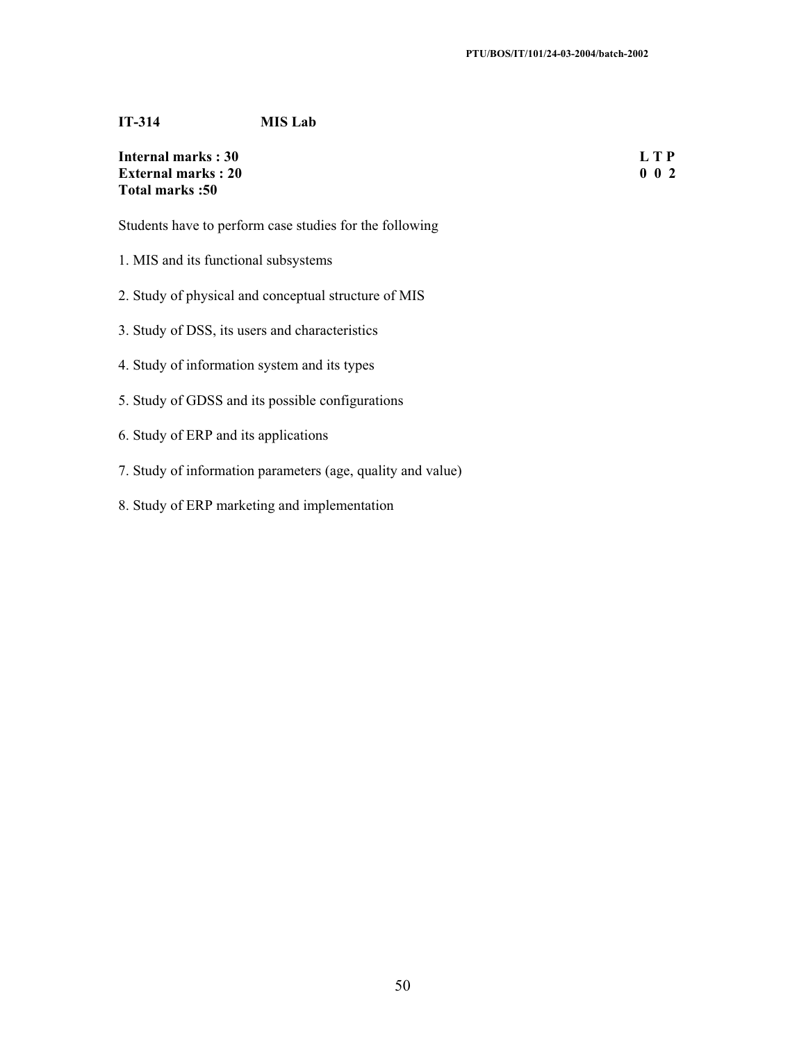**IT-314 MIS Lab**

| | |
|---|---|
| **Internal marks : 30** | **L T P** |
| **External marks : 20** | **0 0 2** |
| **Total marks :50** | |

Students have to perform case studies for the following

1. MIS and its functional subsystems

2. Study of physical and conceptual structure of MIS

3. Study of DSS, its users and characteristics

4. Study of information system and its types

5. Study of GDSS and its possible configurations

6. Study of ERP and its applications

7. Study of information parameters (age, quality and value)

8. Study of ERP marketing and implementation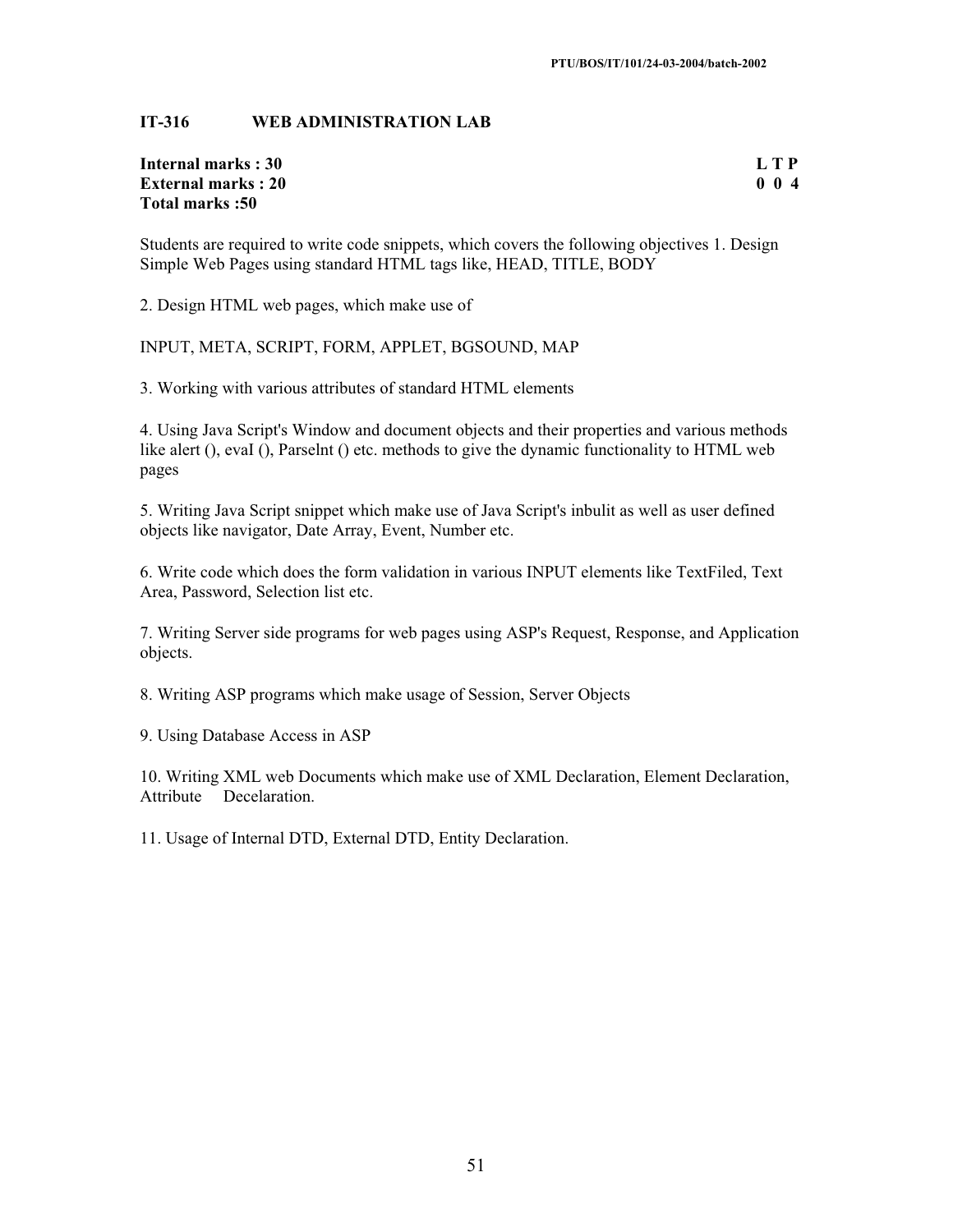**IT-316 WEB ADMINISTRATION LAB**

| | |
|---|---|
| **Internal marks : 30** | **L T P** |
| **External marks : 20** | **0 0 4** |
| **Total marks :50** | |

Students are required to write code snippets, which covers the following objectives 1. Design Simple Web Pages using standard HTML tags like, HEAD, TITLE, BODY

2. Design HTML web pages, which make use of

INPUT, META, SCRIPT, FORM, APPLET, BGSOUND, MAP

3. Working with various attributes of standard HTML elements

4. Using Java Script's Window and document objects and their properties and various methods like alert (), evaI (), Parselnt () etc. methods to give the dynamic functionality to HTML web pages

5. Writing Java Script snippet which make use of Java Script's inbulit as well as user defined objects like navigator, Date Array, Event, Number etc.

6. Write code which does the form validation in various INPUT elements like TextFiled, Text Area, Password, Selection list etc.

7. Writing Server side programs for web pages using ASP's Request, Response, and Application objects.

8. Writing ASP programs which make usage of Session, Server Objects

9. Using Database Access in ASP

10. Writing XML web Documents which make use of XML Declaration, Element Declaration, Attribute Decelaration.

11. Usage of Internal DTD, External DTD, Entity Declaration.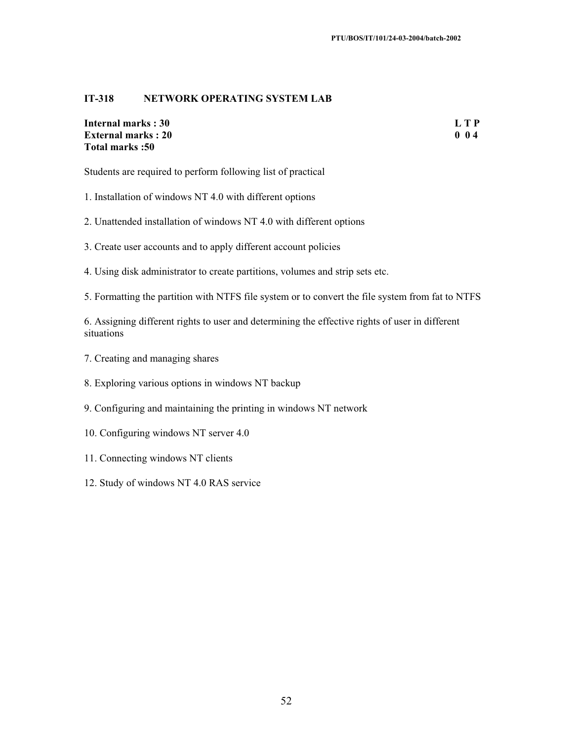## IT-318 NETWORK OPERATING SYSTEM LAB

| | |
|---|---|
| **Internal marks : 30** | **L T P** |
| **External marks : 20** | **0 0 4** |
| **Total marks :50** | |

Students are required to perform following list of practical

1. Installation of windows NT 4.0 with different options
2. Unattended installation of windows NT 4.0 with different options
3. Create user accounts and to apply different account policies
4. Using disk administrator to create partitions, volumes and strip sets etc.
5. Formatting the partition with NTFS file system or to convert the file system from fat to NTFS
6. Assigning different rights to user and determining the effective rights of user in different situations
7. Creating and managing shares
8. Exploring various options in windows NT backup
9. Configuring and maintaining the printing in windows NT network
10. Configuring windows NT server 4.0
11. Connecting windows NT clients
12. Study of windows NT 4.0 RAS service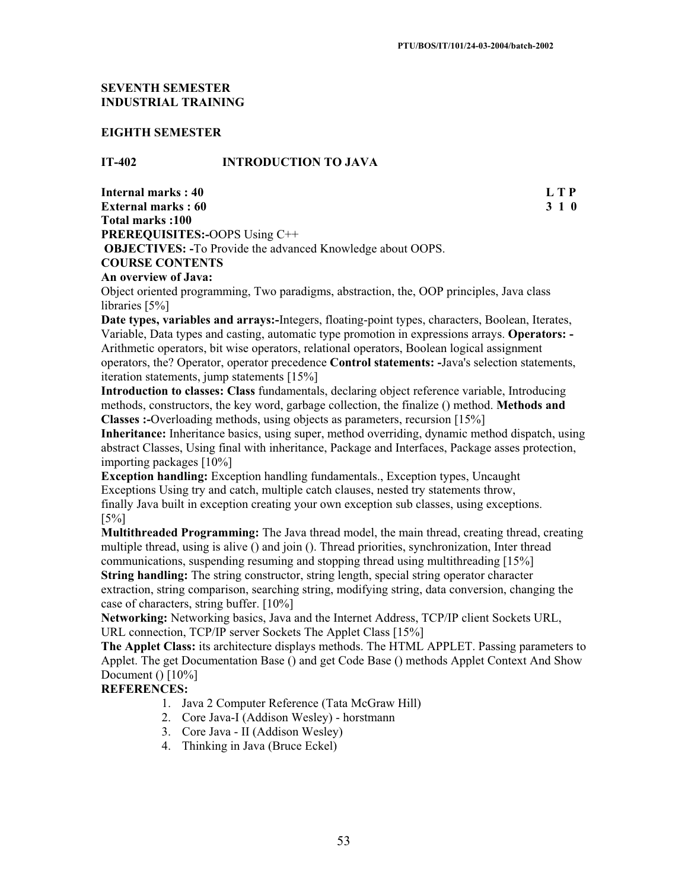**SEVENTH SEMESTER**
**INDUSTRIAL TRAINING**

**EIGHTH SEMESTER**

**IT-402 INTRODUCTION TO JAVA**

| | |
|---|---|
| **Internal marks : 40** | **L T P** |
| **External marks : 60** | **3 1 0** |
| **Total marks :100** | |

**PREREQUISITES:-**OOPS Using C++
**OBJECTIVES: -**To Provide the advanced Knowledge about OOPS.

**COURSE CONTENTS**

**An overview of Java:**
Object oriented programming, Two paradigms, abstraction, the, OOP principles, Java class libraries [5%]

**Date types, variables and arrays:-**Integers, floating-point types, characters, Boolean, Iterates, Variable, Data types and casting, automatic type promotion in expressions arrays. **Operators: -** Arithmetic operators, bit wise operators, relational operators, Boolean logical assignment operators, the? Operator, operator precedence **Control statements: -**Java's selection statements, iteration statements, jump statements [15%]

**Introduction to classes: Class** fundamentals, declaring object reference variable, Introducing methods, constructors, the key word, garbage collection, the finalize () method. **Methods and Classes :-**Overloading methods, using objects as parameters, recursion [15%]

**Inheritance:** Inheritance basics, using super, method overriding, dynamic method dispatch, using abstract Classes, Using final with inheritance, Package and Interfaces, Package asses protection, importing packages [10%]

**Exception handling:** Exception handling fundamentals., Exception types, Uncaught Exceptions Using try and catch, multiple catch clauses, nested try statements throw, finally Java built in exception creating your own exception sub classes, using exceptions. [5%]

**Multithreaded Programming:** The Java thread model, the main thread, creating thread, creating multiple thread, using is alive () and join (). Thread priorities, synchronization, Inter thread communications, suspending resuming and stopping thread using multithreading [15%]

**String handling:** The string constructor, string length, special string operator character extraction, string comparison, searching string, modifying string, data conversion, changing the case of characters, string buffer. [10%]

**Networking:** Networking basics, Java and the Internet Address, TCP/IP client Sockets URL, URL connection, TCP/IP server Sockets The Applet Class [15%]

**The Applet Class:** its architecture displays methods. The HTML APPLET. Passing parameters to Applet. The get Documentation Base () and get Code Base () methods Applet Context And Show Document () [10%]

**REFERENCES:**

1. Java 2 Computer Reference (Tata McGraw Hill)
2. Core Java-I (Addison Wesley) - horstmann
3. Core Java - II (Addison Wesley)
4. Thinking in Java (Bruce Eckel)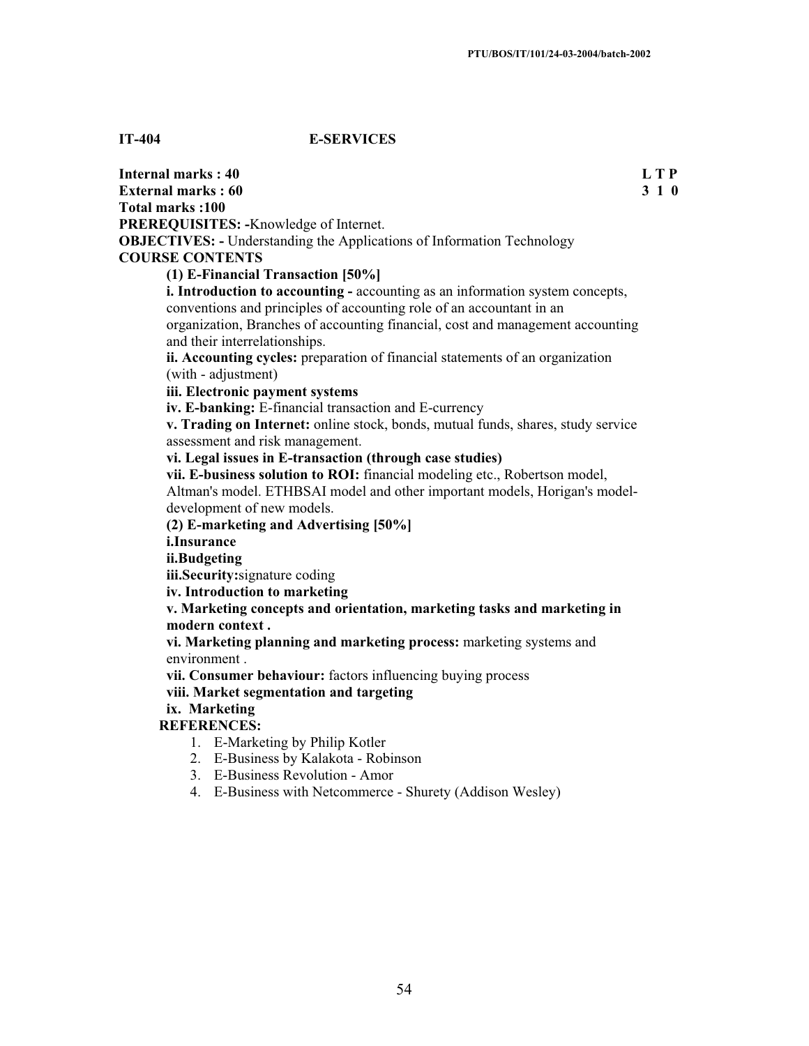## IT-404 E-SERVICES

**Internal marks : 40** **L T P**
**External marks : 60** **3 1 0**
**Total marks :100**

**PREREQUISITES: -**Knowledge of Internet.

**OBJECTIVES: -** Understanding the Applications of Information Technology

**COURSE CONTENTS**

**(1) E-Financial Transaction [50%]**

**i. Introduction to accounting -** accounting as an information system concepts, conventions and principles of accounting role of an accountant in an organization, Branches of accounting financial, cost and management accounting and their interrelationships.

**ii. Accounting cycles:** preparation of financial statements of an organization (with - adjustment)

**iii. Electronic payment systems**

**iv. E-banking:** E-financial transaction and E-currency

**v. Trading on Internet:** online stock, bonds, mutual funds, shares, study service assessment and risk management.

**vi. Legal issues in E-transaction (through case studies)**

**vii. E-business solution to ROI:** financial modeling etc., Robertson model, Altman's model. ETHBSAI model and other important models, Horigan's model-development of new models.

**(2) E-marketing and Advertising [50%]**

**i.Insurance**

**ii.Budgeting**

**iii.Security:**signature coding

**iv. Introduction to marketing**

**v. Marketing concepts and orientation, marketing tasks and marketing in modern context .**

**vi. Marketing planning and marketing process:** marketing systems and environment .

**vii. Consumer behaviour:** factors influencing buying process

**viii. Market segmentation and targeting**

**ix. Marketing**

**REFERENCES:**

1. E-Marketing by Philip Kotler
2. E-Business by Kalakota - Robinson
3. E-Business Revolution - Amor
4. E-Business with Netcommerce - Shurety (Addison Wesley)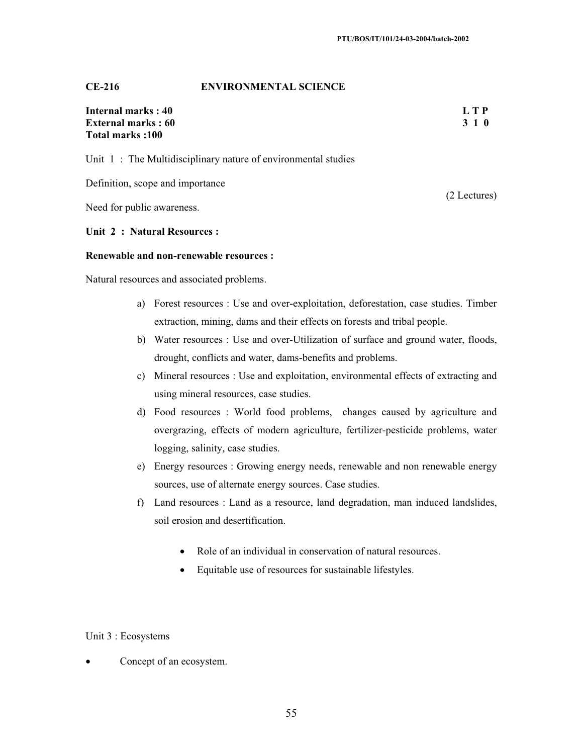## CE-216 ENVIRONMENTAL SCIENCE

**Internal marks : 40**
**External marks : 60**
**Total marks :100**

**L T P**
**3 1 0**

Unit 1 : The Multidisciplinary nature of environmental studies

Definition, scope and importance

Need for public awareness.

(2 Lectures)

**Unit 2 : Natural Resources :**

**Renewable and non-renewable resources :**

Natural resources and associated problems.

a) Forest resources : Use and over-exploitation, deforestation, case studies. Timber extraction, mining, dams and their effects on forests and tribal people.
b) Water resources : Use and over-Utilization of surface and ground water, floods, drought, conflicts and water, dams-benefits and problems.
c) Mineral resources : Use and exploitation, environmental effects of extracting and using mineral resources, case studies.
d) Food resources : World food problems, changes caused by agriculture and overgrazing, effects of modern agriculture, fertilizer-pesticide problems, water logging, salinity, case studies.
e) Energy resources : Growing energy needs, renewable and non renewable energy sources, use of alternate energy sources. Case studies.
f) Land resources : Land as a resource, land degradation, man induced landslides, soil erosion and desertification.

- Role of an individual in conservation of natural resources.
- Equitable use of resources for sustainable lifestyles.

Unit 3 : Ecosystems

- Concept of an ecosystem.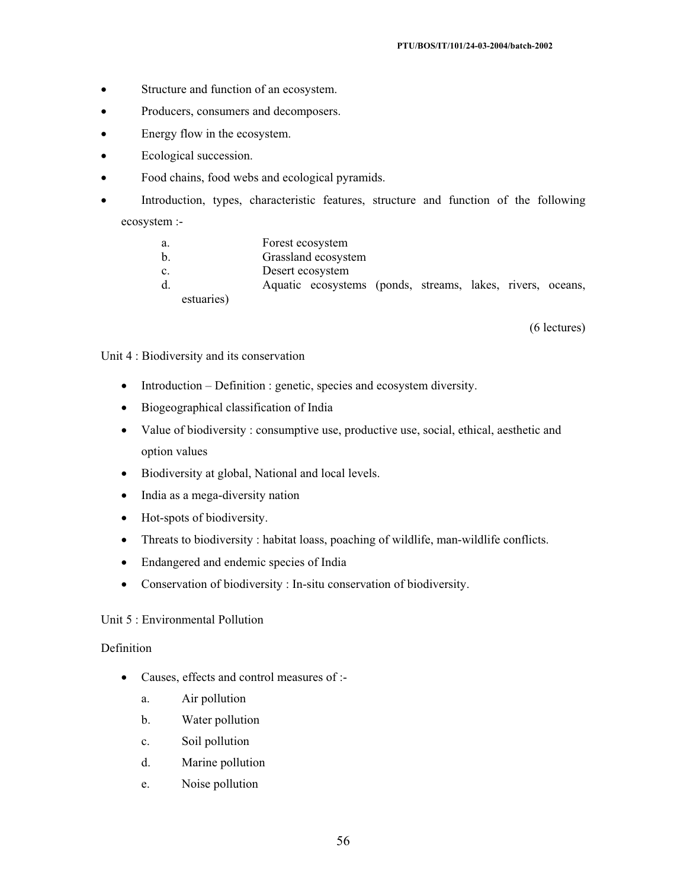- Structure and function of an ecosystem.
- Producers, consumers and decomposers.
- Energy flow in the ecosystem.
- Ecological succession.
- Food chains, food webs and ecological pyramids.
- Introduction, types, characteristic features, structure and function of the following ecosystem :-
  - a. Forest ecosystem
  - b. Grassland ecosystem
  - c. Desert ecosystem
  - d. Aquatic ecosystems (ponds, streams, lakes, rivers, oceans, estuaries)

(6 lectures)

Unit 4 : Biodiversity and its conservation

- Introduction – Definition : genetic, species and ecosystem diversity.
- Biogeographical classification of India
- Value of biodiversity : consumptive use, productive use, social, ethical, aesthetic and option values
- Biodiversity at global, National and local levels.
- India as a mega-diversity nation
- Hot-spots of biodiversity.
- Threats to biodiversity : habitat loass, poaching of wildlife, man-wildlife conflicts.
- Endangered and endemic species of India
- Conservation of biodiversity : In-situ conservation of biodiversity.

Unit 5 : Environmental Pollution

Definition

- Causes, effects and control measures of :-
  - a. Air pollution
  - b. Water pollution
  - c. Soil pollution
  - d. Marine pollution
  - e. Noise pollution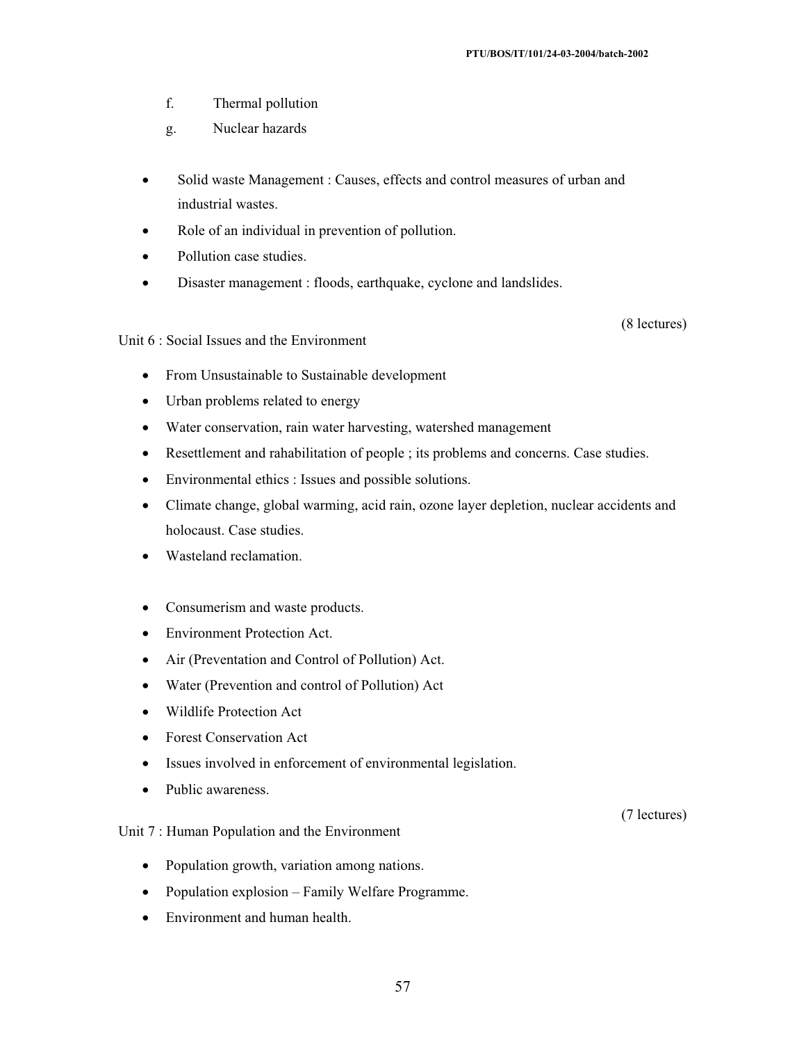f. Thermal pollution

g. Nuclear hazards

- Solid waste Management : Causes, effects and control measures of urban and industrial wastes.
- Role of an individual in prevention of pollution.
- Pollution case studies.
- Disaster management : floods, earthquake, cyclone and landslides.

(8 lectures)

Unit 6 : Social Issues and the Environment

- From Unsustainable to Sustainable development
- Urban problems related to energy
- Water conservation, rain water harvesting, watershed management
- Resettlement and rahabilitation of people ; its problems and concerns. Case studies.
- Environmental ethics : Issues and possible solutions.
- Climate change, global warming, acid rain, ozone layer depletion, nuclear accidents and holocaust. Case studies.
- Wasteland reclamation.

- Consumerism and waste products.
- Environment Protection Act.
- Air (Preventation and Control of Pollution) Act.
- Water (Prevention and control of Pollution) Act
- Wildlife Protection Act
- Forest Conservation Act
- Issues involved in enforcement of environmental legislation.
- Public awareness.

(7 lectures)

Unit 7 : Human Population and the Environment

- Population growth, variation among nations.
- Population explosion – Family Welfare Programme.
- Environment and human health.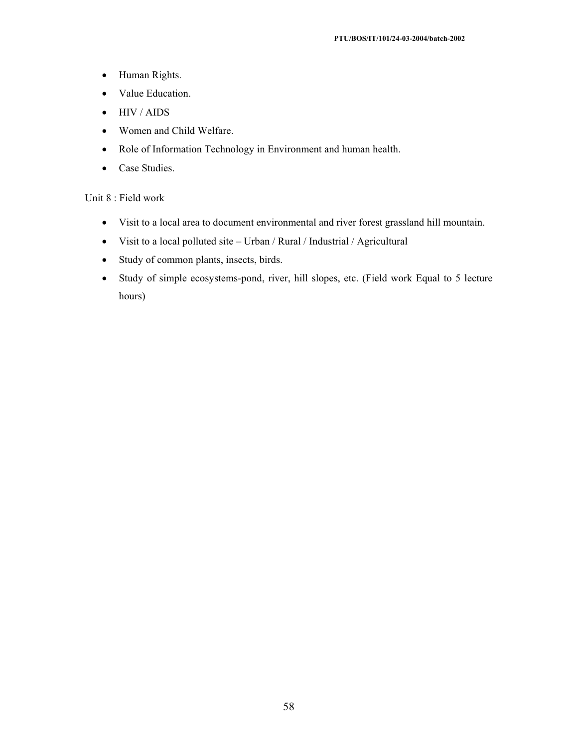- Human Rights.
- Value Education.
- HIV / AIDS
- Women and Child Welfare.
- Role of Information Technology in Environment and human health.
- Case Studies.

Unit 8 : Field work

- Visit to a local area to document environmental and river forest grassland hill mountain.
- Visit to a local polluted site – Urban / Rural / Industrial / Agricultural
- Study of common plants, insects, birds.
- Study of simple ecosystems-pond, river, hill slopes, etc. (Field work Equal to 5 lecture hours)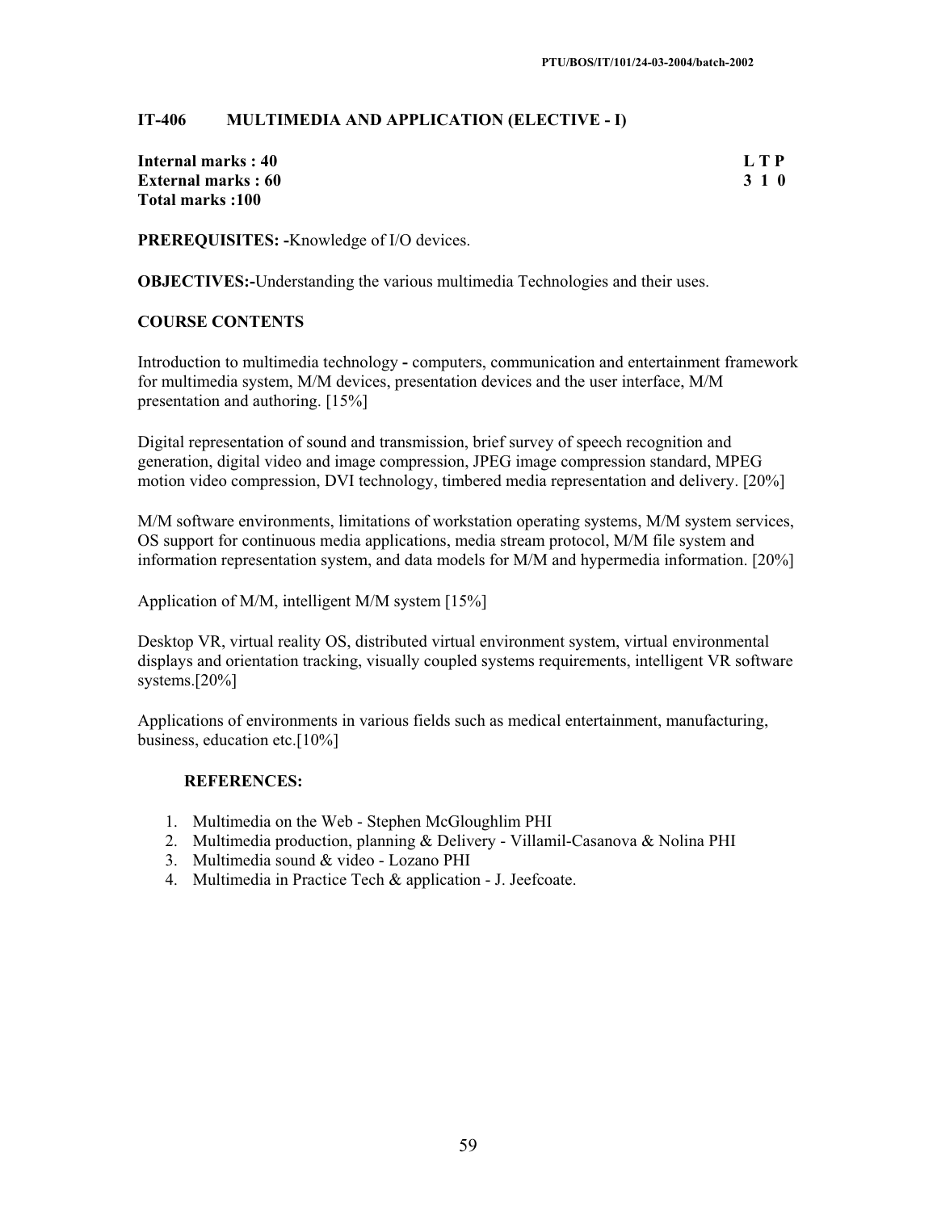## IT-406 MULTIMEDIA AND APPLICATION (ELECTIVE - I)

| | L T P |
|---|---|
| **Internal marks : 40** | **L T P** |
| **External marks : 60** | **3 1 0** |
| **Total marks :100** | |

**PREREQUISITES: -**Knowledge of I/O devices.

**OBJECTIVES:-**Understanding the various multimedia Technologies and their uses.

### COURSE CONTENTS

Introduction to multimedia technology **-** computers, communication and entertainment framework for multimedia system, M/M devices, presentation devices and the user interface, M/M presentation and authoring. [15%]

Digital representation of sound and transmission, brief survey of speech recognition and generation, digital video and image compression, JPEG image compression standard, MPEG motion video compression, DVI technology, timbered media representation and delivery. [20%]

M/M software environments, limitations of workstation operating systems, M/M system services, OS support for continuous media applications, media stream protocol, M/M file system and information representation system, and data models for M/M and hypermedia information. [20%]

Application of M/M, intelligent M/M system [15%]

Desktop VR, virtual reality OS, distributed virtual environment system, virtual environmental displays and orientation tracking, visually coupled systems requirements, intelligent VR software systems.[20%]

Applications of environments in various fields such as medical entertainment, manufacturing, business, education etc.[10%]

**REFERENCES:**

1. Multimedia on the Web - Stephen McGloughlim PHI
2. Multimedia production, planning & Delivery - Villamil-Casanova & Nolina PHI
3. Multimedia sound & video - Lozano PHI
4. Multimedia in Practice Tech & application - J. Jeefcoate.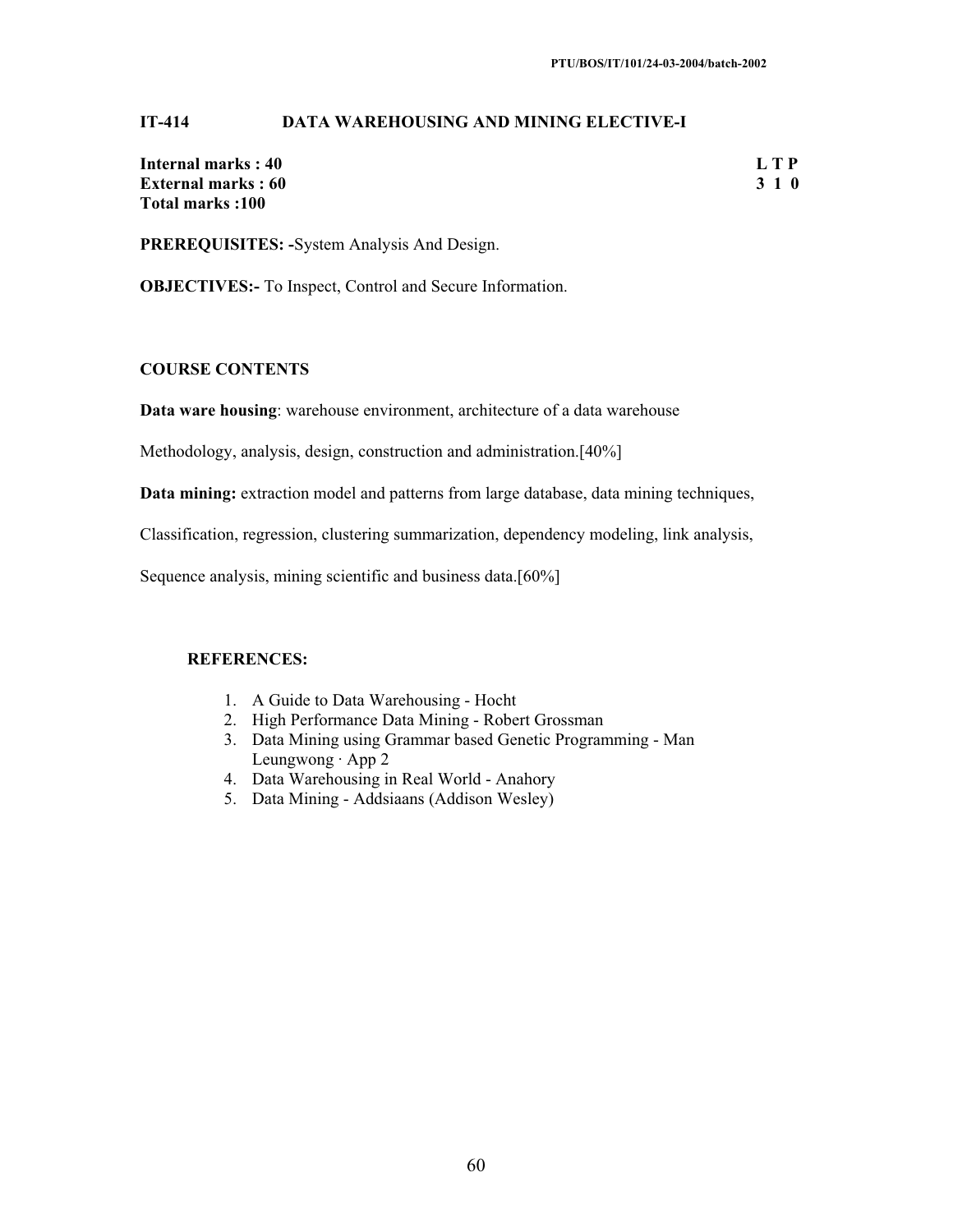## IT-414 DATA WAREHOUSING AND MINING ELECTIVE-I

| | |
|---|---|
| **Internal marks : 40** | **L T P** |
| **External marks : 60** | **3 1 0** |
| **Total marks :100** | |

**PREREQUISITES: -**System Analysis And Design.

**OBJECTIVES:-** To Inspect, Control and Secure Information.

### COURSE CONTENTS

**Data ware housing**: warehouse environment, architecture of a data warehouse

Methodology, analysis, design, construction and administration.[40%]

**Data mining:** extraction model and patterns from large database, data mining techniques,

Classification, regression, clustering summarization, dependency modeling, link analysis,

Sequence analysis, mining scientific and business data.[60%]

### REFERENCES:

1. A Guide to Data Warehousing - Hocht
2. High Performance Data Mining - Robert Grossman
3. Data Mining using Grammar based Genetic Programming - Man Leungwong · App 2
4. Data Warehousing in Real World - Anahory
5. Data Mining - Addsiaans (Addison Wesley)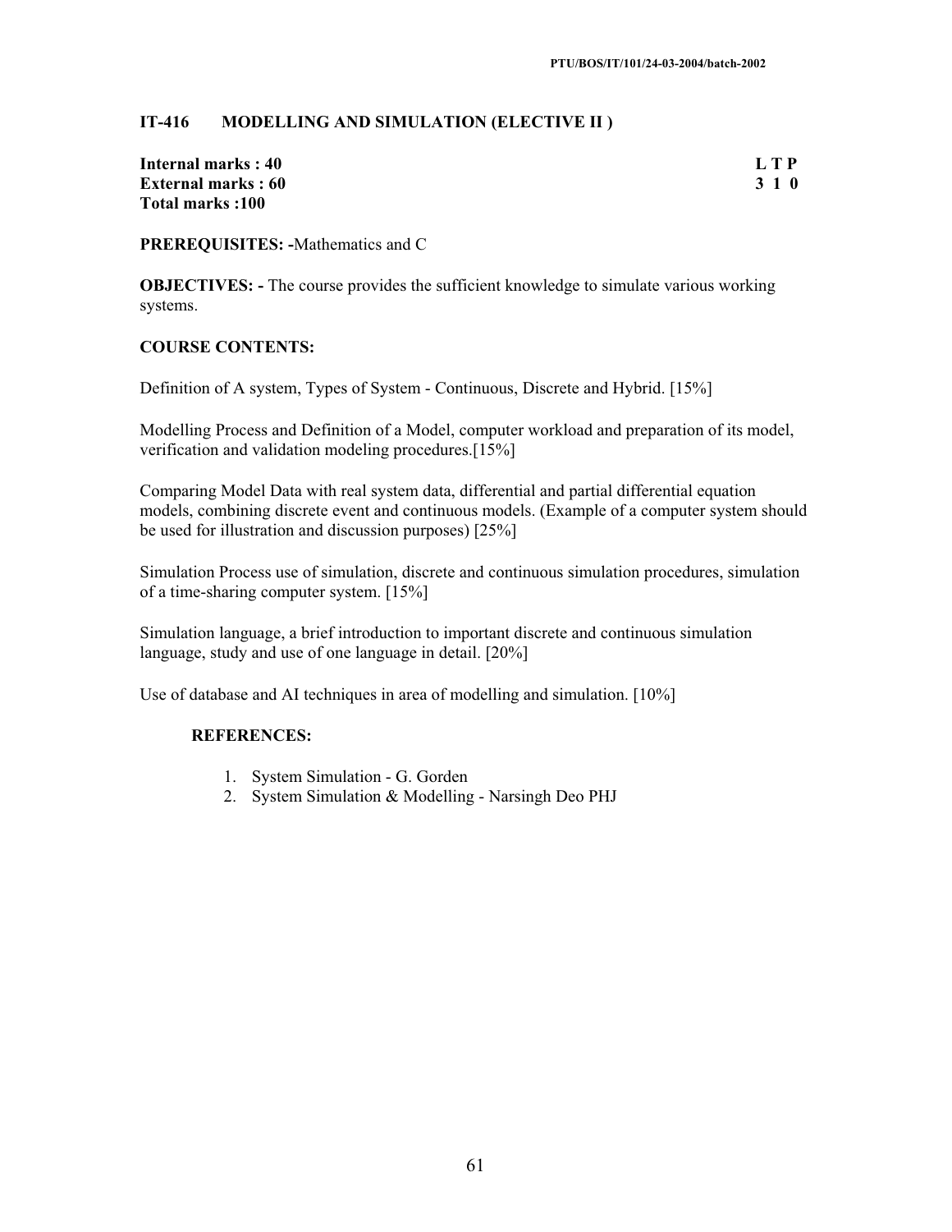## IT-416 MODELLING AND SIMULATION (ELECTIVE II )

**Internal marks : 40** **L T P**
**External marks : 60** **3 1 0**
**Total marks :100**

**PREREQUISITES: -**Mathematics and C

**OBJECTIVES: -** The course provides the sufficient knowledge to simulate various working systems.

**COURSE CONTENTS:**

Definition of A system, Types of System - Continuous, Discrete and Hybrid. [15%]

Modelling Process and Definition of a Model, computer workload and preparation of its model, verification and validation modeling procedures.[15%]

Comparing Model Data with real system data, differential and partial differential equation models, combining discrete event and continuous models. (Example of a computer system should be used for illustration and discussion purposes) [25%]

Simulation Process use of simulation, discrete and continuous simulation procedures, simulation of a time-sharing computer system. [15%]

Simulation language, a brief introduction to important discrete and continuous simulation language, study and use of one language in detail. [20%]

Use of database and AI techniques in area of modelling and simulation. [10%]

**REFERENCES:**

1. System Simulation - G. Gorden
2. System Simulation & Modelling - Narsingh Deo PHJ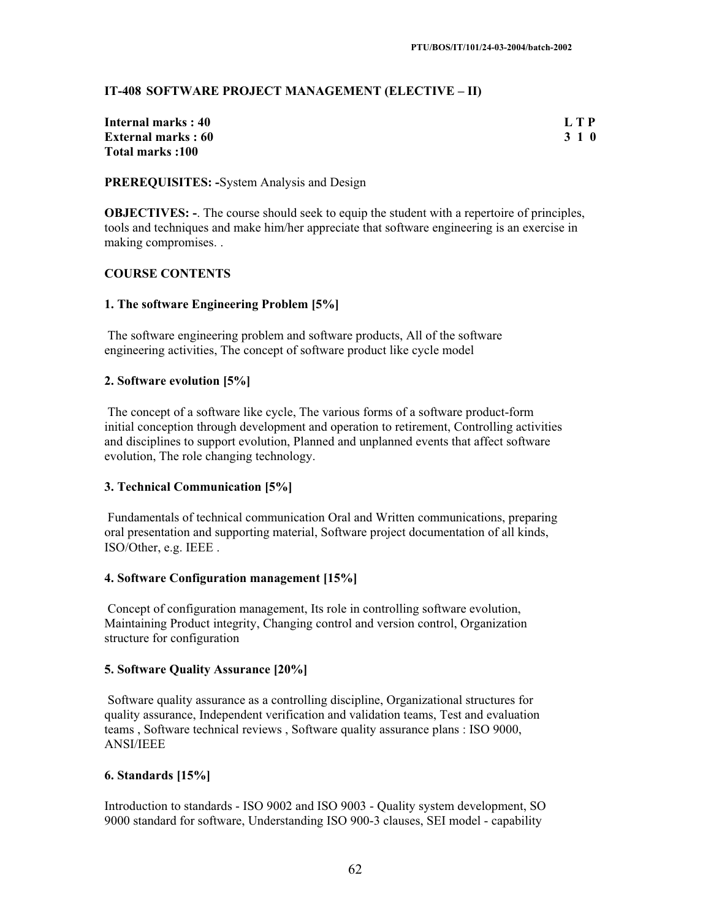### IT-408 SOFTWARE PROJECT MANAGEMENT (ELECTIVE – II)

**Internal marks : 40**
**External marks : 60**
**Total marks :100**

**L T P**
**3 1 0**

**PREREQUISITES: -**System Analysis and Design

**OBJECTIVES: -**. The course should seek to equip the student with a repertoire of principles, tools and techniques and make him/her appreciate that software engineering is an exercise in making compromises. .

**COURSE CONTENTS**

**1. The software Engineering Problem [5%]**

The software engineering problem and software products, All of the software engineering activities, The concept of software product like cycle model

**2. Software evolution [5%]**

The concept of a software like cycle, The various forms of a software product-form initial conception through development and operation to retirement, Controlling activities and disciplines to support evolution, Planned and unplanned events that affect software evolution, The role changing technology.

**3. Technical Communication [5%]**

Fundamentals of technical communication Oral and Written communications, preparing oral presentation and supporting material, Software project documentation of all kinds, ISO/Other, e.g. IEEE .

**4. Software Configuration management [15%]**

Concept of configuration management, Its role in controlling software evolution, Maintaining Product integrity, Changing control and version control, Organization structure for configuration

**5. Software Quality Assurance [20%]**

Software quality assurance as a controlling discipline, Organizational structures for quality assurance, Independent verification and validation teams, Test and evaluation teams , Software technical reviews , Software quality assurance plans : ISO 9000, ANSI/IEEE

**6. Standards [15%]**

Introduction to standards - ISO 9002 and ISO 9003 - Quality system development, SO 9000 standard for software, Understanding ISO 900-3 clauses, SEI model - capability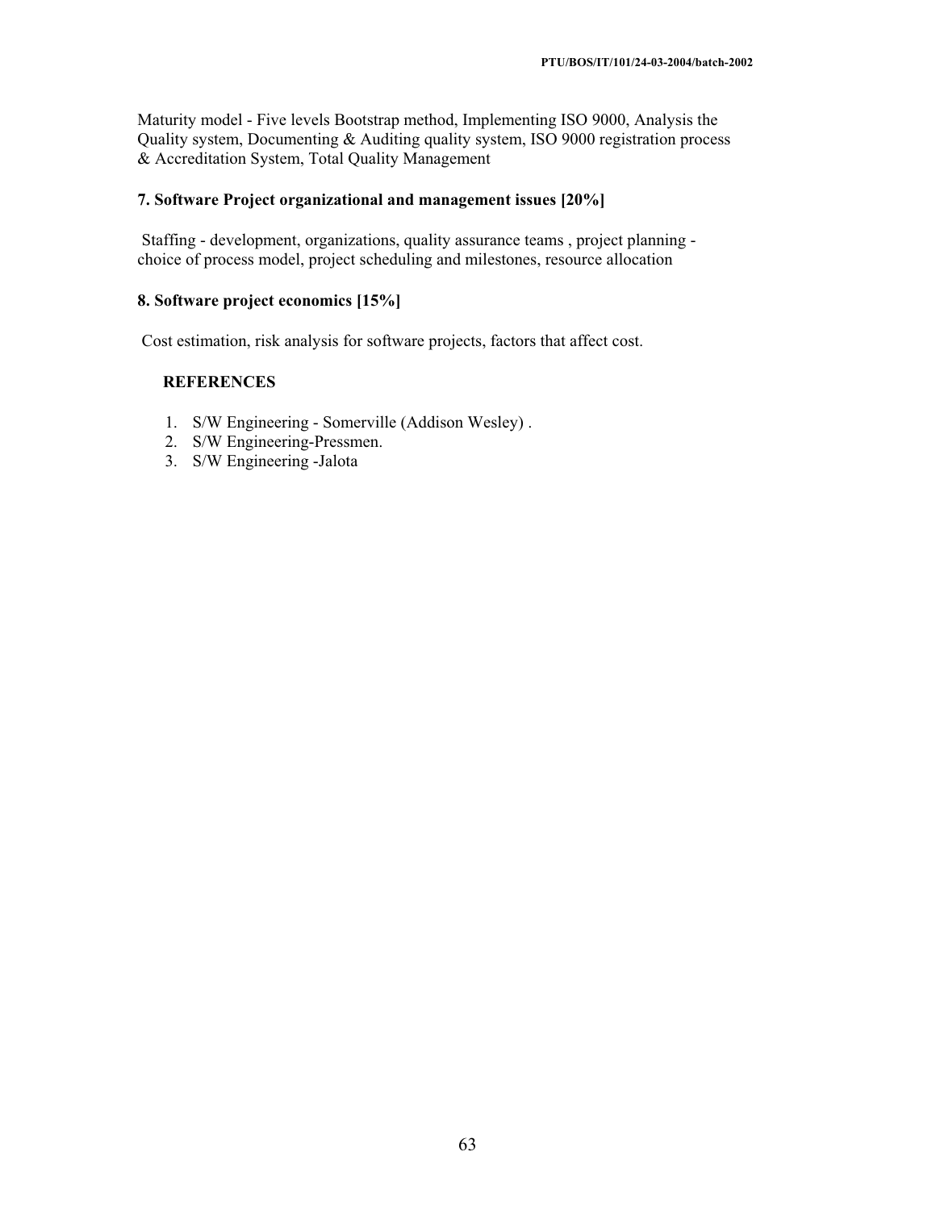Maturity model - Five levels Bootstrap method, Implementing ISO 9000, Analysis the Quality system, Documenting & Auditing quality system, ISO 9000 registration process & Accreditation System, Total Quality Management

**7. Software Project organizational and management issues [20%]**

Staffing - development, organizations, quality assurance teams , project planning - choice of process model, project scheduling and milestones, resource allocation

**8. Software project economics [15%]**

Cost estimation, risk analysis for software projects, factors that affect cost.

**REFERENCES**

1. S/W Engineering - Somerville (Addison Wesley) .
2. S/W Engineering-Pressmen.
3. S/W Engineering -Jalota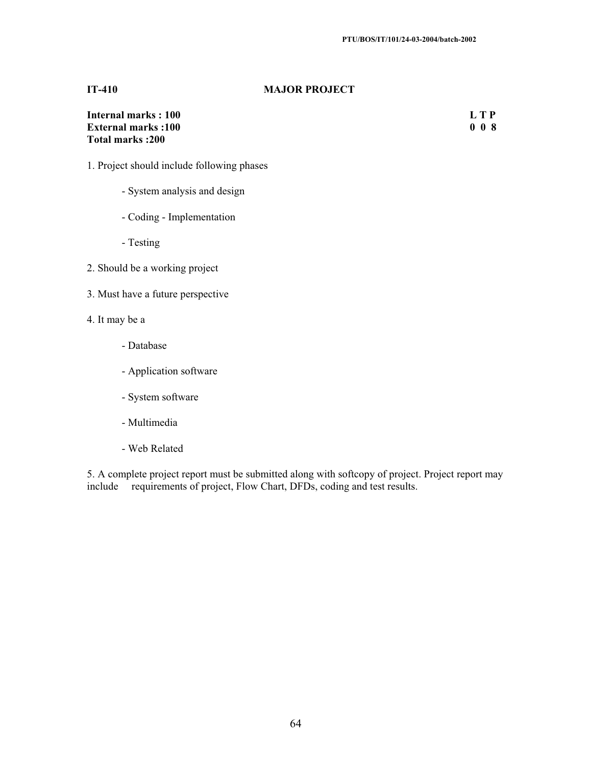**IT-410 MAJOR PROJECT**

**Internal marks : 100**
**External marks :100**
**Total marks :200**

| L | T | P |
|---|---|---|
| 0 | 0 | 8 |

1. Project should include following phases

   - System analysis and design

   - Coding - Implementation

   - Testing

2. Should be a working project

3. Must have a future perspective

4. It may be a

   - Database

   - Application software

   - System software

   - Multimedia

   - Web Related

5. A complete project report must be submitted along with softcopy of project. Project report may include requirements of project, Flow Chart, DFDs, coding and test results.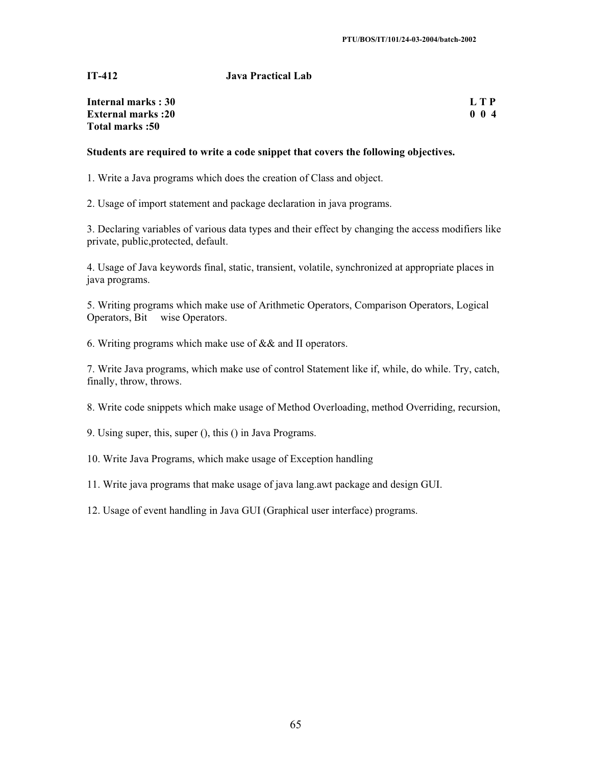**IT-412 Java Practical Lab**

**Internal marks : 30**
**External marks :20**
**Total marks :50**

**L T P**
**0 0 4**

**Students are required to write a code snippet that covers the following objectives.**

1. Write a Java programs which does the creation of Class and object.

2. Usage of import statement and package declaration in java programs.

3. Declaring variables of various data types and their effect by changing the access modifiers like private, public,protected, default.

4. Usage of Java keywords final, static, transient, volatile, synchronized at appropriate places in java programs.

5. Writing programs which make use of Arithmetic Operators, Comparison Operators, Logical Operators, Bit wise Operators.

6. Writing programs which make use of && and II operators.

7. Write Java programs, which make use of control Statement like if, while, do while. Try, catch, finally, throw, throws.

8. Write code snippets which make usage of Method Overloading, method Overriding, recursion,

9. Using super, this, super (), this () in Java Programs.

10. Write Java Programs, which make usage of Exception handling

11. Write java programs that make usage of java lang.awt package and design GUI.

12. Usage of event handling in Java GUI (Graphical user interface) programs.